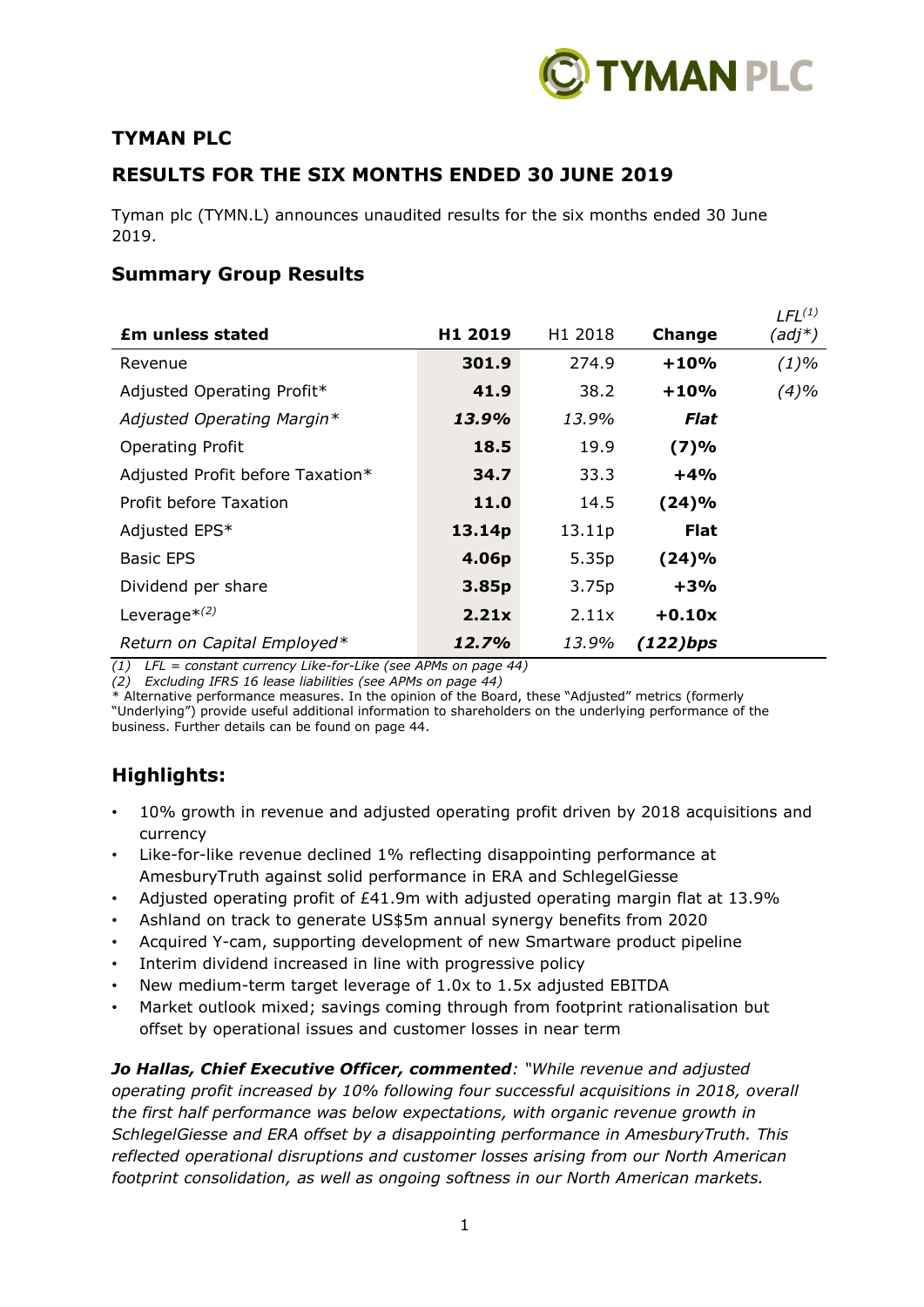# TYMAN PLC

## RESULTS FOR THE SIX MONTHS ENDED 30 JUNE 2019

Tyman plc (TYMN.L) announces unaudited results for the six months ended 30 June 2019.

## Summary Group Results

| £m unless stated | H1 2019 | H1 2018 | Change | *LFL[(1)] (adj*)* |
|---|---|---|---|---|
| Revenue | **301.9** | 274.9 | **+10%** | *(1)%* |
| Adjusted Operating Profit* | **41.9** | 38.2 | **+10%** | *(4)%* |
| *Adjusted Operating Margin** | ***13.9%*** | *13.9%* | ***Flat*** | |
| Operating Profit | **18.5** | 19.9 | **(7)%** | |
| Adjusted Profit before Taxation* | **34.7** | 33.3 | **+4%** | |
| Profit before Taxation | **11.0** | 14.5 | **(24)%** | |
| Adjusted EPS* | **13.14p** | 13.11p | **Flat** | |
| Basic EPS | **4.06p** | 5.35p | **(24)%** | |
| Dividend per share | **3.85p** | 3.75p | **+3%** | |
| Leverage*[(2)] | **2.21x** | 2.11x | **+0.10x** | |
| *Return on Capital Employed** | ***12.7%*** | *13.9%* | ***(122)bps*** | |

*(1) LFL = constant currency Like-for-Like (see APMs on page 44)*
*(2) Excluding IFRS 16 lease liabilities (see APMs on page 44)*
* Alternative performance measures. In the opinion of the Board, these "Adjusted" metrics (formerly "Underlying") provide useful additional information to shareholders on the underlying performance of the business. Further details can be found on page 44.

## Highlights:

- 10% growth in revenue and adjusted operating profit driven by 2018 acquisitions and currency
- Like-for-like revenue declined 1% reflecting disappointing performance at AmesburyTruth against solid performance in ERA and SchlegelGiesse
- Adjusted operating profit of £41.9m with adjusted operating margin flat at 13.9%
- Ashland on track to generate US$5m annual synergy benefits from 2020
- Acquired Y-cam, supporting development of new Smartware product pipeline
- Interim dividend increased in line with progressive policy
- New medium-term target leverage of 1.0x to 1.5x adjusted EBITDA
- Market outlook mixed; savings coming through from footprint rationalisation but offset by operational issues and customer losses in near term

***Jo Hallas, Chief Executive Officer, commented****: "While revenue and adjusted operating profit increased by 10% following four successful acquisitions in 2018, overall the first half performance was below expectations, with organic revenue growth in SchlegelGiesse and ERA offset by a disappointing performance in AmesburyTruth. This reflected operational disruptions and customer losses arising from our North American footprint consolidation, as well as ongoing softness in our North American markets.*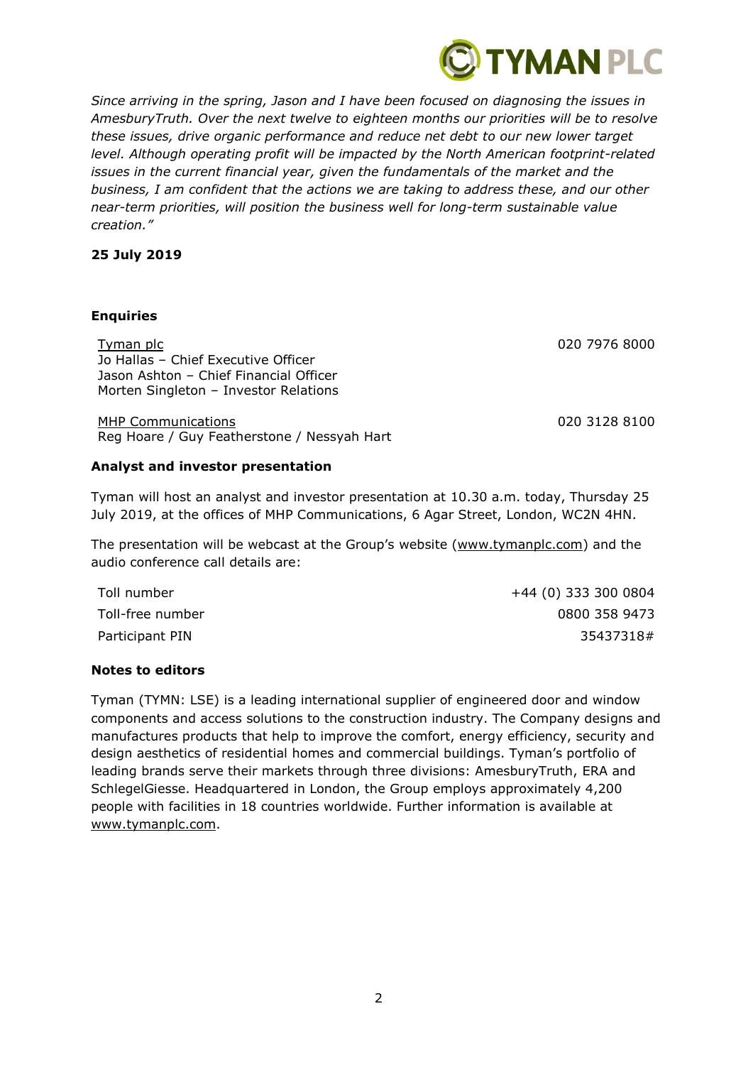*Since arriving in the spring, Jason and I have been focused on diagnosing the issues in AmesburyTruth. Over the next twelve to eighteen months our priorities will be to resolve these issues, drive organic performance and reduce net debt to our new lower target level. Although operating profit will be impacted by the North American footprint-related issues in the current financial year, given the fundamentals of the market and the business, I am confident that the actions we are taking to address these, and our other near-term priorities, will position the business well for long-term sustainable value creation."*

**25 July 2019**

**Enquiries**

| | |
|---|---|
| Tyman plc<br>Jo Hallas – Chief Executive Officer<br>Jason Ashton – Chief Financial Officer<br>Morten Singleton – Investor Relations | 020 7976 8000 |
| MHP Communications<br>Reg Hoare / Guy Featherstone / Nessyah Hart | 020 3128 8100 |

**Analyst and investor presentation**

Tyman will host an analyst and investor presentation at 10.30 a.m. today, Thursday 25 July 2019, at the offices of MHP Communications, 6 Agar Street, London, WC2N 4HN.

The presentation will be webcast at the Group's website (www.tymanplc.com) and the audio conference call details are:

| | |
|---|---|
| Toll number | +44 (0) 333 300 0804 |
| Toll-free number | 0800 358 9473 |
| Participant PIN | 35437318# |

**Notes to editors**

Tyman (TYMN: LSE) is a leading international supplier of engineered door and window components and access solutions to the construction industry. The Company designs and manufactures products that help to improve the comfort, energy efficiency, security and design aesthetics of residential homes and commercial buildings. Tyman's portfolio of leading brands serve their markets through three divisions: AmesburyTruth, ERA and SchlegelGiesse. Headquartered in London, the Group employs approximately 4,200 people with facilities in 18 countries worldwide. Further information is available at www.tymanplc.com.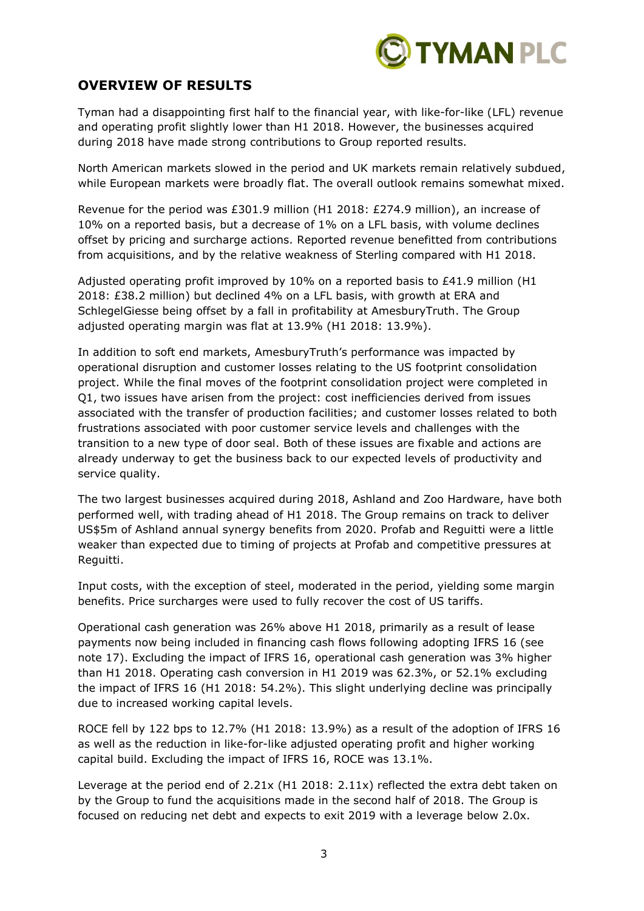## OVERVIEW OF RESULTS

Tyman had a disappointing first half to the financial year, with like-for-like (LFL) revenue and operating profit slightly lower than H1 2018. However, the businesses acquired during 2018 have made strong contributions to Group reported results.

North American markets slowed in the period and UK markets remain relatively subdued, while European markets were broadly flat. The overall outlook remains somewhat mixed.

Revenue for the period was £301.9 million (H1 2018: £274.9 million), an increase of 10% on a reported basis, but a decrease of 1% on a LFL basis, with volume declines offset by pricing and surcharge actions. Reported revenue benefitted from contributions from acquisitions, and by the relative weakness of Sterling compared with H1 2018.

Adjusted operating profit improved by 10% on a reported basis to £41.9 million (H1 2018: £38.2 million) but declined 4% on a LFL basis, with growth at ERA and SchlegelGiesse being offset by a fall in profitability at AmesburyTruth. The Group adjusted operating margin was flat at 13.9% (H1 2018: 13.9%).

In addition to soft end markets, AmesburyTruth's performance was impacted by operational disruption and customer losses relating to the US footprint consolidation project. While the final moves of the footprint consolidation project were completed in Q1, two issues have arisen from the project: cost inefficiencies derived from issues associated with the transfer of production facilities; and customer losses related to both frustrations associated with poor customer service levels and challenges with the transition to a new type of door seal. Both of these issues are fixable and actions are already underway to get the business back to our expected levels of productivity and service quality.

The two largest businesses acquired during 2018, Ashland and Zoo Hardware, have both performed well, with trading ahead of H1 2018. The Group remains on track to deliver US$5m of Ashland annual synergy benefits from 2020. Profab and Reguitti were a little weaker than expected due to timing of projects at Profab and competitive pressures at Reguitti.

Input costs, with the exception of steel, moderated in the period, yielding some margin benefits. Price surcharges were used to fully recover the cost of US tariffs.

Operational cash generation was 26% above H1 2018, primarily as a result of lease payments now being included in financing cash flows following adopting IFRS 16 (see note 17). Excluding the impact of IFRS 16, operational cash generation was 3% higher than H1 2018. Operating cash conversion in H1 2019 was 62.3%, or 52.1% excluding the impact of IFRS 16 (H1 2018: 54.2%). This slight underlying decline was principally due to increased working capital levels.

ROCE fell by 122 bps to 12.7% (H1 2018: 13.9%) as a result of the adoption of IFRS 16 as well as the reduction in like-for-like adjusted operating profit and higher working capital build. Excluding the impact of IFRS 16, ROCE was 13.1%.

Leverage at the period end of 2.21x (H1 2018: 2.11x) reflected the extra debt taken on by the Group to fund the acquisitions made in the second half of 2018. The Group is focused on reducing net debt and expects to exit 2019 with a leverage below 2.0x.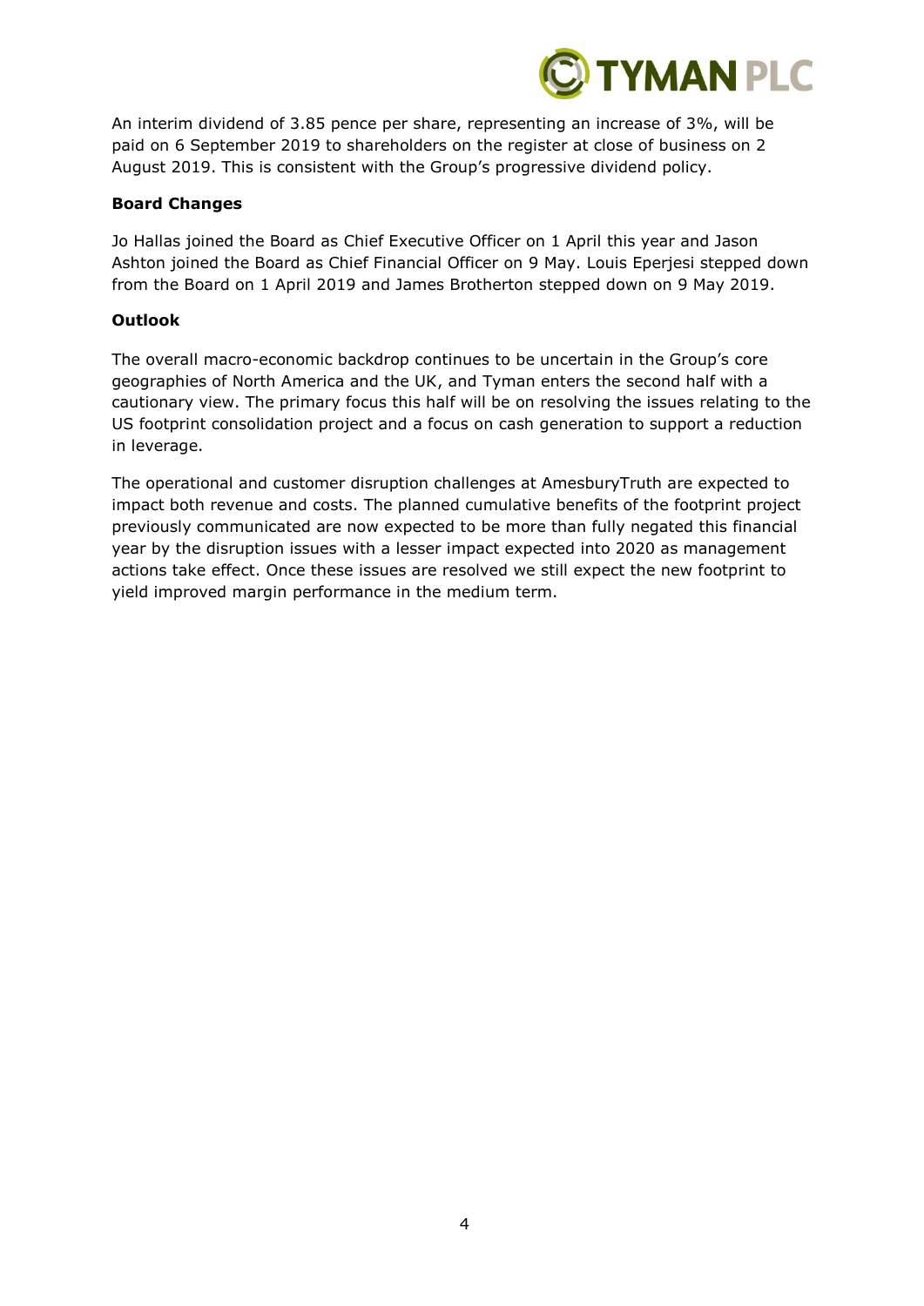An interim dividend of 3.85 pence per share, representing an increase of 3%, will be paid on 6 September 2019 to shareholders on the register at close of business on 2 August 2019. This is consistent with the Group's progressive dividend policy.

**Board Changes**

Jo Hallas joined the Board as Chief Executive Officer on 1 April this year and Jason Ashton joined the Board as Chief Financial Officer on 9 May. Louis Eperjesi stepped down from the Board on 1 April 2019 and James Brotherton stepped down on 9 May 2019.

**Outlook**

The overall macro-economic backdrop continues to be uncertain in the Group's core geographies of North America and the UK, and Tyman enters the second half with a cautionary view. The primary focus this half will be on resolving the issues relating to the US footprint consolidation project and a focus on cash generation to support a reduction in leverage.

The operational and customer disruption challenges at AmesburyTruth are expected to impact both revenue and costs. The planned cumulative benefits of the footprint project previously communicated are now expected to be more than fully negated this financial year by the disruption issues with a lesser impact expected into 2020 as management actions take effect. Once these issues are resolved we still expect the new footprint to yield improved margin performance in the medium term.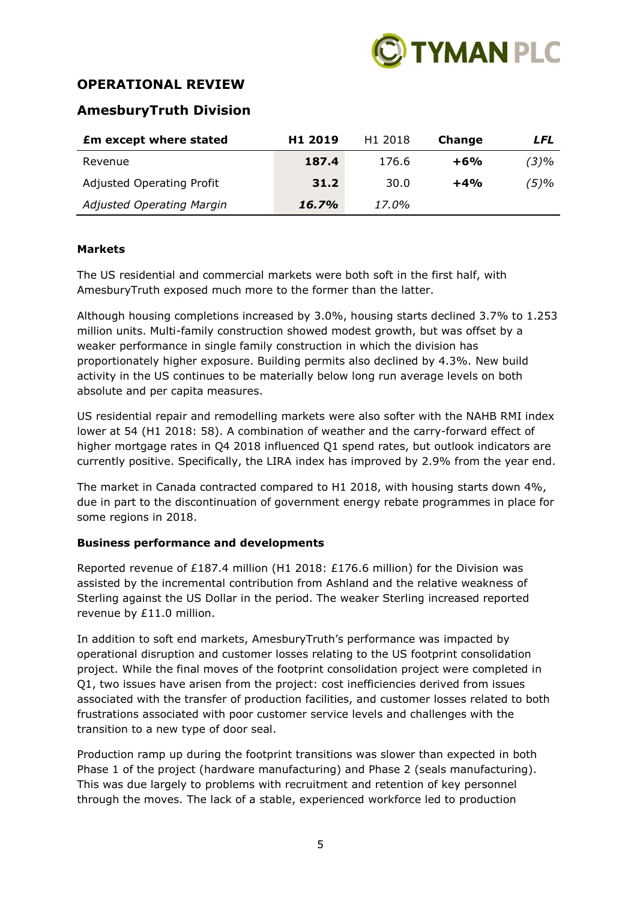## OPERATIONAL REVIEW

### AmesburyTruth Division

| £m except where stated | H1 2019 | H1 2018 | Change | *LFL* |
|---|---|---|---|---|
| Revenue | **187.4** | 176.6 | **+6%** | *(3)%* |
| Adjusted Operating Profit | **31.2** | 30.0 | **+4%** | *(5)%* |
| *Adjusted Operating Margin* | ***16.7%*** | *17.0%* | | |

**Markets**

The US residential and commercial markets were both soft in the first half, with AmesburyTruth exposed much more to the former than the latter.

Although housing completions increased by 3.0%, housing starts declined 3.7% to 1.253 million units. Multi-family construction showed modest growth, but was offset by a weaker performance in single family construction in which the division has proportionately higher exposure. Building permits also declined by 4.3%. New build activity in the US continues to be materially below long run average levels on both absolute and per capita measures.

US residential repair and remodelling markets were also softer with the NAHB RMI index lower at 54 (H1 2018: 58). A combination of weather and the carry-forward effect of higher mortgage rates in Q4 2018 influenced Q1 spend rates, but outlook indicators are currently positive. Specifically, the LIRA index has improved by 2.9% from the year end.

The market in Canada contracted compared to H1 2018, with housing starts down 4%, due in part to the discontinuation of government energy rebate programmes in place for some regions in 2018.

**Business performance and developments**

Reported revenue of £187.4 million (H1 2018: £176.6 million) for the Division was assisted by the incremental contribution from Ashland and the relative weakness of Sterling against the US Dollar in the period. The weaker Sterling increased reported revenue by £11.0 million.

In addition to soft end markets, AmesburyTruth's performance was impacted by operational disruption and customer losses relating to the US footprint consolidation project. While the final moves of the footprint consolidation project were completed in Q1, two issues have arisen from the project: cost inefficiencies derived from issues associated with the transfer of production facilities, and customer losses related to both frustrations associated with poor customer service levels and challenges with the transition to a new type of door seal.

Production ramp up during the footprint transitions was slower than expected in both Phase 1 of the project (hardware manufacturing) and Phase 2 (seals manufacturing). This was due largely to problems with recruitment and retention of key personnel through the moves. The lack of a stable, experienced workforce led to production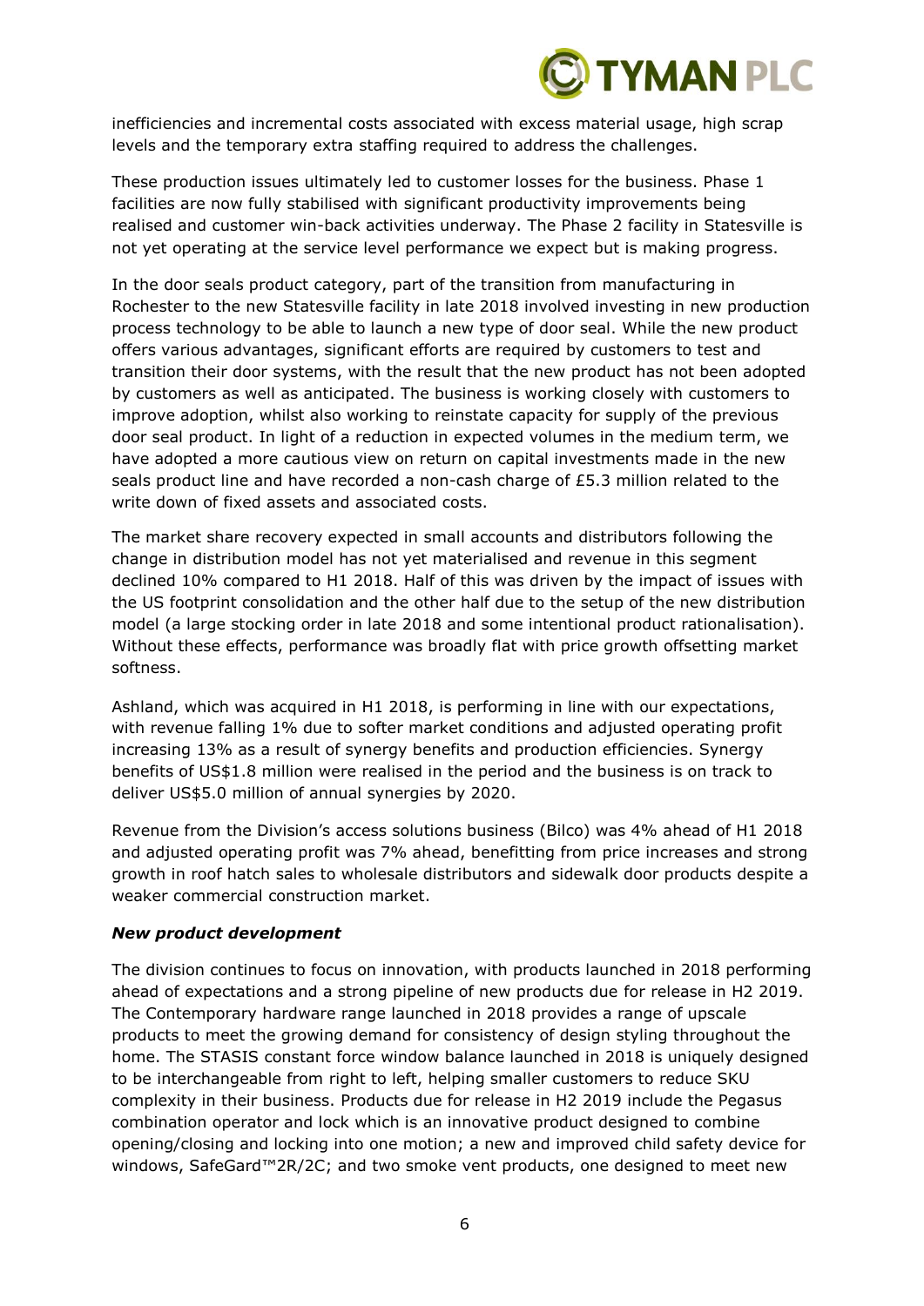inefficiencies and incremental costs associated with excess material usage, high scrap levels and the temporary extra staffing required to address the challenges.

These production issues ultimately led to customer losses for the business. Phase 1 facilities are now fully stabilised with significant productivity improvements being realised and customer win-back activities underway. The Phase 2 facility in Statesville is not yet operating at the service level performance we expect but is making progress.

In the door seals product category, part of the transition from manufacturing in Rochester to the new Statesville facility in late 2018 involved investing in new production process technology to be able to launch a new type of door seal. While the new product offers various advantages, significant efforts are required by customers to test and transition their door systems, with the result that the new product has not been adopted by customers as well as anticipated. The business is working closely with customers to improve adoption, whilst also working to reinstate capacity for supply of the previous door seal product. In light of a reduction in expected volumes in the medium term, we have adopted a more cautious view on return on capital investments made in the new seals product line and have recorded a non-cash charge of £5.3 million related to the write down of fixed assets and associated costs.

The market share recovery expected in small accounts and distributors following the change in distribution model has not yet materialised and revenue in this segment declined 10% compared to H1 2018. Half of this was driven by the impact of issues with the US footprint consolidation and the other half due to the setup of the new distribution model (a large stocking order in late 2018 and some intentional product rationalisation). Without these effects, performance was broadly flat with price growth offsetting market softness.

Ashland, which was acquired in H1 2018, is performing in line with our expectations, with revenue falling 1% due to softer market conditions and adjusted operating profit increasing 13% as a result of synergy benefits and production efficiencies. Synergy benefits of US$1.8 million were realised in the period and the business is on track to deliver US$5.0 million of annual synergies by 2020.

Revenue from the Division's access solutions business (Bilco) was 4% ahead of H1 2018 and adjusted operating profit was 7% ahead, benefitting from price increases and strong growth in roof hatch sales to wholesale distributors and sidewalk door products despite a weaker commercial construction market.

***New product development***

The division continues to focus on innovation, with products launched in 2018 performing ahead of expectations and a strong pipeline of new products due for release in H2 2019. The Contemporary hardware range launched in 2018 provides a range of upscale products to meet the growing demand for consistency of design styling throughout the home. The STASIS constant force window balance launched in 2018 is uniquely designed to be interchangeable from right to left, helping smaller customers to reduce SKU complexity in their business. Products due for release in H2 2019 include the Pegasus combination operator and lock which is an innovative product designed to combine opening/closing and locking into one motion; a new and improved child safety device for windows, SafeGard™2R/2C; and two smoke vent products, one designed to meet new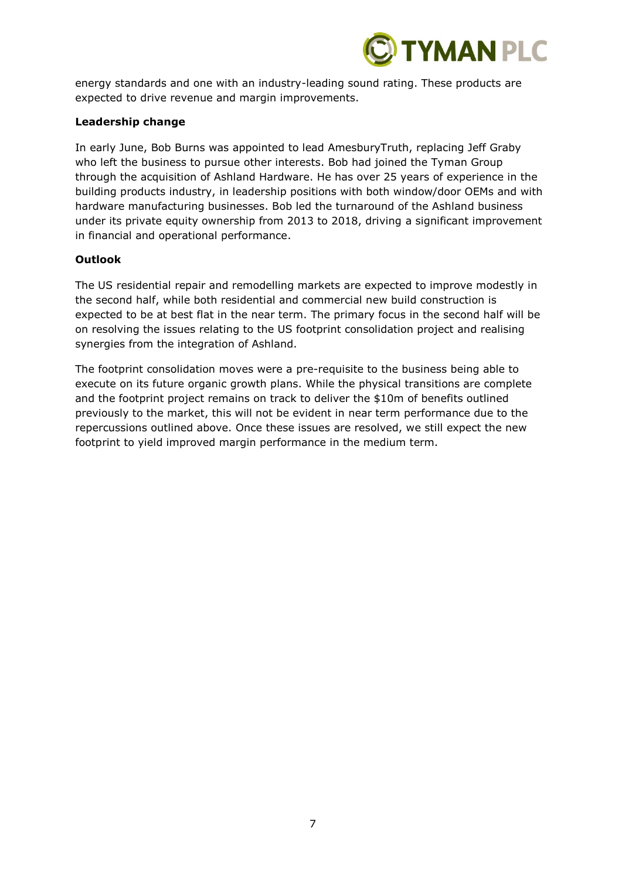energy standards and one with an industry-leading sound rating. These products are expected to drive revenue and margin improvements.

**Leadership change**

In early June, Bob Burns was appointed to lead AmesburyTruth, replacing Jeff Graby who left the business to pursue other interests. Bob had joined the Tyman Group through the acquisition of Ashland Hardware. He has over 25 years of experience in the building products industry, in leadership positions with both window/door OEMs and with hardware manufacturing businesses. Bob led the turnaround of the Ashland business under its private equity ownership from 2013 to 2018, driving a significant improvement in financial and operational performance.

**Outlook**

The US residential repair and remodelling markets are expected to improve modestly in the second half, while both residential and commercial new build construction is expected to be at best flat in the near term. The primary focus in the second half will be on resolving the issues relating to the US footprint consolidation project and realising synergies from the integration of Ashland.

The footprint consolidation moves were a pre-requisite to the business being able to execute on its future organic growth plans. While the physical transitions are complete and the footprint project remains on track to deliver the $10m of benefits outlined previously to the market, this will not be evident in near term performance due to the repercussions outlined above. Once these issues are resolved, we still expect the new footprint to yield improved margin performance in the medium term.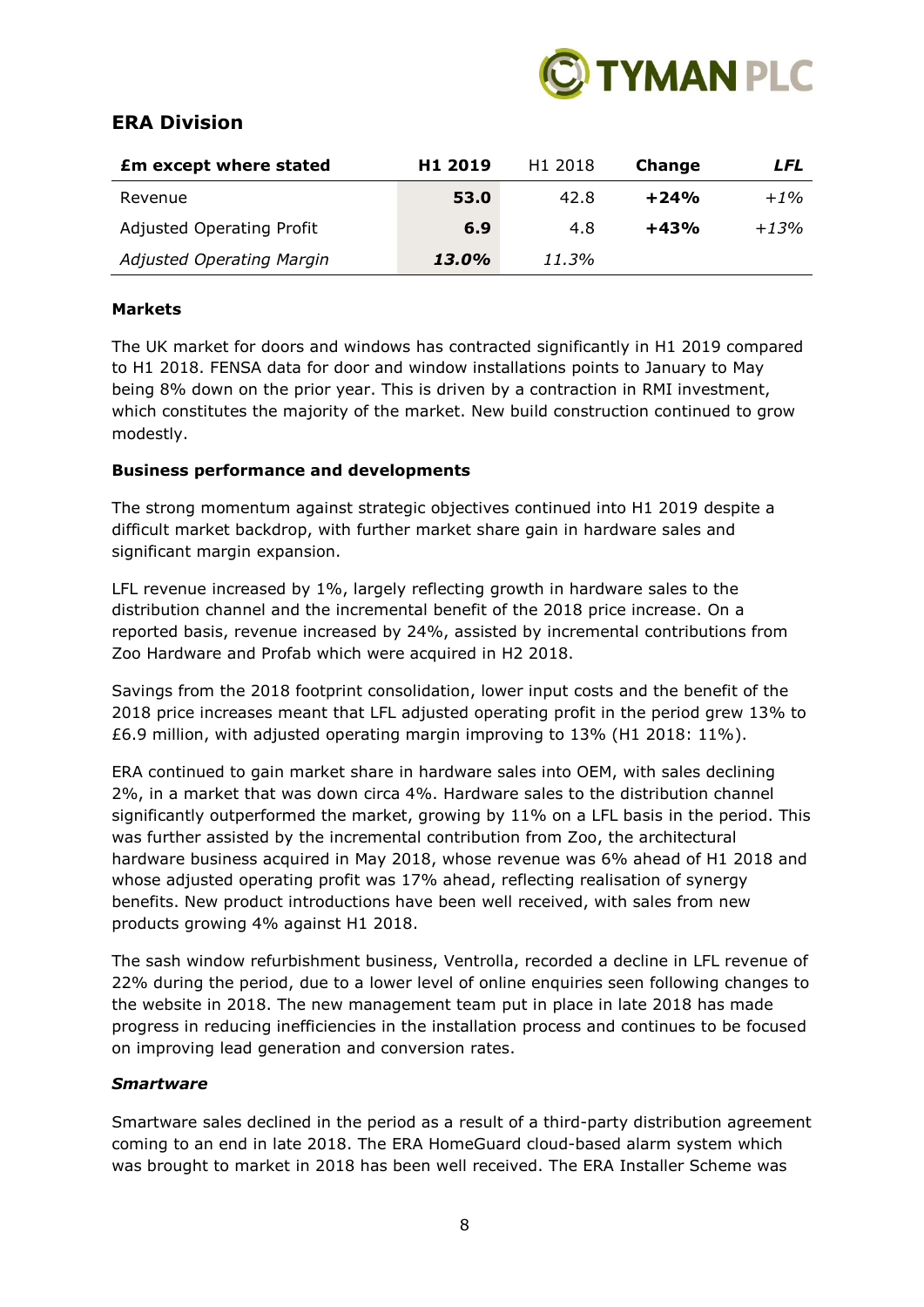## ERA Division

| £m except where stated | H1 2019 | H1 2018 | Change | LFL |
|---|---|---|---|---|
| Revenue | **53.0** | 42.8 | **+24%** | *+1%* |
| Adjusted Operating Profit | **6.9** | 4.8 | **+43%** | *+13%* |
| *Adjusted Operating Margin* | ***13.0%*** | *11.3%* | | |

**Markets**

The UK market for doors and windows has contracted significantly in H1 2019 compared to H1 2018. FENSA data for door and window installations points to January to May being 8% down on the prior year. This is driven by a contraction in RMI investment, which constitutes the majority of the market. New build construction continued to grow modestly.

**Business performance and developments**

The strong momentum against strategic objectives continued into H1 2019 despite a difficult market backdrop, with further market share gain in hardware sales and significant margin expansion.

LFL revenue increased by 1%, largely reflecting growth in hardware sales to the distribution channel and the incremental benefit of the 2018 price increase. On a reported basis, revenue increased by 24%, assisted by incremental contributions from Zoo Hardware and Profab which were acquired in H2 2018.

Savings from the 2018 footprint consolidation, lower input costs and the benefit of the 2018 price increases meant that LFL adjusted operating profit in the period grew 13% to £6.9 million, with adjusted operating margin improving to 13% (H1 2018: 11%).

ERA continued to gain market share in hardware sales into OEM, with sales declining 2%, in a market that was down circa 4%. Hardware sales to the distribution channel significantly outperformed the market, growing by 11% on a LFL basis in the period. This was further assisted by the incremental contribution from Zoo, the architectural hardware business acquired in May 2018, whose revenue was 6% ahead of H1 2018 and whose adjusted operating profit was 17% ahead, reflecting realisation of synergy benefits. New product introductions have been well received, with sales from new products growing 4% against H1 2018.

The sash window refurbishment business, Ventrolla, recorded a decline in LFL revenue of 22% during the period, due to a lower level of online enquiries seen following changes to the website in 2018. The new management team put in place in late 2018 has made progress in reducing inefficiencies in the installation process and continues to be focused on improving lead generation and conversion rates.

***Smartware***

Smartware sales declined in the period as a result of a third-party distribution agreement coming to an end in late 2018. The ERA HomeGuard cloud-based alarm system which was brought to market in 2018 has been well received. The ERA Installer Scheme was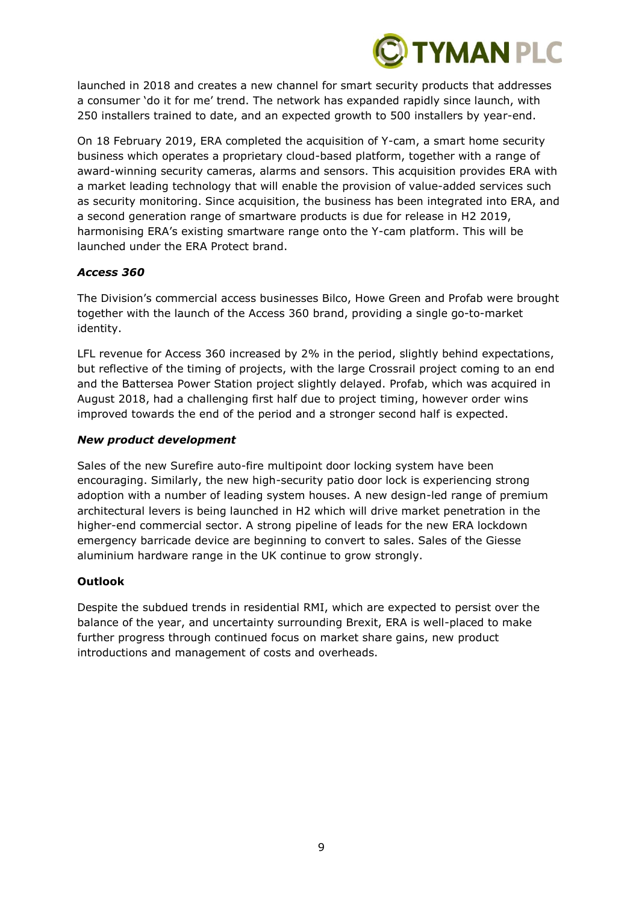launched in 2018 and creates a new channel for smart security products that addresses a consumer 'do it for me' trend. The network has expanded rapidly since launch, with 250 installers trained to date, and an expected growth to 500 installers by year-end.

On 18 February 2019, ERA completed the acquisition of Y-cam, a smart home security business which operates a proprietary cloud-based platform, together with a range of award-winning security cameras, alarms and sensors. This acquisition provides ERA with a market leading technology that will enable the provision of value-added services such as security monitoring. Since acquisition, the business has been integrated into ERA, and a second generation range of smartware products is due for release in H2 2019, harmonising ERA's existing smartware range onto the Y-cam platform. This will be launched under the ERA Protect brand.

***Access 360***

The Division's commercial access businesses Bilco, Howe Green and Profab were brought together with the launch of the Access 360 brand, providing a single go-to-market identity.

LFL revenue for Access 360 increased by 2% in the period, slightly behind expectations, but reflective of the timing of projects, with the large Crossrail project coming to an end and the Battersea Power Station project slightly delayed. Profab, which was acquired in August 2018, had a challenging first half due to project timing, however order wins improved towards the end of the period and a stronger second half is expected.

***New product development***

Sales of the new Surefire auto-fire multipoint door locking system have been encouraging. Similarly, the new high-security patio door lock is experiencing strong adoption with a number of leading system houses. A new design-led range of premium architectural levers is being launched in H2 which will drive market penetration in the higher-end commercial sector. A strong pipeline of leads for the new ERA lockdown emergency barricade device are beginning to convert to sales. Sales of the Giesse aluminium hardware range in the UK continue to grow strongly.

**Outlook**

Despite the subdued trends in residential RMI, which are expected to persist over the balance of the year, and uncertainty surrounding Brexit, ERA is well-placed to make further progress through continued focus on market share gains, new product introductions and management of costs and overheads.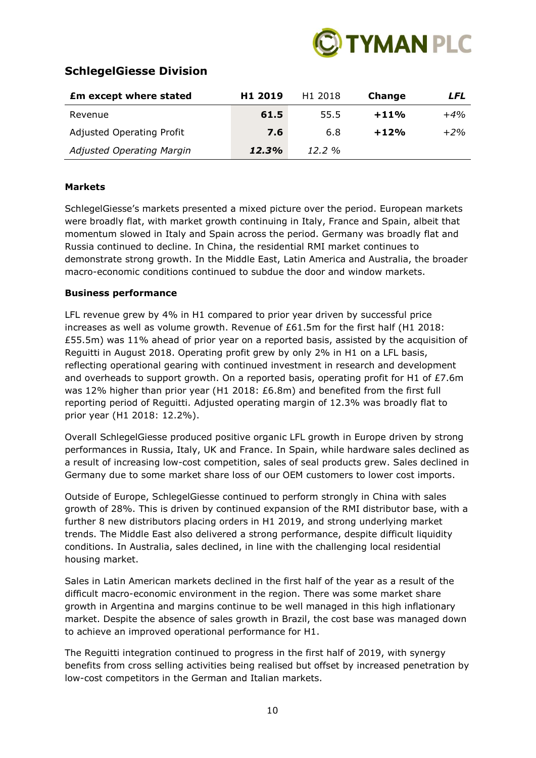## SchlegelGiesse Division

| **£m except where stated** | **H1 2019** | H1 2018 | **Change** | ***LFL*** |
|---|---|---|---|---|
| Revenue | **61.5** | 55.5 | **+11%** | *+4%* |
| Adjusted Operating Profit | **7.6** | 6.8 | **+12%** | *+2%* |
| *Adjusted Operating Margin* | ***12.3%*** | *12.2 %* | | |

**Markets**

SchlegelGiesse's markets presented a mixed picture over the period. European markets were broadly flat, with market growth continuing in Italy, France and Spain, albeit that momentum slowed in Italy and Spain across the period. Germany was broadly flat and Russia continued to decline. In China, the residential RMI market continues to demonstrate strong growth. In the Middle East, Latin America and Australia, the broader macro-economic conditions continued to subdue the door and window markets.

**Business performance**

LFL revenue grew by 4% in H1 compared to prior year driven by successful price increases as well as volume growth. Revenue of £61.5m for the first half (H1 2018: £55.5m) was 11% ahead of prior year on a reported basis, assisted by the acquisition of Reguitti in August 2018. Operating profit grew by only 2% in H1 on a LFL basis, reflecting operational gearing with continued investment in research and development and overheads to support growth. On a reported basis, operating profit for H1 of £7.6m was 12% higher than prior year (H1 2018: £6.8m) and benefited from the first full reporting period of Reguitti. Adjusted operating margin of 12.3% was broadly flat to prior year (H1 2018: 12.2%).

Overall SchlegelGiesse produced positive organic LFL growth in Europe driven by strong performances in Russia, Italy, UK and France. In Spain, while hardware sales declined as a result of increasing low-cost competition, sales of seal products grew. Sales declined in Germany due to some market share loss of our OEM customers to lower cost imports.

Outside of Europe, SchlegelGiesse continued to perform strongly in China with sales growth of 28%. This is driven by continued expansion of the RMI distributor base, with a further 8 new distributors placing orders in H1 2019, and strong underlying market trends. The Middle East also delivered a strong performance, despite difficult liquidity conditions. In Australia, sales declined, in line with the challenging local residential housing market.

Sales in Latin American markets declined in the first half of the year as a result of the difficult macro-economic environment in the region. There was some market share growth in Argentina and margins continue to be well managed in this high inflationary market. Despite the absence of sales growth in Brazil, the cost base was managed down to achieve an improved operational performance for H1.

The Reguitti integration continued to progress in the first half of 2019, with synergy benefits from cross selling activities being realised but offset by increased penetration by low-cost competitors in the German and Italian markets.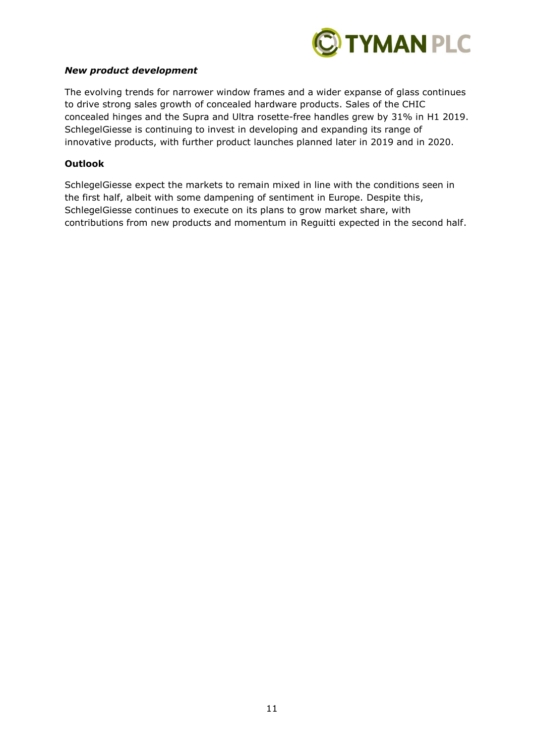***New product development***

The evolving trends for narrower window frames and a wider expanse of glass continues to drive strong sales growth of concealed hardware products. Sales of the CHIC concealed hinges and the Supra and Ultra rosette-free handles grew by 31% in H1 2019. SchlegelGiesse is continuing to invest in developing and expanding its range of innovative products, with further product launches planned later in 2019 and in 2020.

**Outlook**

SchlegelGiesse expect the markets to remain mixed in line with the conditions seen in the first half, albeit with some dampening of sentiment in Europe. Despite this, SchlegelGiesse continues to execute on its plans to grow market share, with contributions from new products and momentum in Reguitti expected in the second half.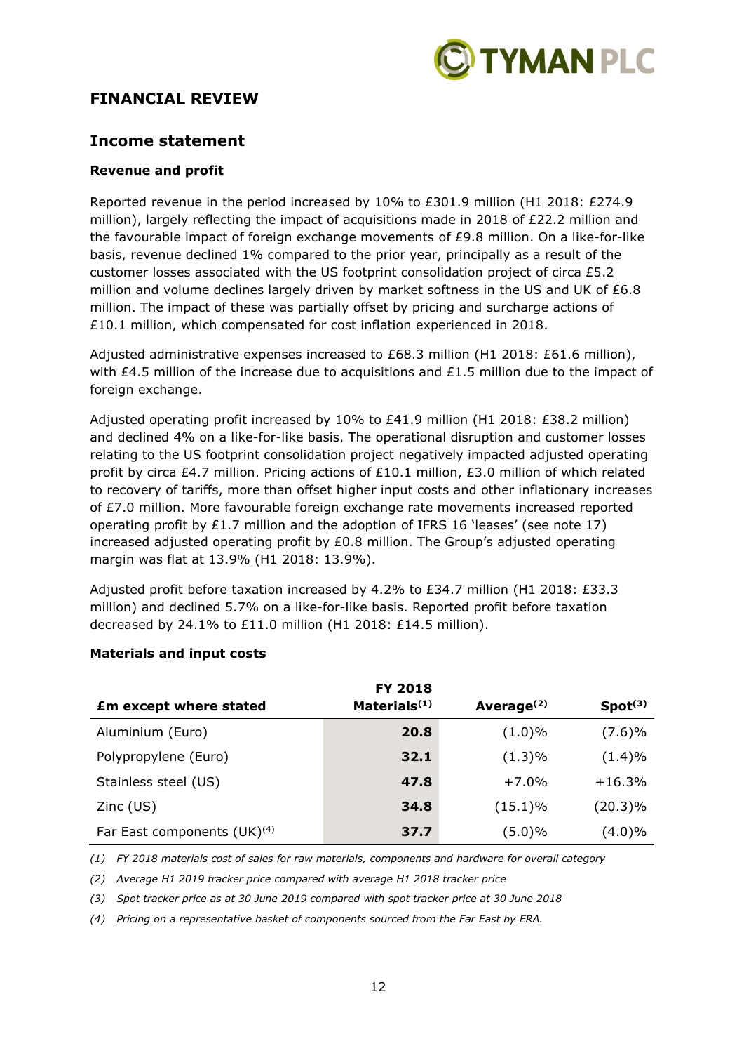## FINANCIAL REVIEW

## Income statement

### Revenue and profit

Reported revenue in the period increased by 10% to £301.9 million (H1 2018: £274.9 million), largely reflecting the impact of acquisitions made in 2018 of £22.2 million and the favourable impact of foreign exchange movements of £9.8 million. On a like-for-like basis, revenue declined 1% compared to the prior year, principally as a result of the customer losses associated with the US footprint consolidation project of circa £5.2 million and volume declines largely driven by market softness in the US and UK of £6.8 million. The impact of these was partially offset by pricing and surcharge actions of £10.1 million, which compensated for cost inflation experienced in 2018.

Adjusted administrative expenses increased to £68.3 million (H1 2018: £61.6 million), with £4.5 million of the increase due to acquisitions and £1.5 million due to the impact of foreign exchange.

Adjusted operating profit increased by 10% to £41.9 million (H1 2018: £38.2 million) and declined 4% on a like-for-like basis. The operational disruption and customer losses relating to the US footprint consolidation project negatively impacted adjusted operating profit by circa £4.7 million. Pricing actions of £10.1 million, £3.0 million of which related to recovery of tariffs, more than offset higher input costs and other inflationary increases of £7.0 million. More favourable foreign exchange rate movements increased reported operating profit by £1.7 million and the adoption of IFRS 16 'leases' (see note 17) increased adjusted operating profit by £0.8 million. The Group's adjusted operating margin was flat at 13.9% (H1 2018: 13.9%).

Adjusted profit before taxation increased by 4.2% to £34.7 million (H1 2018: £33.3 million) and declined 5.7% on a like-for-like basis. Reported profit before taxation decreased by 24.1% to £11.0 million (H1 2018: £14.5 million).

### Materials and input costs

| £m except where stated | FY 2018 Materials(1) | Average(2) | Spot(3) |
|---|---|---|---|
| Aluminium (Euro) | **20.8** | (1.0)% | (7.6)% |
| Polypropylene (Euro) | **32.1** | (1.3)% | (1.4)% |
| Stainless steel (US) | **47.8** | +7.0% | +16.3% |
| Zinc (US) | **34.8** | (15.1)% | (20.3)% |
| Far East components (UK)(4) | **37.7** | (5.0)% | (4.0)% |

*(1) FY 2018 materials cost of sales for raw materials, components and hardware for overall category*

*(2) Average H1 2019 tracker price compared with average H1 2018 tracker price*

*(3) Spot tracker price as at 30 June 2019 compared with spot tracker price at 30 June 2018*

*(4) Pricing on a representative basket of components sourced from the Far East by ERA.*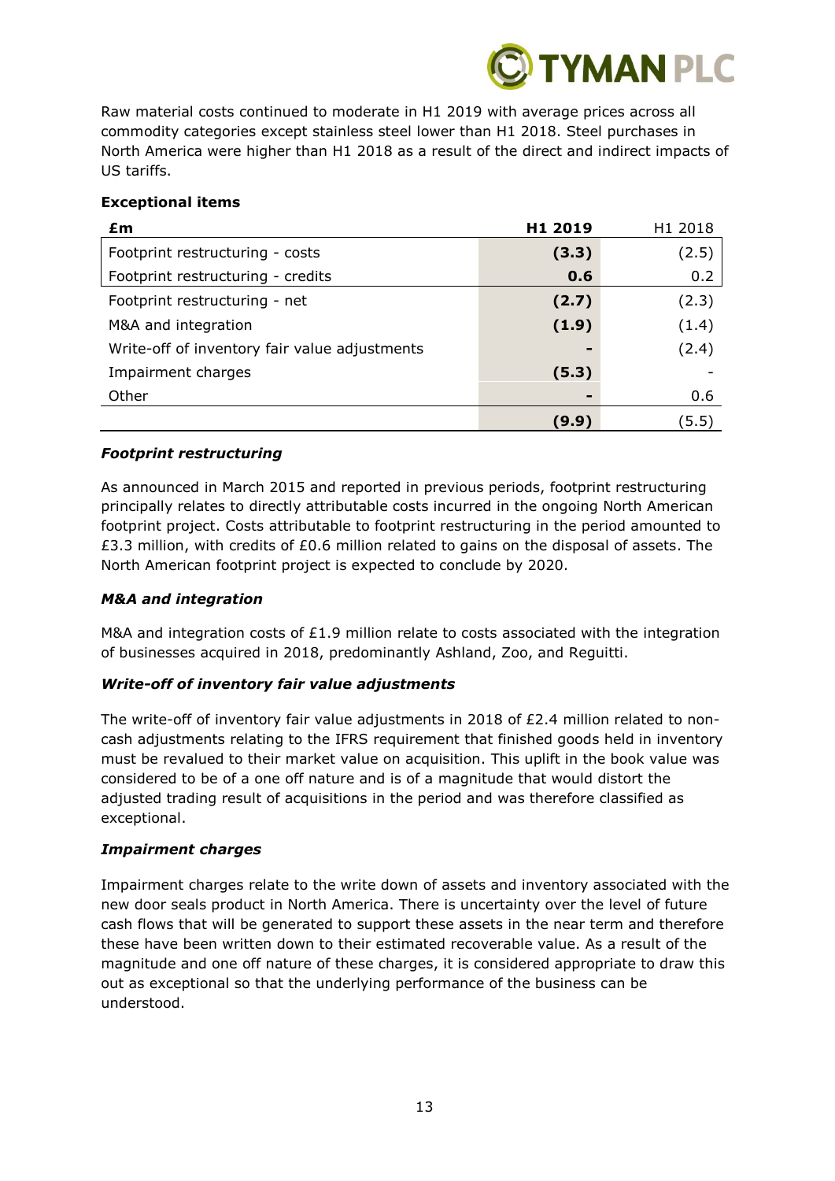Raw material costs continued to moderate in H1 2019 with average prices across all commodity categories except stainless steel lower than H1 2018. Steel purchases in North America were higher than H1 2018 as a result of the direct and indirect impacts of US tariffs.

**Exceptional items**

| £m | H1 2019 | H1 2018 |
|---|---|---|
| Footprint restructuring - costs | **(3.3)** | (2.5) |
| Footprint restructuring - credits | **0.6** | 0.2 |
| Footprint restructuring - net | **(2.7)** | (2.3) |
| M&A and integration | **(1.9)** | (1.4) |
| Write-off of inventory fair value adjustments | **-** | (2.4) |
| Impairment charges | **(5.3)** | - |
| Other | **-** | 0.6 |
| | **(9.9)** | (5.5) |

***Footprint restructuring***

As announced in March 2015 and reported in previous periods, footprint restructuring principally relates to directly attributable costs incurred in the ongoing North American footprint project. Costs attributable to footprint restructuring in the period amounted to £3.3 million, with credits of £0.6 million related to gains on the disposal of assets. The North American footprint project is expected to conclude by 2020.

***M&A and integration***

M&A and integration costs of £1.9 million relate to costs associated with the integration of businesses acquired in 2018, predominantly Ashland, Zoo, and Reguitti.

***Write-off of inventory fair value adjustments***

The write-off of inventory fair value adjustments in 2018 of £2.4 million related to non-cash adjustments relating to the IFRS requirement that finished goods held in inventory must be revalued to their market value on acquisition. This uplift in the book value was considered to be of a one off nature and is of a magnitude that would distort the adjusted trading result of acquisitions in the period and was therefore classified as exceptional.

***Impairment charges***

Impairment charges relate to the write down of assets and inventory associated with the new door seals product in North America. There is uncertainty over the level of future cash flows that will be generated to support these assets in the near term and therefore these have been written down to their estimated recoverable value. As a result of the magnitude and one off nature of these charges, it is considered appropriate to draw this out as exceptional so that the underlying performance of the business can be understood.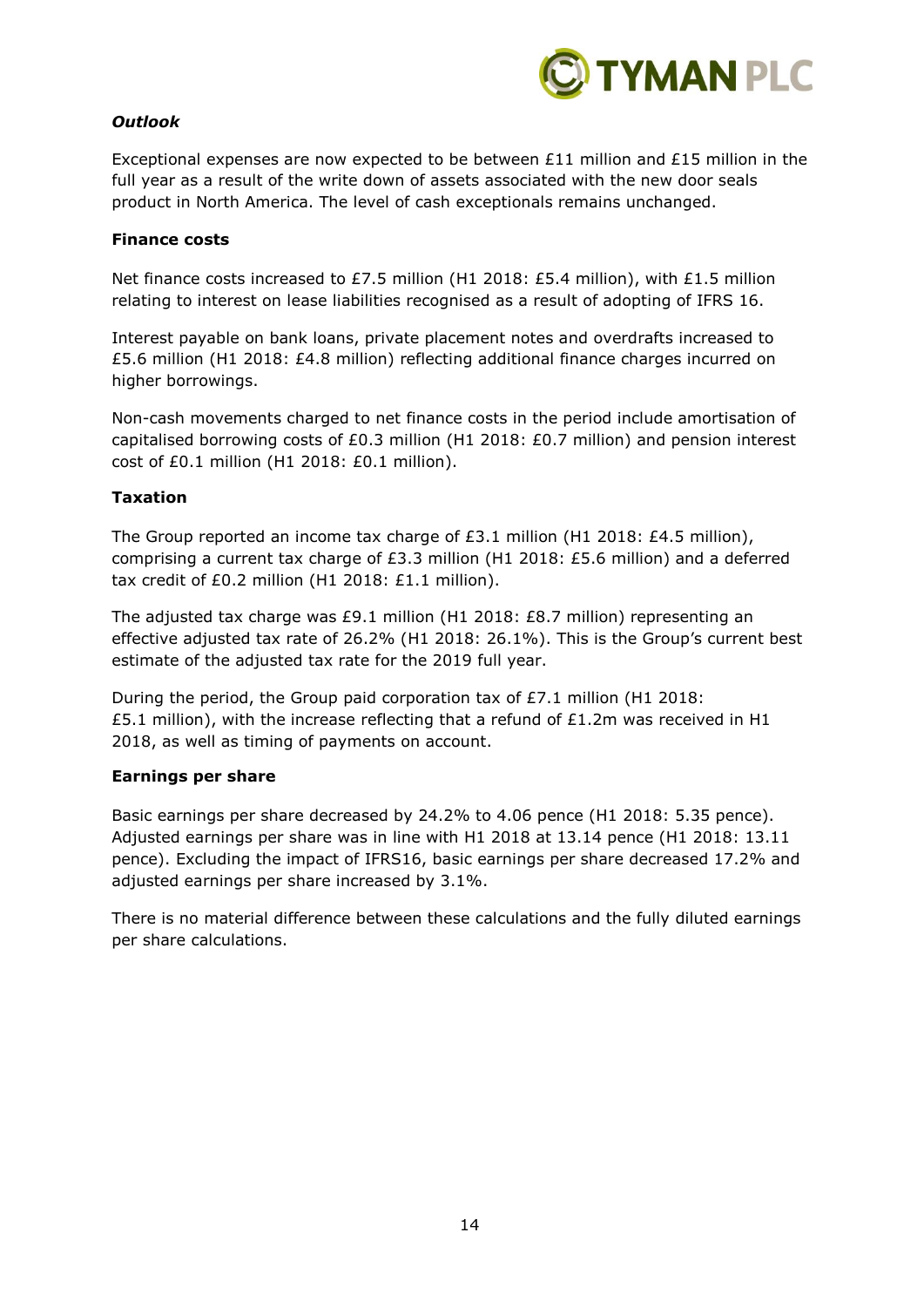### *Outlook*

Exceptional expenses are now expected to be between £11 million and £15 million in the full year as a result of the write down of assets associated with the new door seals product in North America. The level of cash exceptionals remains unchanged.

### Finance costs

Net finance costs increased to £7.5 million (H1 2018: £5.4 million), with £1.5 million relating to interest on lease liabilities recognised as a result of adopting of IFRS 16.

Interest payable on bank loans, private placement notes and overdrafts increased to £5.6 million (H1 2018: £4.8 million) reflecting additional finance charges incurred on higher borrowings.

Non-cash movements charged to net finance costs in the period include amortisation of capitalised borrowing costs of £0.3 million (H1 2018: £0.7 million) and pension interest cost of £0.1 million (H1 2018: £0.1 million).

### Taxation

The Group reported an income tax charge of £3.1 million (H1 2018: £4.5 million), comprising a current tax charge of £3.3 million (H1 2018: £5.6 million) and a deferred tax credit of £0.2 million (H1 2018: £1.1 million).

The adjusted tax charge was £9.1 million (H1 2018: £8.7 million) representing an effective adjusted tax rate of 26.2% (H1 2018: 26.1%). This is the Group's current best estimate of the adjusted tax rate for the 2019 full year.

During the period, the Group paid corporation tax of £7.1 million (H1 2018: £5.1 million), with the increase reflecting that a refund of £1.2m was received in H1 2018, as well as timing of payments on account.

### Earnings per share

Basic earnings per share decreased by 24.2% to 4.06 pence (H1 2018: 5.35 pence). Adjusted earnings per share was in line with H1 2018 at 13.14 pence (H1 2018: 13.11 pence). Excluding the impact of IFRS16, basic earnings per share decreased 17.2% and adjusted earnings per share increased by 3.1%.

There is no material difference between these calculations and the fully diluted earnings per share calculations.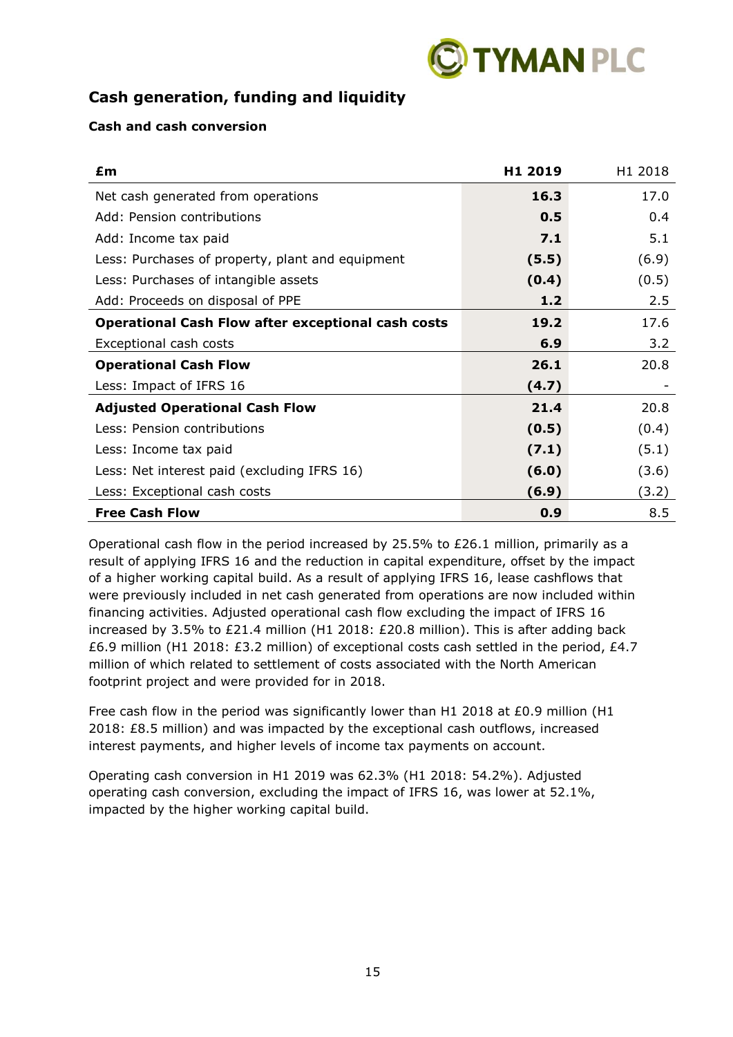## Cash generation, funding and liquidity

### Cash and cash conversion

| £m | **H1 2019** | H1 2018 |
|---|---|---|
| Net cash generated from operations | **16.3** | 17.0 |
| Add: Pension contributions | **0.5** | 0.4 |
| Add: Income tax paid | **7.1** | 5.1 |
| Less: Purchases of property, plant and equipment | **(5.5)** | (6.9) |
| Less: Purchases of intangible assets | **(0.4)** | (0.5) |
| Add: Proceeds on disposal of PPE | **1.2** | 2.5 |
| **Operational Cash Flow after exceptional cash costs** | **19.2** | 17.6 |
| Exceptional cash costs | **6.9** | 3.2 |
| **Operational Cash Flow** | **26.1** | 20.8 |
| Less: Impact of IFRS 16 | **(4.7)** | - |
| **Adjusted Operational Cash Flow** | **21.4** | 20.8 |
| Less: Pension contributions | **(0.5)** | (0.4) |
| Less: Income tax paid | **(7.1)** | (5.1) |
| Less: Net interest paid (excluding IFRS 16) | **(6.0)** | (3.6) |
| Less: Exceptional cash costs | **(6.9)** | (3.2) |
| **Free Cash Flow** | **0.9** | 8.5 |

Operational cash flow in the period increased by 25.5% to £26.1 million, primarily as a result of applying IFRS 16 and the reduction in capital expenditure, offset by the impact of a higher working capital build. As a result of applying IFRS 16, lease cashflows that were previously included in net cash generated from operations are now included within financing activities. Adjusted operational cash flow excluding the impact of IFRS 16 increased by 3.5% to £21.4 million (H1 2018: £20.8 million). This is after adding back £6.9 million (H1 2018: £3.2 million) of exceptional costs cash settled in the period, £4.7 million of which related to settlement of costs associated with the North American footprint project and were provided for in 2018.

Free cash flow in the period was significantly lower than H1 2018 at £0.9 million (H1 2018: £8.5 million) and was impacted by the exceptional cash outflows, increased interest payments, and higher levels of income tax payments on account.

Operating cash conversion in H1 2019 was 62.3% (H1 2018: 54.2%). Adjusted operating cash conversion, excluding the impact of IFRS 16, was lower at 52.1%, impacted by the higher working capital build.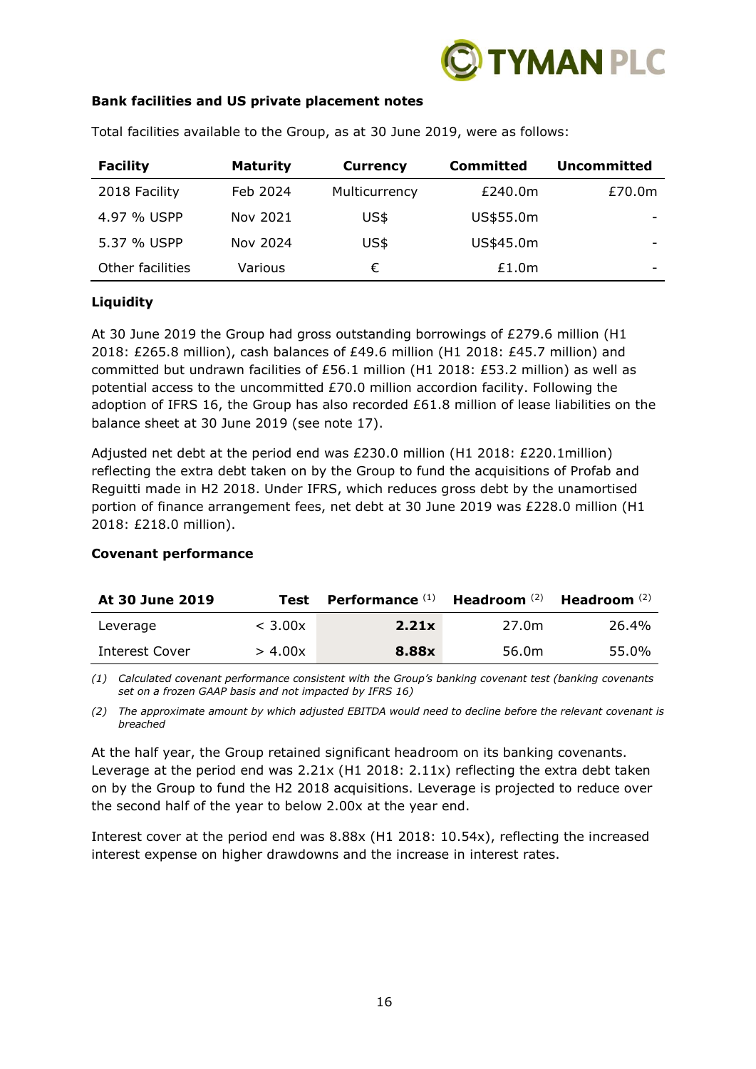**Bank facilities and US private placement notes**

Total facilities available to the Group, as at 30 June 2019, were as follows:

| Facility | Maturity | Currency | Committed | Uncommitted |
|---|---|---|---|---|
| 2018 Facility | Feb 2024 | Multicurrency | £240.0m | £70.0m |
| 4.97 % USPP | Nov 2021 | US$ | US$55.0m | - |
| 5.37 % USPP | Nov 2024 | US$ | US$45.0m | - |
| Other facilities | Various | € | £1.0m | - |

**Liquidity**

At 30 June 2019 the Group had gross outstanding borrowings of £279.6 million (H1 2018: £265.8 million), cash balances of £49.6 million (H1 2018: £45.7 million) and committed but undrawn facilities of £56.1 million (H1 2018: £53.2 million) as well as potential access to the uncommitted £70.0 million accordion facility. Following the adoption of IFRS 16, the Group has also recorded £61.8 million of lease liabilities on the balance sheet at 30 June 2019 (see note 17).

Adjusted net debt at the period end was £230.0 million (H1 2018: £220.1million) reflecting the extra debt taken on by the Group to fund the acquisitions of Profab and Reguitti made in H2 2018. Under IFRS, which reduces gross debt by the unamortised portion of finance arrangement fees, net debt at 30 June 2019 was £228.0 million (H1 2018: £218.0 million).

**Covenant performance**

| At 30 June 2019 | Test | Performance (1) | Headroom (2) | Headroom (2) |
|---|---|---|---|---|
| Leverage | < 3.00x | **2.21x** | 27.0m | 26.4% |
| Interest Cover | > 4.00x | **8.88x** | 56.0m | 55.0% |

*(1) Calculated covenant performance consistent with the Group's banking covenant test (banking covenants set on a frozen GAAP basis and not impacted by IFRS 16)*

*(2) The approximate amount by which adjusted EBITDA would need to decline before the relevant covenant is breached*

At the half year, the Group retained significant headroom on its banking covenants. Leverage at the period end was 2.21x (H1 2018: 2.11x) reflecting the extra debt taken on by the Group to fund the H2 2018 acquisitions. Leverage is projected to reduce over the second half of the year to below 2.00x at the year end.

Interest cover at the period end was 8.88x (H1 2018: 10.54x), reflecting the increased interest expense on higher drawdowns and the increase in interest rates.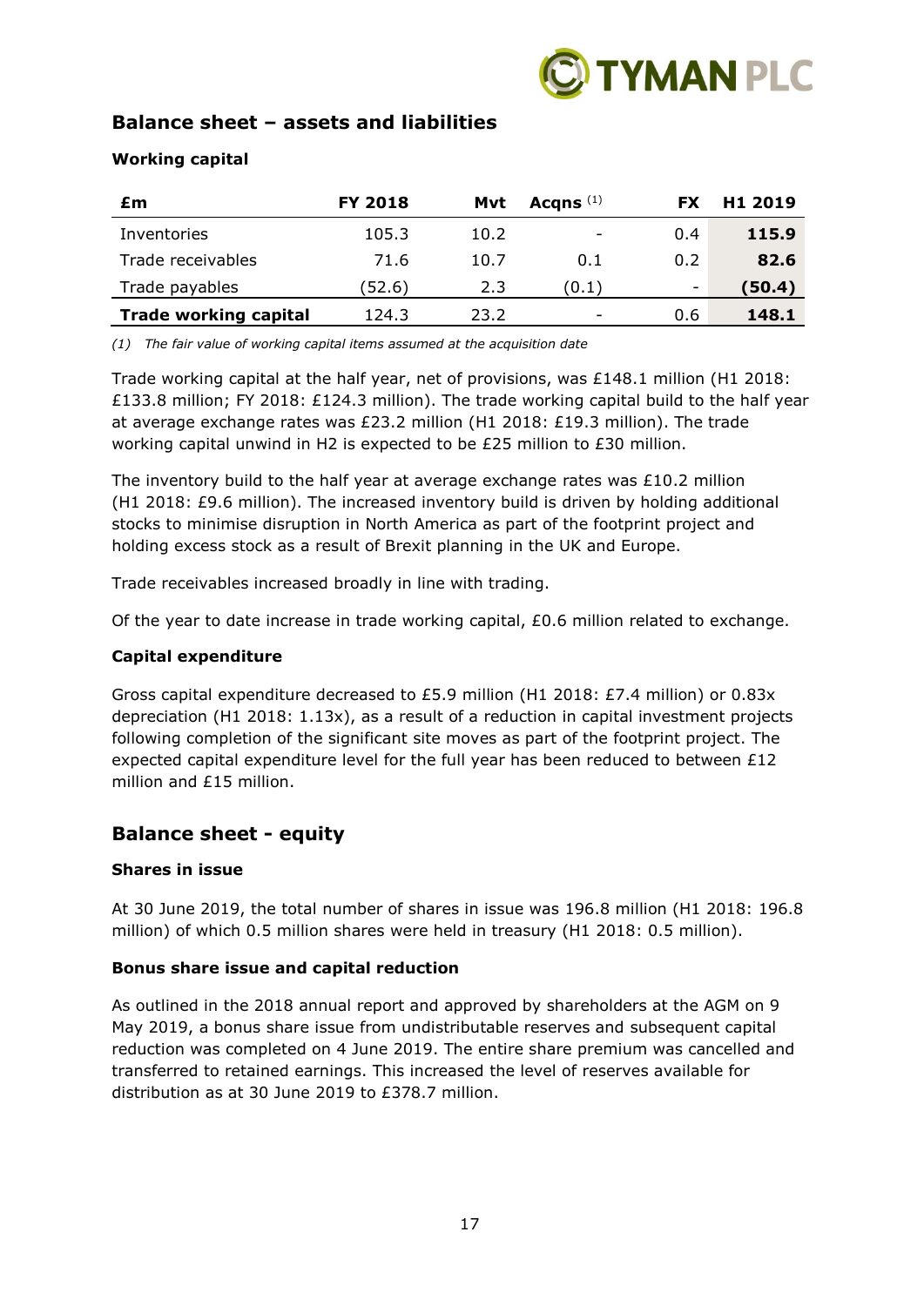## Balance sheet – assets and liabilities

### Working capital

| £m | FY 2018 | Mvt | Acqns (1) | FX | H1 2019 |
|---|---|---|---|---|---|
| Inventories | 105.3 | 10.2 | - | 0.4 | **115.9** |
| Trade receivables | 71.6 | 10.7 | 0.1 | 0.2 | **82.6** |
| Trade payables | (52.6) | 2.3 | (0.1) | - | **(50.4)** |
| **Trade working capital** | 124.3 | 23.2 | - | 0.6 | **148.1** |

*(1) The fair value of working capital items assumed at the acquisition date*

Trade working capital at the half year, net of provisions, was £148.1 million (H1 2018: £133.8 million; FY 2018: £124.3 million). The trade working capital build to the half year at average exchange rates was £23.2 million (H1 2018: £19.3 million). The trade working capital unwind in H2 is expected to be £25 million to £30 million.

The inventory build to the half year at average exchange rates was £10.2 million (H1 2018: £9.6 million). The increased inventory build is driven by holding additional stocks to minimise disruption in North America as part of the footprint project and holding excess stock as a result of Brexit planning in the UK and Europe.

Trade receivables increased broadly in line with trading.

Of the year to date increase in trade working capital, £0.6 million related to exchange.

### Capital expenditure

Gross capital expenditure decreased to £5.9 million (H1 2018: £7.4 million) or 0.83x depreciation (H1 2018: 1.13x), as a result of a reduction in capital investment projects following completion of the significant site moves as part of the footprint project. The expected capital expenditure level for the full year has been reduced to between £12 million and £15 million.

## Balance sheet - equity

### Shares in issue

At 30 June 2019, the total number of shares in issue was 196.8 million (H1 2018: 196.8 million) of which 0.5 million shares were held in treasury (H1 2018: 0.5 million).

### Bonus share issue and capital reduction

As outlined in the 2018 annual report and approved by shareholders at the AGM on 9 May 2019, a bonus share issue from undistributable reserves and subsequent capital reduction was completed on 4 June 2019. The entire share premium was cancelled and transferred to retained earnings. This increased the level of reserves available for distribution as at 30 June 2019 to £378.7 million.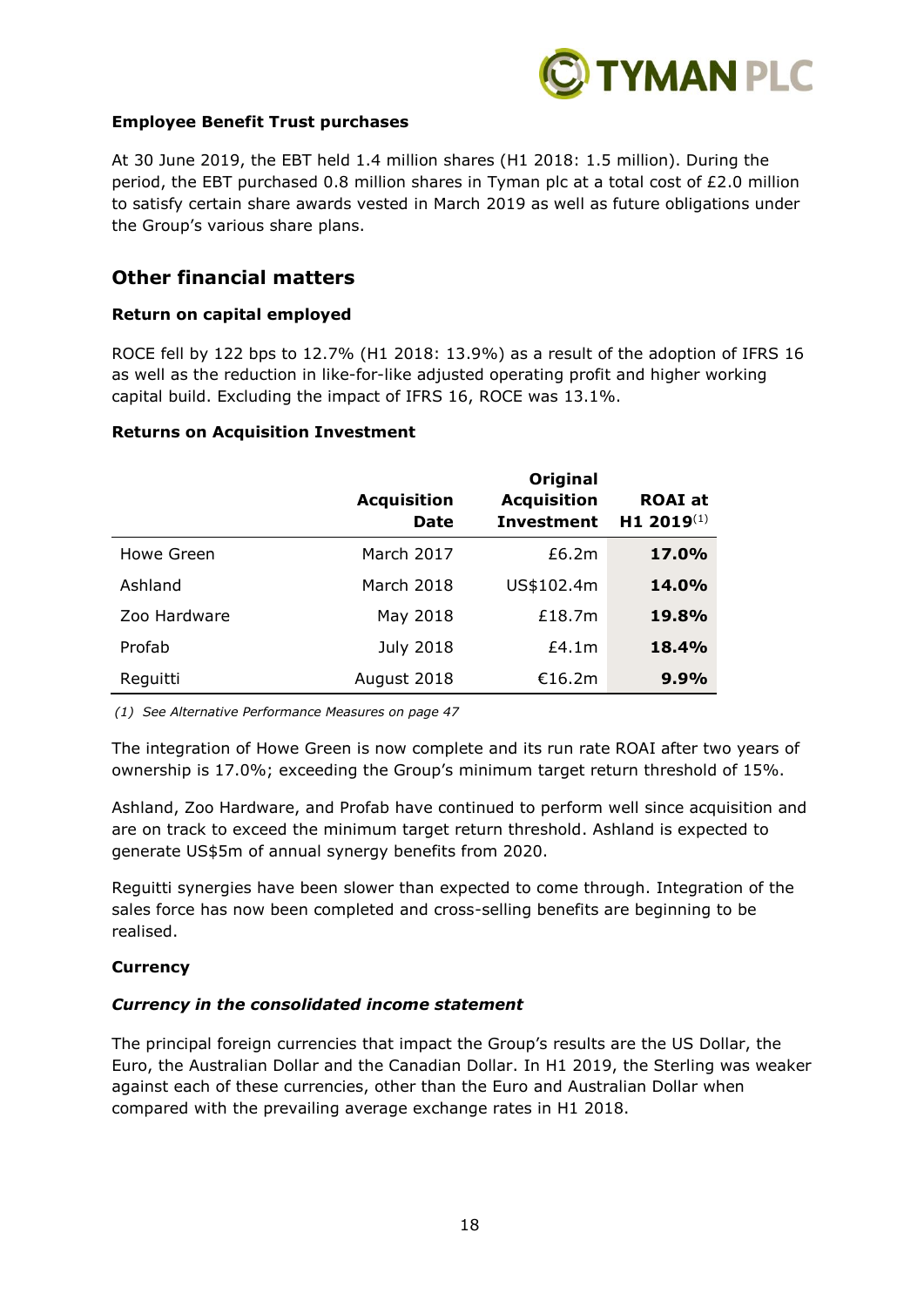**Employee Benefit Trust purchases**

At 30 June 2019, the EBT held 1.4 million shares (H1 2018: 1.5 million). During the period, the EBT purchased 0.8 million shares in Tyman plc at a total cost of £2.0 million to satisfy certain share awards vested in March 2019 as well as future obligations under the Group's various share plans.

## Other financial matters

**Return on capital employed**

ROCE fell by 122 bps to 12.7% (H1 2018: 13.9%) as a result of the adoption of IFRS 16 as well as the reduction in like-for-like adjusted operating profit and higher working capital build. Excluding the impact of IFRS 16, ROCE was 13.1%.

**Returns on Acquisition Investment**

| | Acquisition Date | Original Acquisition Investment | ROAI at H1 2019[(1)] |
|---|---|---|---|
| Howe Green | March 2017 | £6.2m | **17.0%** |
| Ashland | March 2018 | US$102.4m | **14.0%** |
| Zoo Hardware | May 2018 | £18.7m | **19.8%** |
| Profab | July 2018 | £4.1m | **18.4%** |
| Reguitti | August 2018 | €16.2m | **9.9%** |

*(1) See Alternative Performance Measures on page 47*

The integration of Howe Green is now complete and its run rate ROAI after two years of ownership is 17.0%; exceeding the Group's minimum target return threshold of 15%.

Ashland, Zoo Hardware, and Profab have continued to perform well since acquisition and are on track to exceed the minimum target return threshold. Ashland is expected to generate US$5m of annual synergy benefits from 2020.

Reguitti synergies have been slower than expected to come through. Integration of the sales force has now been completed and cross-selling benefits are beginning to be realised.

**Currency**

***Currency in the consolidated income statement***

The principal foreign currencies that impact the Group's results are the US Dollar, the Euro, the Australian Dollar and the Canadian Dollar. In H1 2019, the Sterling was weaker against each of these currencies, other than the Euro and Australian Dollar when compared with the prevailing average exchange rates in H1 2018.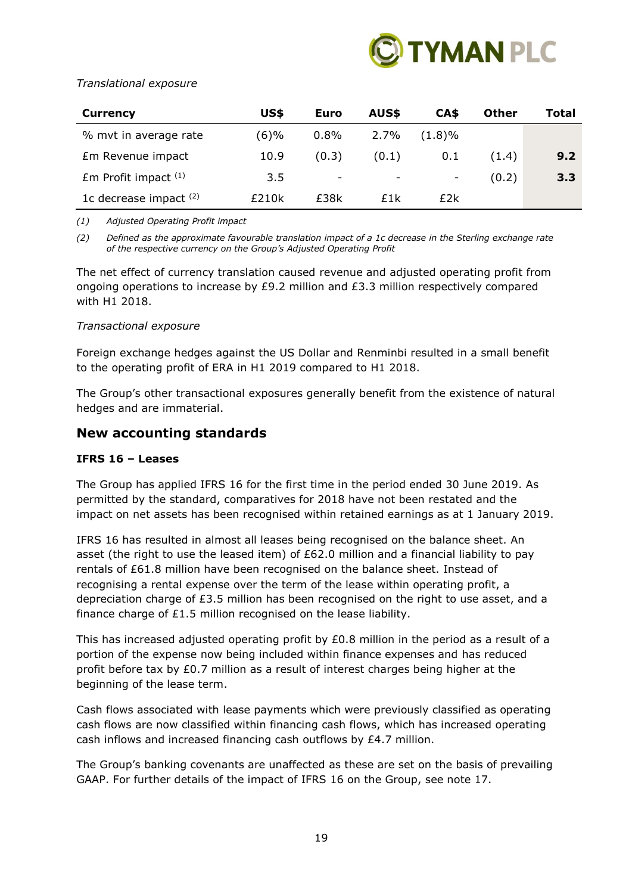*Translational exposure*

| Currency | US$ | Euro | AUS$ | CA$ | Other | Total |
|---|---|---|---|---|---|---|
| % mvt in average rate | (6)% | 0.8% | 2.7% | (1.8)% | | |
| £m Revenue impact | 10.9 | (0.3) | (0.1) | 0.1 | (1.4) | **9.2** |
| £m Profit impact [(1)] | 3.5 | - | - | - | (0.2) | **3.3** |
| 1c decrease impact [(2)] | £210k | £38k | £1k | £2k | | |

*(1) Adjusted Operating Profit impact*

*(2) Defined as the approximate favourable translation impact of a 1c decrease in the Sterling exchange rate of the respective currency on the Group's Adjusted Operating Profit*

The net effect of currency translation caused revenue and adjusted operating profit from ongoing operations to increase by £9.2 million and £3.3 million respectively compared with H1 2018.

*Transactional exposure*

Foreign exchange hedges against the US Dollar and Renminbi resulted in a small benefit to the operating profit of ERA in H1 2019 compared to H1 2018.

The Group's other transactional exposures generally benefit from the existence of natural hedges and are immaterial.

## New accounting standards

### IFRS 16 – Leases

The Group has applied IFRS 16 for the first time in the period ended 30 June 2019. As permitted by the standard, comparatives for 2018 have not been restated and the impact on net assets has been recognised within retained earnings as at 1 January 2019.

IFRS 16 has resulted in almost all leases being recognised on the balance sheet. An asset (the right to use the leased item) of £62.0 million and a financial liability to pay rentals of £61.8 million have been recognised on the balance sheet. Instead of recognising a rental expense over the term of the lease within operating profit, a depreciation charge of £3.5 million has been recognised on the right to use asset, and a finance charge of £1.5 million recognised on the lease liability.

This has increased adjusted operating profit by £0.8 million in the period as a result of a portion of the expense now being included within finance expenses and has reduced profit before tax by £0.7 million as a result of interest charges being higher at the beginning of the lease term.

Cash flows associated with lease payments which were previously classified as operating cash flows are now classified within financing cash flows, which has increased operating cash inflows and increased financing cash outflows by £4.7 million.

The Group's banking covenants are unaffected as these are set on the basis of prevailing GAAP. For further details of the impact of IFRS 16 on the Group, see note 17.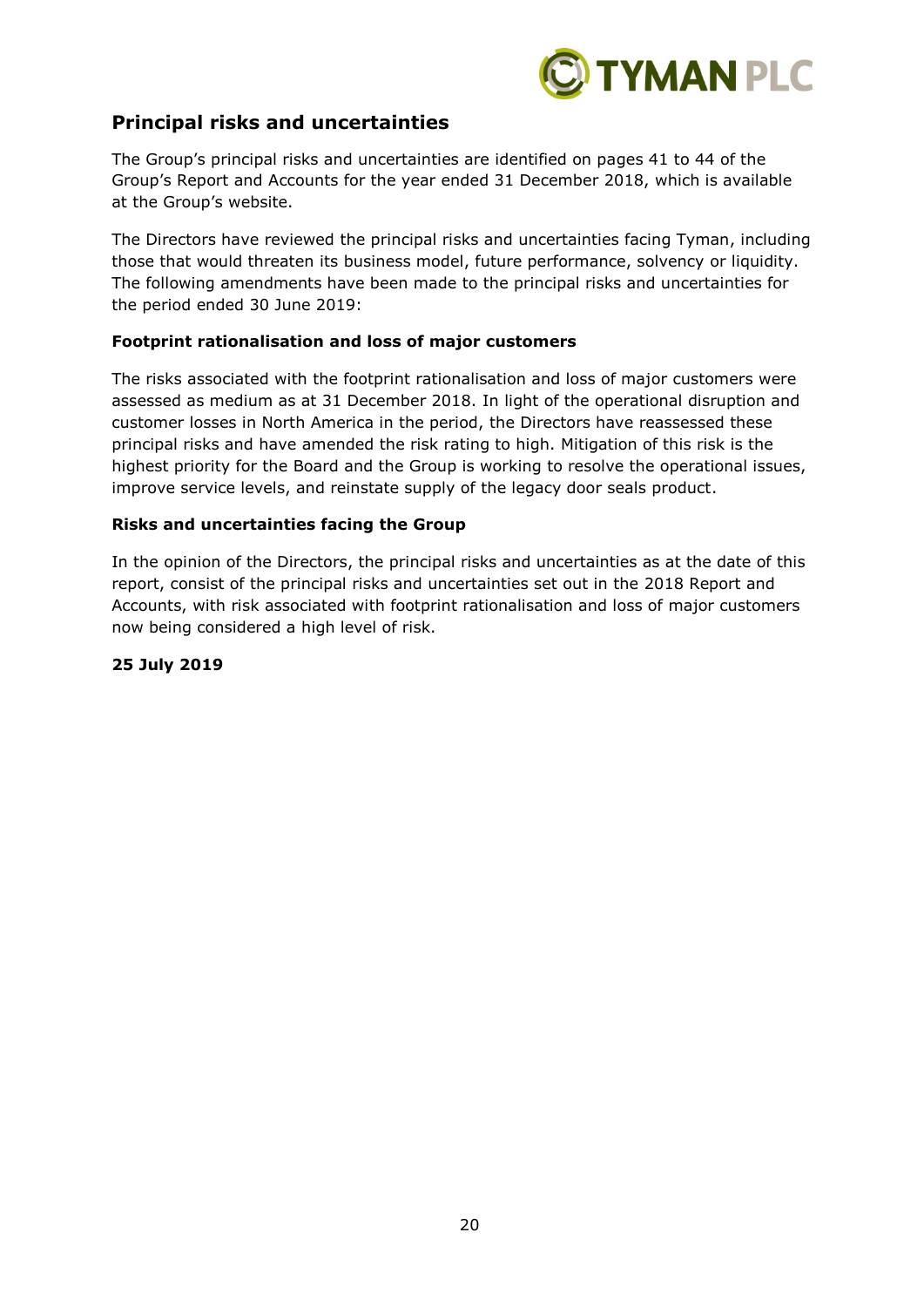## Principal risks and uncertainties

The Group's principal risks and uncertainties are identified on pages 41 to 44 of the Group's Report and Accounts for the year ended 31 December 2018, which is available at the Group's website.

The Directors have reviewed the principal risks and uncertainties facing Tyman, including those that would threaten its business model, future performance, solvency or liquidity. The following amendments have been made to the principal risks and uncertainties for the period ended 30 June 2019:

**Footprint rationalisation and loss of major customers**

The risks associated with the footprint rationalisation and loss of major customers were assessed as medium as at 31 December 2018. In light of the operational disruption and customer losses in North America in the period, the Directors have reassessed these principal risks and have amended the risk rating to high. Mitigation of this risk is the highest priority for the Board and the Group is working to resolve the operational issues, improve service levels, and reinstate supply of the legacy door seals product.

**Risks and uncertainties facing the Group**

In the opinion of the Directors, the principal risks and uncertainties as at the date of this report, consist of the principal risks and uncertainties set out in the 2018 Report and Accounts, with risk associated with footprint rationalisation and loss of major customers now being considered a high level of risk.

**25 July 2019**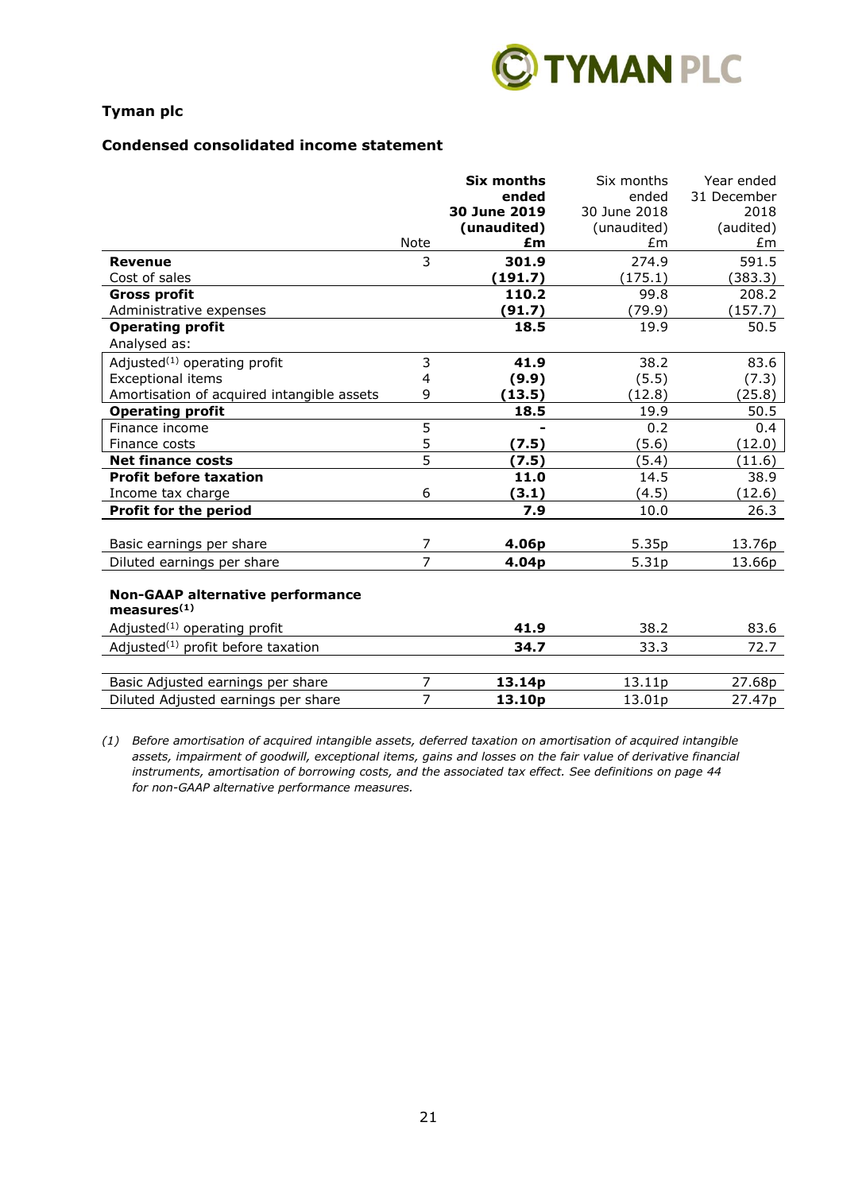# Tyman plc

## Condensed consolidated income statement

| | Note | **Six months ended 30 June 2019 (unaudited) £m** | Six months ended 30 June 2018 (unaudited) £m | Year ended 31 December 2018 (audited) £m |
|---|---|---|---|---|
| **Revenue** | 3 | **301.9** | 274.9 | 591.5 |
| Cost of sales | | **(191.7)** | (175.1) | (383.3) |
| **Gross profit** | | **110.2** | 99.8 | 208.2 |
| Administrative expenses | | **(91.7)** | (79.9) | (157.7) |
| **Operating profit** | | **18.5** | 19.9 | 50.5 |
| Analysed as: | | | | |
| Adjusted[(1)] operating profit | 3 | **41.9** | 38.2 | 83.6 |
| Exceptional items | 4 | **(9.9)** | (5.5) | (7.3) |
| Amortisation of acquired intangible assets | 9 | **(13.5)** | (12.8) | (25.8) |
| **Operating profit** | | **18.5** | 19.9 | 50.5 |
| Finance income | 5 | **-** | 0.2 | 0.4 |
| Finance costs | 5 | **(7.5)** | (5.6) | (12.0) |
| **Net finance costs** | 5 | **(7.5)** | (5.4) | (11.6) |
| **Profit before taxation** | | **11.0** | 14.5 | 38.9 |
| Income tax charge | 6 | **(3.1)** | (4.5) | (12.6) |
| **Profit for the period** | | **7.9** | 10.0 | 26.3 |
| | | | | |
| Basic earnings per share | 7 | **4.06p** | 5.35p | 13.76p |
| Diluted earnings per share | 7 | **4.04p** | 5.31p | 13.66p |
| | | | | |
| **Non-GAAP alternative performance measures[(1)]** | | | | |
| Adjusted[(1)] operating profit | | **41.9** | 38.2 | 83.6 |
| Adjusted[(1)] profit before taxation | | **34.7** | 33.3 | 72.7 |
| | | | | |
| Basic Adjusted earnings per share | 7 | **13.14p** | 13.11p | 27.68p |
| Diluted Adjusted earnings per share | 7 | **13.10p** | 13.01p | 27.47p |

*(1) Before amortisation of acquired intangible assets, deferred taxation on amortisation of acquired intangible assets, impairment of goodwill, exceptional items, gains and losses on the fair value of derivative financial instruments, amortisation of borrowing costs, and the associated tax effect. See definitions on page 44 for non-GAAP alternative performance measures.*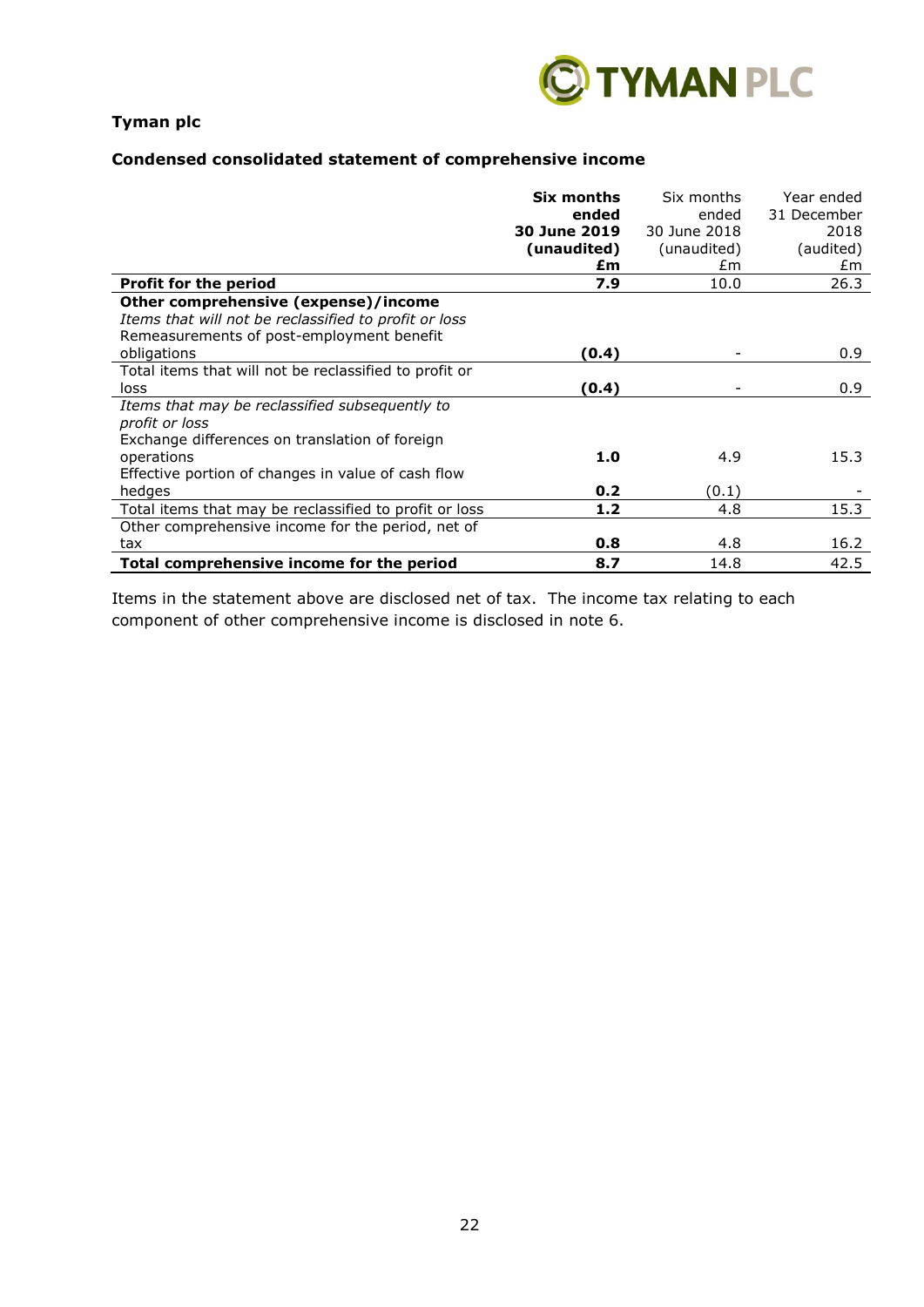**Tyman plc**

**Condensed consolidated statement of comprehensive income**

| | **Six months ended 30 June 2019 (unaudited) £m** | Six months ended 30 June 2018 (unaudited) £m | Year ended 31 December 2018 (audited) £m |
|---|---|---|---|
| **Profit for the period** | **7.9** | 10.0 | 26.3 |
| **Other comprehensive (expense)/income** | | | |
| *Items that will not be reclassified to profit or loss* | | | |
| Remeasurements of post-employment benefit obligations | **(0.4)** | - | 0.9 |
| Total items that will not be reclassified to profit or loss | **(0.4)** | - | 0.9 |
| *Items that may be reclassified subsequently to profit or loss* | | | |
| Exchange differences on translation of foreign operations | **1.0** | 4.9 | 15.3 |
| Effective portion of changes in value of cash flow hedges | **0.2** | (0.1) | - |
| Total items that may be reclassified to profit or loss | **1.2** | 4.8 | 15.3 |
| Other comprehensive income for the period, net of tax | **0.8** | 4.8 | 16.2 |
| **Total comprehensive income for the period** | **8.7** | 14.8 | 42.5 |

Items in the statement above are disclosed net of tax. The income tax relating to each component of other comprehensive income is disclosed in note 6.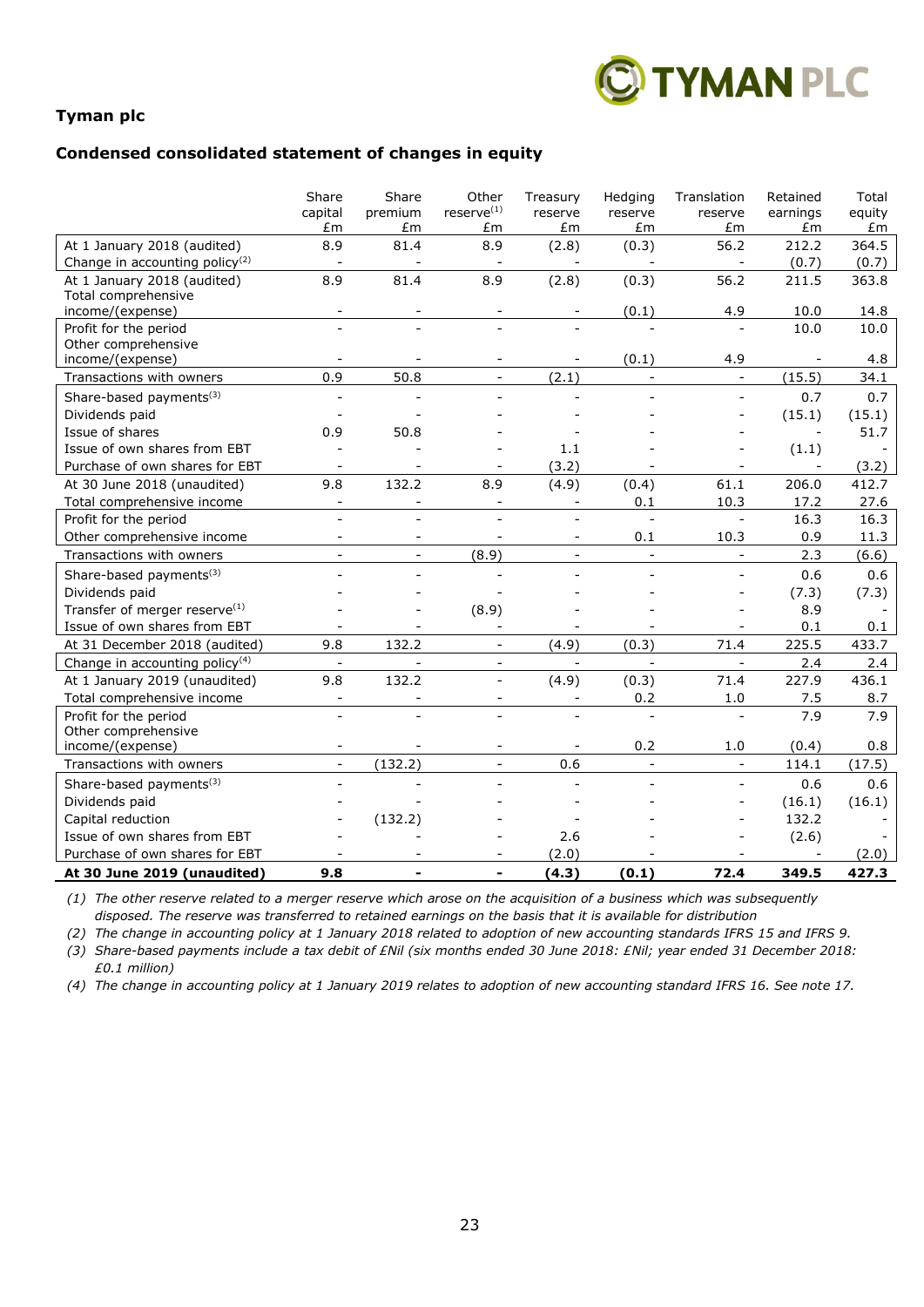**Tyman plc**

**Condensed consolidated statement of changes in equity**

| | Share capital £m | Share premium £m | Other reserve(1) £m | Treasury reserve £m | Hedging reserve £m | Translation reserve £m | Retained earnings £m | Total equity £m |
|---|---|---|---|---|---|---|---|---|
| At 1 January 2018 (audited) | 8.9 | 81.4 | 8.9 | (2.8) | (0.3) | 56.2 | 212.2 | 364.5 |
| Change in accounting policy(2) | - | - | - | - | - | - | (0.7) | (0.7) |
| At 1 January 2018 (audited) | 8.9 | 81.4 | 8.9 | (2.8) | (0.3) | 56.2 | 211.5 | 363.8 |
| Total comprehensive income/(expense) | - | - | - | - | (0.1) | 4.9 | 10.0 | 14.8 |
| Profit for the period | - | - | - | - | - | - | 10.0 | 10.0 |
| Other comprehensive income/(expense) | - | - | - | - | (0.1) | 4.9 | - | 4.8 |
| Transactions with owners | 0.9 | 50.8 | - | (2.1) | - | - | (15.5) | 34.1 |
| Share-based payments(3) | - | - | - | - | - | - | 0.7 | 0.7 |
| Dividends paid | - | - | - | - | - | - | (15.1) | (15.1) |
| Issue of shares | 0.9 | 50.8 | - | - | - | - | - | 51.7 |
| Issue of own shares from EBT | - | - | - | 1.1 | - | - | (1.1) | - |
| Purchase of own shares for EBT | - | - | - | (3.2) | - | - | - | (3.2) |
| At 30 June 2018 (unaudited) | 9.8 | 132.2 | 8.9 | (4.9) | (0.4) | 61.1 | 206.0 | 412.7 |
| Total comprehensive income | - | - | - | - | 0.1 | 10.3 | 17.2 | 27.6 |
| Profit for the period | - | - | - | - | - | - | 16.3 | 16.3 |
| Other comprehensive income | - | - | - | - | 0.1 | 10.3 | 0.9 | 11.3 |
| Transactions with owners | - | - | (8.9) | - | - | - | 2.3 | (6.6) |
| Share-based payments(3) | - | - | - | - | - | - | 0.6 | 0.6 |
| Dividends paid | - | - | - | - | - | - | (7.3) | (7.3) |
| Transfer of merger reserve(1) | - | - | (8.9) | - | - | - | 8.9 | - |
| Issue of own shares from EBT | - | - | - | - | - | - | 0.1 | 0.1 |
| At 31 December 2018 (audited) | 9.8 | 132.2 | - | (4.9) | (0.3) | 71.4 | 225.5 | 433.7 |
| Change in accounting policy(4) | - | - | - | - | - | - | 2.4 | 2.4 |
| At 1 January 2019 (unaudited) | 9.8 | 132.2 | - | (4.9) | (0.3) | 71.4 | 227.9 | 436.1 |
| Total comprehensive income | - | - | - | - | 0.2 | 1.0 | 7.5 | 8.7 |
| Profit for the period | - | - | - | - | - | - | 7.9 | 7.9 |
| Other comprehensive income/(expense) | - | - | - | - | 0.2 | 1.0 | (0.4) | 0.8 |
| Transactions with owners | - | (132.2) | - | 0.6 | - | - | 114.1 | (17.5) |
| Share-based payments(3) | - | - | - | - | - | - | 0.6 | 0.6 |
| Dividends paid | - | - | - | - | - | - | (16.1) | (16.1) |
| Capital reduction | - | (132.2) | - | - | - | - | 132.2 | - |
| Issue of own shares from EBT | - | - | - | 2.6 | - | - | (2.6) | - |
| Purchase of own shares for EBT | - | - | - | (2.0) | - | - | - | (2.0) |
| **At 30 June 2019 (unaudited)** | **9.8** | **-** | **-** | **(4.3)** | **(0.1)** | **72.4** | **349.5** | **427.3** |

*(1) The other reserve related to a merger reserve which arose on the acquisition of a business which was subsequently disposed. The reserve was transferred to retained earnings on the basis that it is available for distribution*

*(2) The change in accounting policy at 1 January 2018 related to adoption of new accounting standards IFRS 15 and IFRS 9.*

*(3) Share-based payments include a tax debit of £Nil (six months ended 30 June 2018: £Nil; year ended 31 December 2018: £0.1 million)*

*(4) The change in accounting policy at 1 January 2019 relates to adoption of new accounting standard IFRS 16. See note 17.*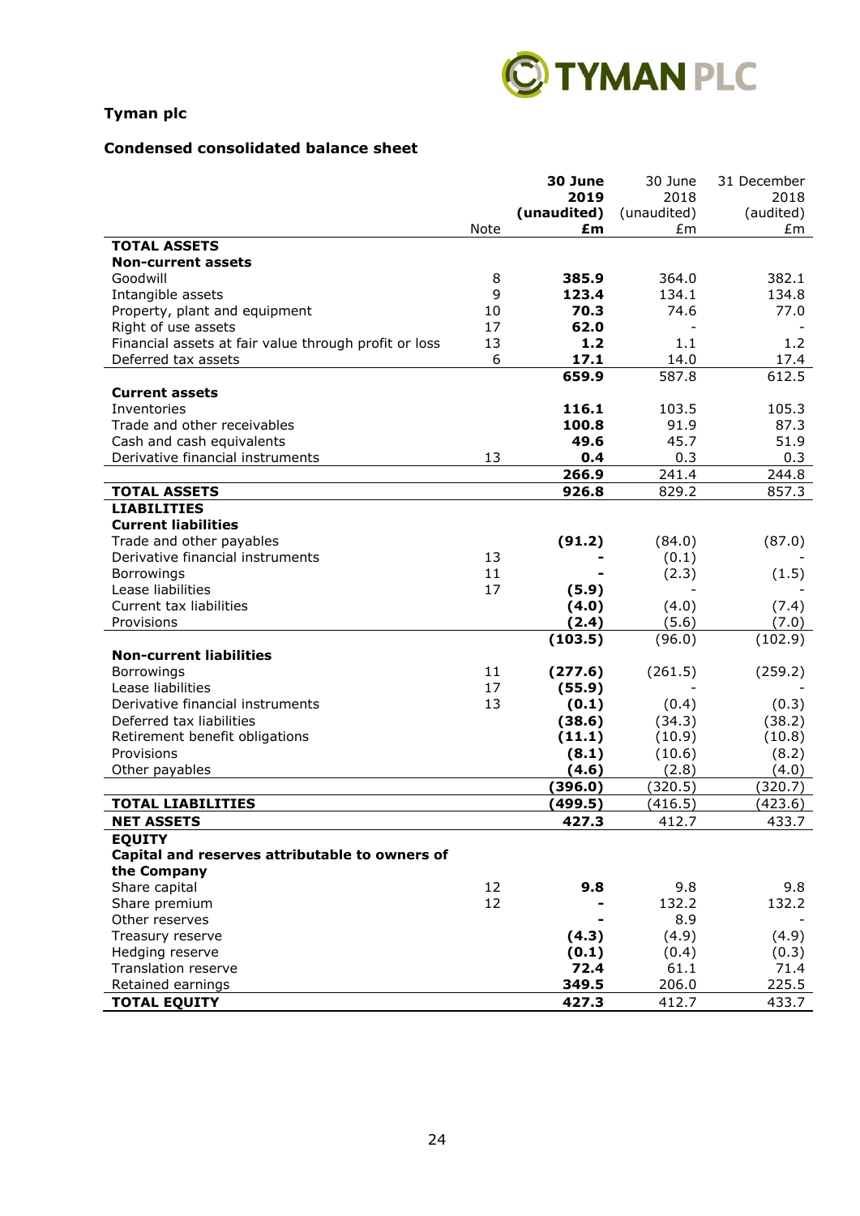**Tyman plc**

**Condensed consolidated balance sheet**

| | Note | **30 June 2019 (unaudited) £m** | 30 June 2018 (unaudited) £m | 31 December 2018 (audited) £m |
|---|---|---|---|---|
| **TOTAL ASSETS** | | | | |
| **Non-current assets** | | | | |
| Goodwill | 8 | **385.9** | 364.0 | 382.1 |
| Intangible assets | 9 | **123.4** | 134.1 | 134.8 |
| Property, plant and equipment | 10 | **70.3** | 74.6 | 77.0 |
| Right of use assets | 17 | **62.0** | - | - |
| Financial assets at fair value through profit or loss | 13 | **1.2** | 1.1 | 1.2 |
| Deferred tax assets | 6 | **17.1** | 14.0 | 17.4 |
| | | **659.9** | 587.8 | 612.5 |
| **Current assets** | | | | |
| Inventories | | **116.1** | 103.5 | 105.3 |
| Trade and other receivables | | **100.8** | 91.9 | 87.3 |
| Cash and cash equivalents | | **49.6** | 45.7 | 51.9 |
| Derivative financial instruments | 13 | **0.4** | 0.3 | 0.3 |
| | | **266.9** | 241.4 | 244.8 |
| **TOTAL ASSETS** | | **926.8** | 829.2 | 857.3 |
| **LIABILITIES** | | | | |
| **Current liabilities** | | | | |
| Trade and other payables | | **(91.2)** | (84.0) | (87.0) |
| Derivative financial instruments | 13 | **-** | (0.1) | - |
| Borrowings | 11 | **-** | (2.3) | (1.5) |
| Lease liabilities | 17 | **(5.9)** | - | - |
| Current tax liabilities | | **(4.0)** | (4.0) | (7.4) |
| Provisions | | **(2.4)** | (5.6) | (7.0) |
| | | **(103.5)** | (96.0) | (102.9) |
| **Non-current liabilities** | | | | |
| Borrowings | 11 | **(277.6)** | (261.5) | (259.2) |
| Lease liabilities | 17 | **(55.9)** | - | - |
| Derivative financial instruments | 13 | **(0.1)** | (0.4) | (0.3) |
| Deferred tax liabilities | | **(38.6)** | (34.3) | (38.2) |
| Retirement benefit obligations | | **(11.1)** | (10.9) | (10.8) |
| Provisions | | **(8.1)** | (10.6) | (8.2) |
| Other payables | | **(4.6)** | (2.8) | (4.0) |
| | | **(396.0)** | (320.5) | (320.7) |
| **TOTAL LIABILITIES** | | **(499.5)** | (416.5) | (423.6) |
| **NET ASSETS** | | **427.3** | 412.7 | 433.7 |
| **EQUITY** | | | | |
| **Capital and reserves attributable to owners of the Company** | | | | |
| Share capital | 12 | **9.8** | 9.8 | 9.8 |
| Share premium | 12 | **-** | 132.2 | 132.2 |
| Other reserves | | **-** | 8.9 | - |
| Treasury reserve | | **(4.3)** | (4.9) | (4.9) |
| Hedging reserve | | **(0.1)** | (0.4) | (0.3) |
| Translation reserve | | **72.4** | 61.1 | 71.4 |
| Retained earnings | | **349.5** | 206.0 | 225.5 |
| **TOTAL EQUITY** | | **427.3** | 412.7 | 433.7 |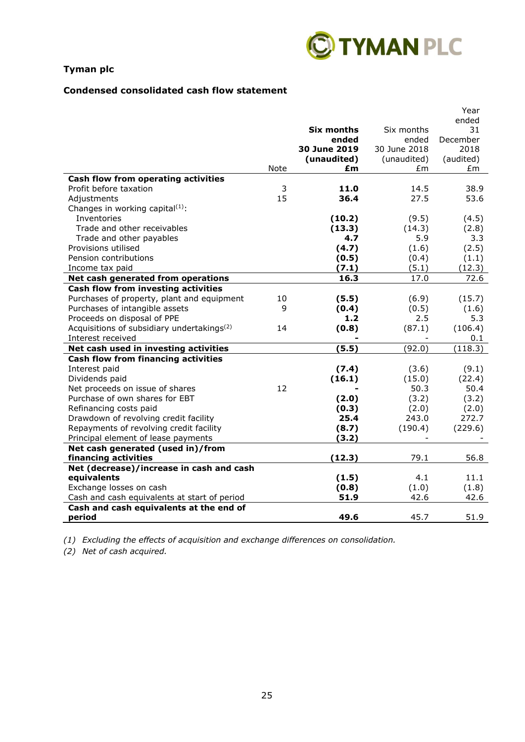**Tyman plc**

**Condensed consolidated cash flow statement**

| | Note | **Six months ended 30 June 2019 (unaudited) £m** | Six months ended 30 June 2018 (unaudited) £m | Year ended 31 December 2018 (audited) £m |
|---|---|---|---|---|
| **Cash flow from operating activities** | | | | |
| Profit before taxation | 3 | **11.0** | 14.5 | 38.9 |
| Adjustments | 15 | **36.4** | 27.5 | 53.6 |
| Changes in working capital(1): | | | | |
| Inventories | | **(10.2)** | (9.5) | (4.5) |
| Trade and other receivables | | **(13.3)** | (14.3) | (2.8) |
| Trade and other payables | | **4.7** | 5.9 | 3.3 |
| Provisions utilised | | **(4.7)** | (1.6) | (2.5) |
| Pension contributions | | **(0.5)** | (0.4) | (1.1) |
| Income tax paid | | **(7.1)** | (5.1) | (12.3) |
| **Net cash generated from operations** | | **16.3** | 17.0 | 72.6 |
| **Cash flow from investing activities** | | | | |
| Purchases of property, plant and equipment | 10 | **(5.5)** | (6.9) | (15.7) |
| Purchases of intangible assets | 9 | **(0.4)** | (0.5) | (1.6) |
| Proceeds on disposal of PPE | | **1.2** | 2.5 | 5.3 |
| Acquisitions of subsidiary undertakings(2) | 14 | **(0.8)** | (87.1) | (106.4) |
| Interest received | | **-** | - | 0.1 |
| **Net cash used in investing activities** | | **(5.5)** | (92.0) | (118.3) |
| **Cash flow from financing activities** | | | | |
| Interest paid | | **(7.4)** | (3.6) | (9.1) |
| Dividends paid | | **(16.1)** | (15.0) | (22.4) |
| Net proceeds on issue of shares | 12 | **-** | 50.3 | 50.4 |
| Purchase of own shares for EBT | | **(2.0)** | (3.2) | (3.2) |
| Refinancing costs paid | | **(0.3)** | (2.0) | (2.0) |
| Drawdown of revolving credit facility | | **25.4** | 243.0 | 272.7 |
| Repayments of revolving credit facility | | **(8.7)** | (190.4) | (229.6) |
| Principal element of lease payments | | **(3.2)** | - | - |
| **Net cash generated (used in)/from financing activities** | | **(12.3)** | 79.1 | 56.8 |
| **Net (decrease)/increase in cash and cash equivalents** | | **(1.5)** | 4.1 | 11.1 |
| Exchange losses on cash | | **(0.8)** | (1.0) | (1.8) |
| Cash and cash equivalents at start of period | | **51.9** | 42.6 | 42.6 |
| **Cash and cash equivalents at the end of period** | | **49.6** | 45.7 | 51.9 |

*(1) Excluding the effects of acquisition and exchange differences on consolidation.*

*(2) Net of cash acquired.*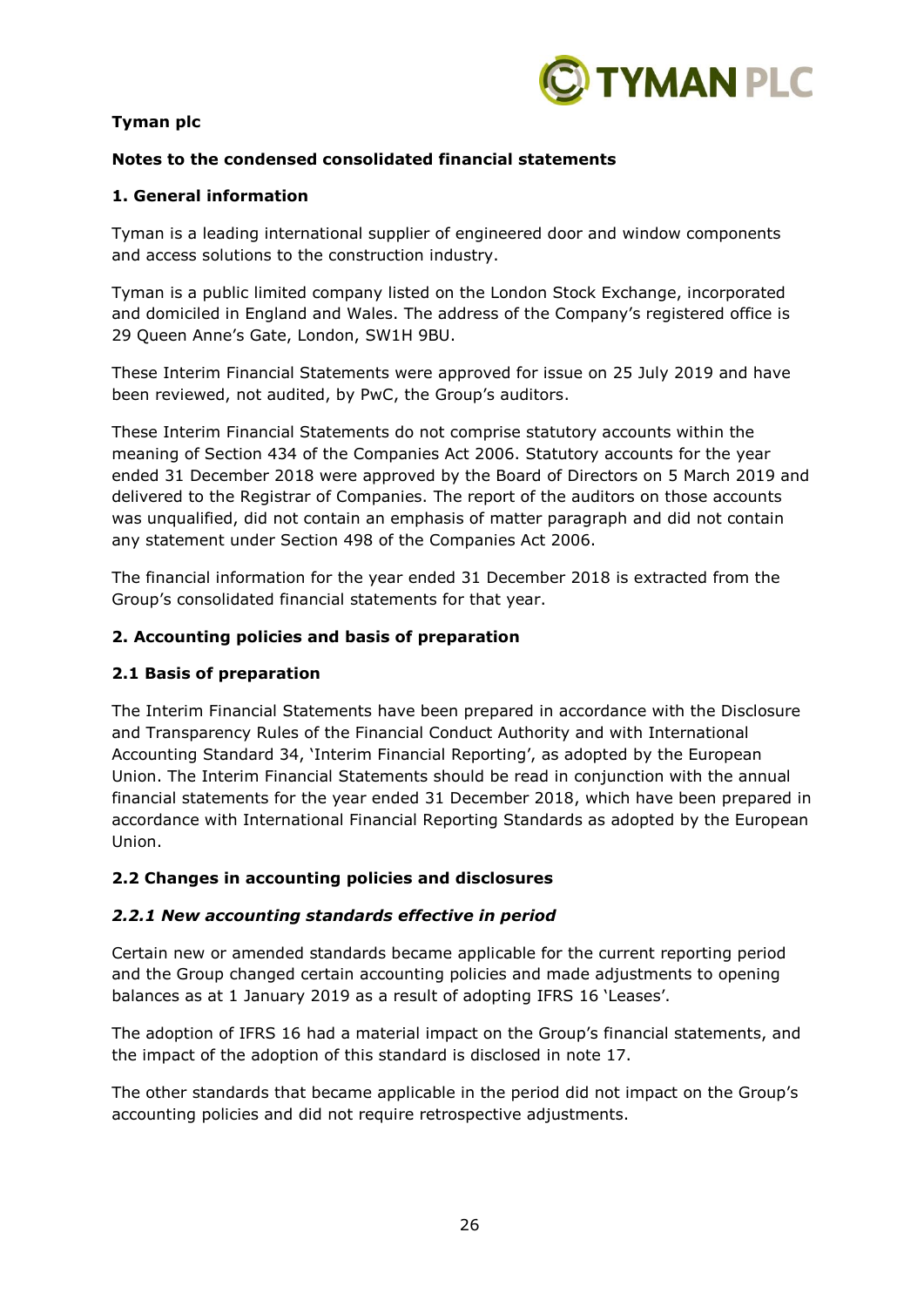**Tyman plc**

**Notes to the condensed consolidated financial statements**

## 1. General information

Tyman is a leading international supplier of engineered door and window components and access solutions to the construction industry.

Tyman is a public limited company listed on the London Stock Exchange, incorporated and domiciled in England and Wales. The address of the Company's registered office is 29 Queen Anne's Gate, London, SW1H 9BU.

These Interim Financial Statements were approved for issue on 25 July 2019 and have been reviewed, not audited, by PwC, the Group's auditors.

These Interim Financial Statements do not comprise statutory accounts within the meaning of Section 434 of the Companies Act 2006. Statutory accounts for the year ended 31 December 2018 were approved by the Board of Directors on 5 March 2019 and delivered to the Registrar of Companies. The report of the auditors on those accounts was unqualified, did not contain an emphasis of matter paragraph and did not contain any statement under Section 498 of the Companies Act 2006.

The financial information for the year ended 31 December 2018 is extracted from the Group's consolidated financial statements for that year.

## 2. Accounting policies and basis of preparation

### 2.1 Basis of preparation

The Interim Financial Statements have been prepared in accordance with the Disclosure and Transparency Rules of the Financial Conduct Authority and with International Accounting Standard 34, 'Interim Financial Reporting', as adopted by the European Union. The Interim Financial Statements should be read in conjunction with the annual financial statements for the year ended 31 December 2018, which have been prepared in accordance with International Financial Reporting Standards as adopted by the European Union.

### 2.2 Changes in accounting policies and disclosures

#### *2.2.1 New accounting standards effective in period*

Certain new or amended standards became applicable for the current reporting period and the Group changed certain accounting policies and made adjustments to opening balances as at 1 January 2019 as a result of adopting IFRS 16 'Leases'.

The adoption of IFRS 16 had a material impact on the Group's financial statements, and the impact of the adoption of this standard is disclosed in note 17.

The other standards that became applicable in the period did not impact on the Group's accounting policies and did not require retrospective adjustments.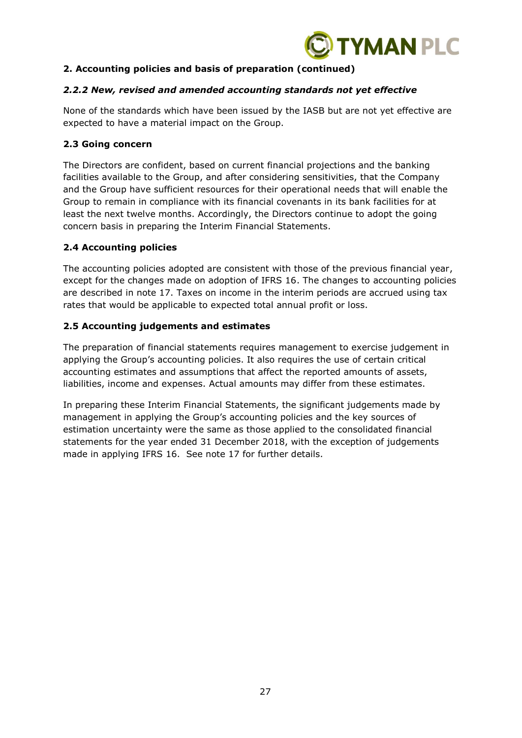## 2. Accounting policies and basis of preparation (continued)

### *2.2.2 New, revised and amended accounting standards not yet effective*

None of the standards which have been issued by the IASB but are not yet effective are expected to have a material impact on the Group.

### 2.3 Going concern

The Directors are confident, based on current financial projections and the banking facilities available to the Group, and after considering sensitivities, that the Company and the Group have sufficient resources for their operational needs that will enable the Group to remain in compliance with its financial covenants in its bank facilities for at least the next twelve months. Accordingly, the Directors continue to adopt the going concern basis in preparing the Interim Financial Statements.

### 2.4 Accounting policies

The accounting policies adopted are consistent with those of the previous financial year, except for the changes made on adoption of IFRS 16. The changes to accounting policies are described in note 17. Taxes on income in the interim periods are accrued using tax rates that would be applicable to expected total annual profit or loss.

### 2.5 Accounting judgements and estimates

The preparation of financial statements requires management to exercise judgement in applying the Group's accounting policies. It also requires the use of certain critical accounting estimates and assumptions that affect the reported amounts of assets, liabilities, income and expenses. Actual amounts may differ from these estimates.

In preparing these Interim Financial Statements, the significant judgements made by management in applying the Group's accounting policies and the key sources of estimation uncertainty were the same as those applied to the consolidated financial statements for the year ended 31 December 2018, with the exception of judgements made in applying IFRS 16. See note 17 for further details.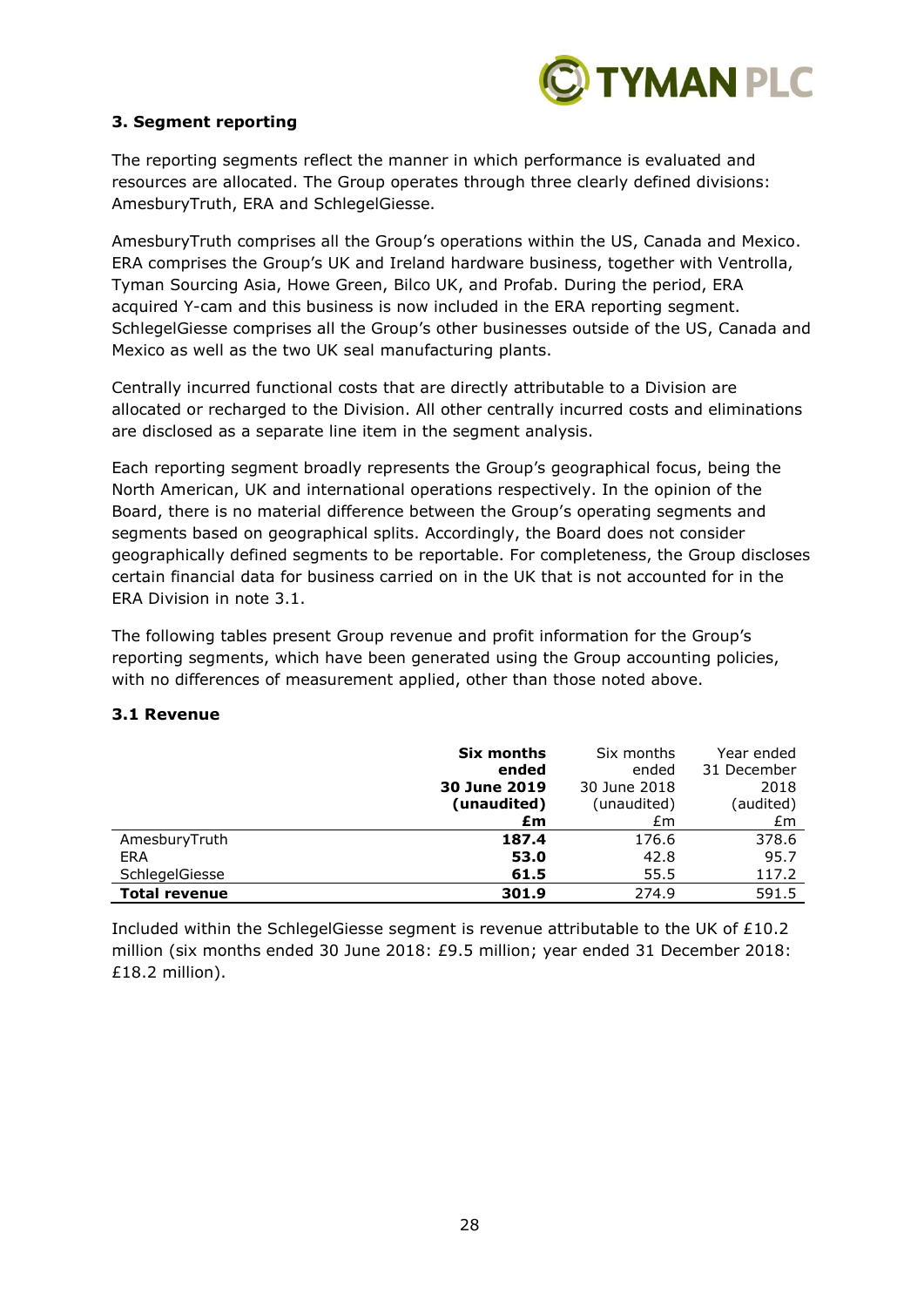### 3. Segment reporting

The reporting segments reflect the manner in which performance is evaluated and resources are allocated. The Group operates through three clearly defined divisions: AmesburyTruth, ERA and SchlegelGiesse.

AmesburyTruth comprises all the Group's operations within the US, Canada and Mexico. ERA comprises the Group's UK and Ireland hardware business, together with Ventrolla, Tyman Sourcing Asia, Howe Green, Bilco UK, and Profab. During the period, ERA acquired Y-cam and this business is now included in the ERA reporting segment. SchlegelGiesse comprises all the Group's other businesses outside of the US, Canada and Mexico as well as the two UK seal manufacturing plants.

Centrally incurred functional costs that are directly attributable to a Division are allocated or recharged to the Division. All other centrally incurred costs and eliminations are disclosed as a separate line item in the segment analysis.

Each reporting segment broadly represents the Group's geographical focus, being the North American, UK and international operations respectively. In the opinion of the Board, there is no material difference between the Group's operating segments and segments based on geographical splits. Accordingly, the Board does not consider geographically defined segments to be reportable. For completeness, the Group discloses certain financial data for business carried on in the UK that is not accounted for in the ERA Division in note 3.1.

The following tables present Group revenue and profit information for the Group's reporting segments, which have been generated using the Group accounting policies, with no differences of measurement applied, other than those noted above.

#### 3.1 Revenue

| | **Six months ended 30 June 2019 (unaudited) £m** | Six months ended 30 June 2018 (unaudited) £m | Year ended 31 December 2018 (audited) £m |
|---|---|---|---|
| AmesburyTruth | **187.4** | 176.6 | 378.6 |
| ERA | **53.0** | 42.8 | 95.7 |
| SchlegelGiesse | **61.5** | 55.5 | 117.2 |
| **Total revenue** | **301.9** | 274.9 | 591.5 |

Included within the SchlegelGiesse segment is revenue attributable to the UK of £10.2 million (six months ended 30 June 2018: £9.5 million; year ended 31 December 2018: £18.2 million).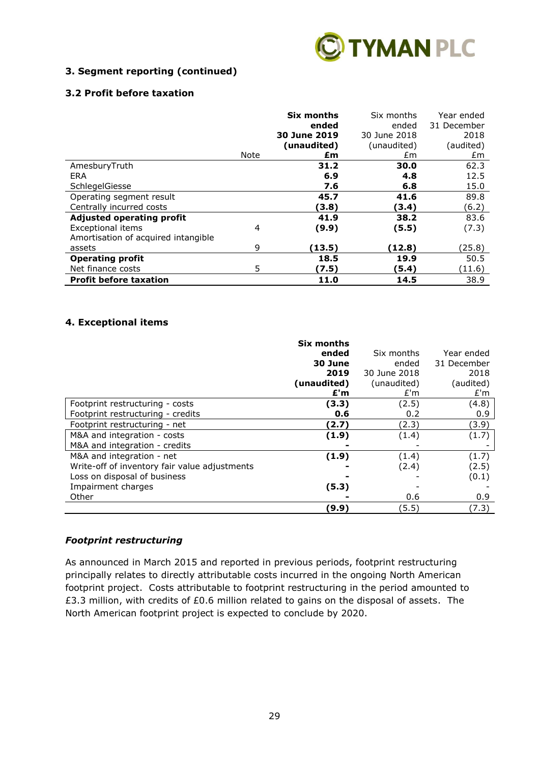## 3. Segment reporting (continued)

### 3.2 Profit before taxation

| | Note | **Six months ended 30 June 2019 (unaudited) £m** | Six months ended 30 June 2018 (unaudited) £m | Year ended 31 December 2018 (audited) £m |
|---|---|---|---|---|
| AmesburyTruth | | **31.2** | **30.0** | 62.3 |
| ERA | | **6.9** | **4.8** | 12.5 |
| SchlegelGiesse | | **7.6** | **6.8** | 15.0 |
| Operating segment result | | **45.7** | **41.6** | 89.8 |
| Centrally incurred costs | | **(3.8)** | **(3.4)** | (6.2) |
| **Adjusted operating profit** | | **41.9** | **38.2** | 83.6 |
| Exceptional items | 4 | **(9.9)** | **(5.5)** | (7.3) |
| Amortisation of acquired intangible assets | 9 | **(13.5)** | **(12.8)** | (25.8) |
| **Operating profit** | | **18.5** | **19.9** | 50.5 |
| Net finance costs | 5 | **(7.5)** | **(5.4)** | (11.6) |
| **Profit before taxation** | | **11.0** | **14.5** | 38.9 |

## 4. Exceptional items

| | **Six months ended 30 June 2019 (unaudited) £'m** | Six months ended 30 June 2018 (unaudited) £'m | Year ended 31 December 2018 (audited) £'m |
|---|---|---|---|
| Footprint restructuring - costs | **(3.3)** | (2.5) | (4.8) |
| Footprint restructuring - credits | **0.6** | 0.2 | 0.9 |
| Footprint restructuring - net | **(2.7)** | (2.3) | (3.9) |
| M&A and integration - costs | **(1.9)** | (1.4) | (1.7) |
| M&A and integration - credits | **-** | - | - |
| M&A and integration - net | **(1.9)** | (1.4) | (1.7) |
| Write-off of inventory fair value adjustments | **-** | (2.4) | (2.5) |
| Loss on disposal of business | **-** | - | (0.1) |
| Impairment charges | **(5.3)** | - | - |
| Other | **-** | 0.6 | 0.9 |
| | **(9.9)** | (5.5) | (7.3) |

### *Footprint restructuring*

As announced in March 2015 and reported in previous periods, footprint restructuring principally relates to directly attributable costs incurred in the ongoing North American footprint project. Costs attributable to footprint restructuring in the period amounted to £3.3 million, with credits of £0.6 million related to gains on the disposal of assets. The North American footprint project is expected to conclude by 2020.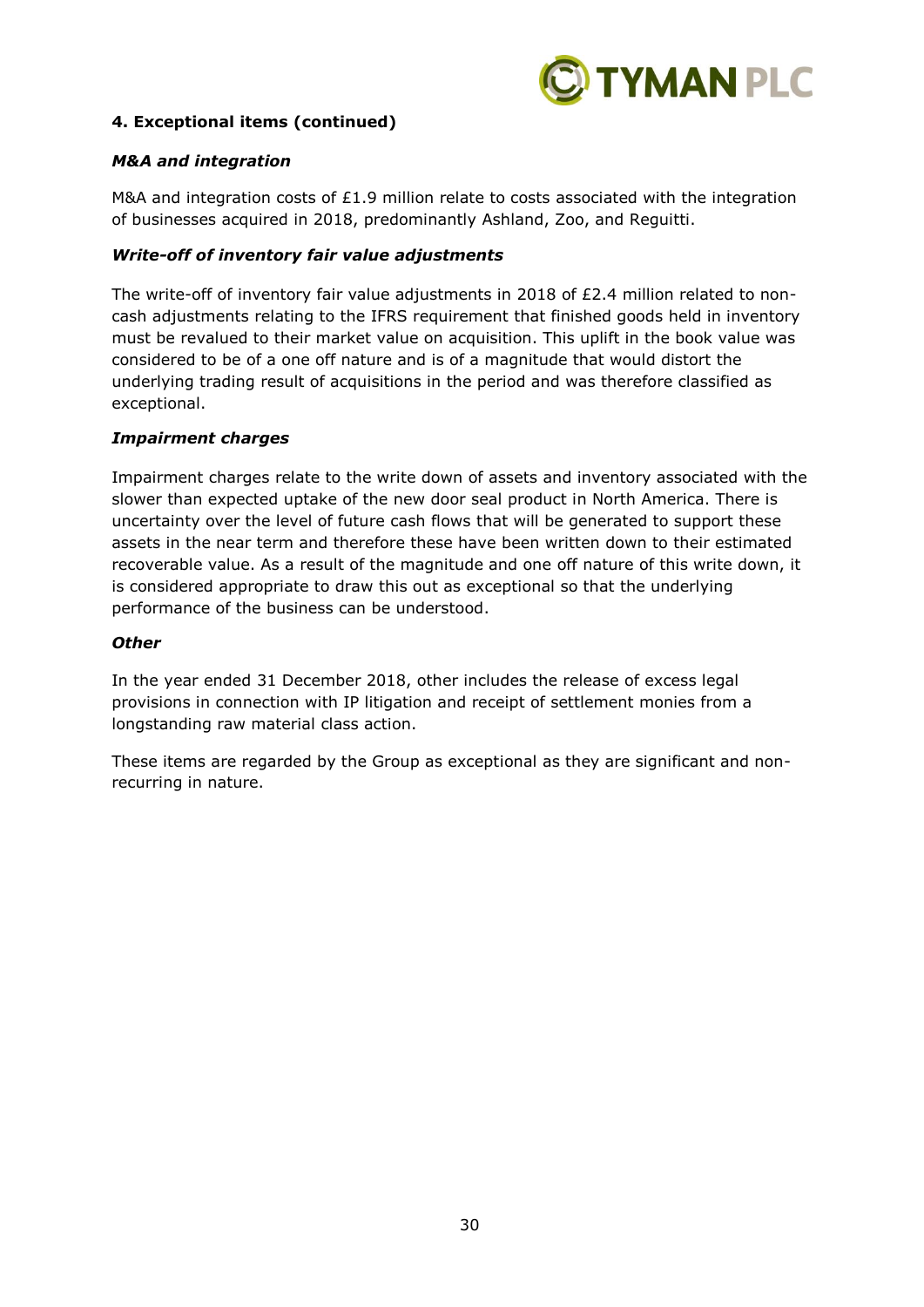### 4. Exceptional items (continued)

***M&A and integration***

M&A and integration costs of £1.9 million relate to costs associated with the integration of businesses acquired in 2018, predominantly Ashland, Zoo, and Reguitti.

***Write-off of inventory fair value adjustments***

The write-off of inventory fair value adjustments in 2018 of £2.4 million related to non-cash adjustments relating to the IFRS requirement that finished goods held in inventory must be revalued to their market value on acquisition. This uplift in the book value was considered to be of a one off nature and is of a magnitude that would distort the underlying trading result of acquisitions in the period and was therefore classified as exceptional.

***Impairment charges***

Impairment charges relate to the write down of assets and inventory associated with the slower than expected uptake of the new door seal product in North America. There is uncertainty over the level of future cash flows that will be generated to support these assets in the near term and therefore these have been written down to their estimated recoverable value. As a result of the magnitude and one off nature of this write down, it is considered appropriate to draw this out as exceptional so that the underlying performance of the business can be understood.

***Other***

In the year ended 31 December 2018, other includes the release of excess legal provisions in connection with IP litigation and receipt of settlement monies from a longstanding raw material class action.

These items are regarded by the Group as exceptional as they are significant and non-recurring in nature.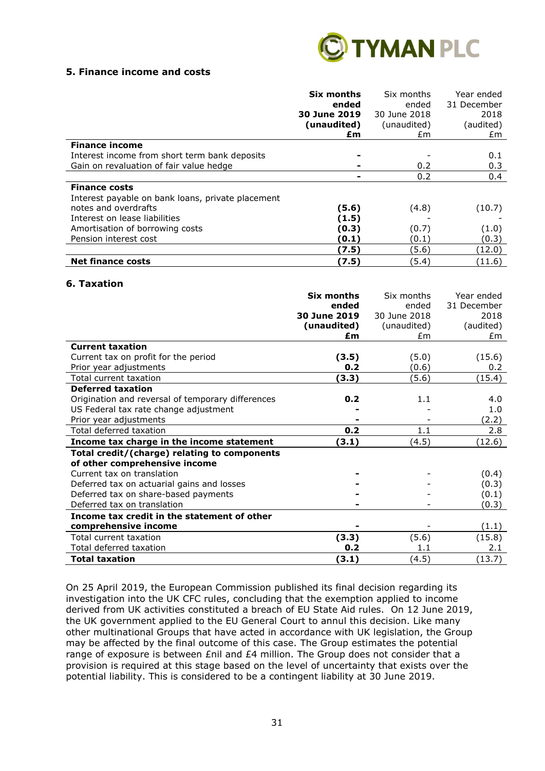## 5. Finance income and costs

| | **Six months ended 30 June 2019 (unaudited) £m** | Six months ended 30 June 2018 (unaudited) £m | Year ended 31 December 2018 (audited) £m |
|---|---|---|---|
| **Finance income** | | | |
| Interest income from short term bank deposits | **-** | - | 0.1 |
| Gain on revaluation of fair value hedge | **-** | 0.2 | 0.3 |
| | **-** | 0.2 | 0.4 |
| **Finance costs** | | | |
| Interest payable on bank loans, private placement notes and overdrafts | **(5.6)** | (4.8) | (10.7) |
| Interest on lease liabilities | **(1.5)** | - | - |
| Amortisation of borrowing costs | **(0.3)** | (0.7) | (1.0) |
| Pension interest cost | **(0.1)** | (0.1) | (0.3) |
| | **(7.5)** | (5.6) | (12.0) |
| **Net finance costs** | **(7.5)** | (5.4) | (11.6) |

## 6. Taxation

| | **Six months ended 30 June 2019 (unaudited) £m** | Six months ended 30 June 2018 (unaudited) £m | Year ended 31 December 2018 (audited) £m |
|---|---|---|---|
| **Current taxation** | | | |
| Current tax on profit for the period | **(3.5)** | (5.0) | (15.6) |
| Prior year adjustments | **0.2** | (0.6) | 0.2 |
| Total current taxation | **(3.3)** | (5.6) | (15.4) |
| **Deferred taxation** | | | |
| Origination and reversal of temporary differences | **0.2** | 1.1 | 4.0 |
| US Federal tax rate change adjustment | **-** | - | 1.0 |
| Prior year adjustments | **-** | - | (2.2) |
| Total deferred taxation | **0.2** | 1.1 | 2.8 |
| **Income tax charge in the income statement** | **(3.1)** | (4.5) | (12.6) |
| **Total credit/(charge) relating to components of other comprehensive income** | | | |
| Current tax on translation | **-** | - | (0.4) |
| Deferred tax on actuarial gains and losses | **-** | - | (0.3) |
| Deferred tax on share-based payments | **-** | - | (0.1) |
| Deferred tax on translation | **-** | - | (0.3) |
| **Income tax credit in the statement of other comprehensive income** | **-** | - | (1.1) |
| Total current taxation | **(3.3)** | (5.6) | (15.8) |
| Total deferred taxation | **0.2** | 1.1 | 2.1 |
| **Total taxation** | **(3.1)** | (4.5) | (13.7) |

On 25 April 2019, the European Commission published its final decision regarding its investigation into the UK CFC rules, concluding that the exemption applied to income derived from UK activities constituted a breach of EU State Aid rules. On 12 June 2019, the UK government applied to the EU General Court to annul this decision. Like many other multinational Groups that have acted in accordance with UK legislation, the Group may be affected by the final outcome of this case. The Group estimates the potential range of exposure is between £nil and £4 million. The Group does not consider that a provision is required at this stage based on the level of uncertainty that exists over the potential liability. This is considered to be a contingent liability at 30 June 2019.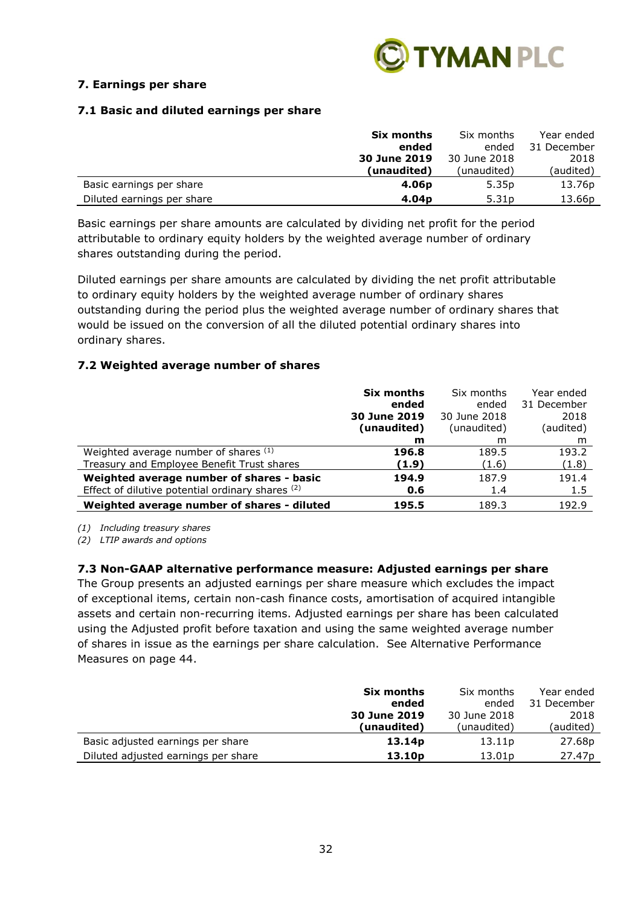## 7. Earnings per share

### 7.1 Basic and diluted earnings per share

| | **Six months ended 30 June 2019 (unaudited)** | Six months ended 30 June 2018 (unaudited) | Year ended 31 December 2018 (audited) |
|---|---|---|---|
| Basic earnings per share | **4.06p** | 5.35p | 13.76p |
| Diluted earnings per share | **4.04p** | 5.31p | 13.66p |

Basic earnings per share amounts are calculated by dividing net profit for the period attributable to ordinary equity holders by the weighted average number of ordinary shares outstanding during the period.

Diluted earnings per share amounts are calculated by dividing the net profit attributable to ordinary equity holders by the weighted average number of ordinary shares outstanding during the period plus the weighted average number of ordinary shares that would be issued on the conversion of all the diluted potential ordinary shares into ordinary shares.

### 7.2 Weighted average number of shares

| | **Six months ended 30 June 2019 (unaudited) m** | Six months ended 30 June 2018 (unaudited) m | Year ended 31 December 2018 (audited) m |
|---|---|---|---|
| Weighted average number of shares (1) | **196.8** | 189.5 | 193.2 |
| Treasury and Employee Benefit Trust shares | **(1.9)** | (1.6) | (1.8) |
| **Weighted average number of shares - basic** | **194.9** | 187.9 | 191.4 |
| Effect of dilutive potential ordinary shares (2) | **0.6** | 1.4 | 1.5 |
| **Weighted average number of shares - diluted** | **195.5** | 189.3 | 192.9 |

*(1) Including treasury shares*

*(2) LTIP awards and options*

### 7.3 Non-GAAP alternative performance measure: Adjusted earnings per share

The Group presents an adjusted earnings per share measure which excludes the impact of exceptional items, certain non-cash finance costs, amortisation of acquired intangible assets and certain non-recurring items. Adjusted earnings per share has been calculated using the Adjusted profit before taxation and using the same weighted average number of shares in issue as the earnings per share calculation. See Alternative Performance Measures on page 44.

| | **Six months ended 30 June 2019 (unaudited)** | Six months ended 30 June 2018 (unaudited) | Year ended 31 December 2018 (audited) |
|---|---|---|---|
| Basic adjusted earnings per share | **13.14p** | 13.11p | 27.68p |
| Diluted adjusted earnings per share | **13.10p** | 13.01p | 27.47p |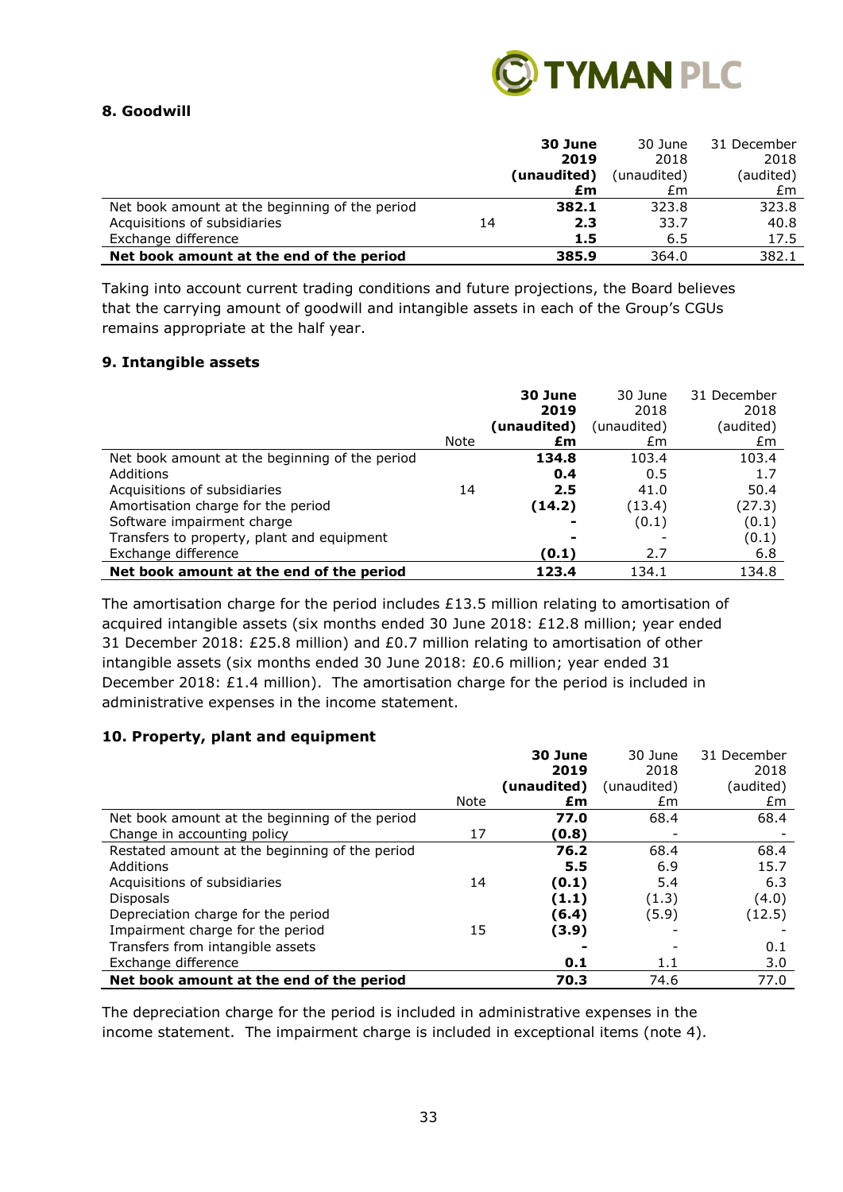### 8. Goodwill

| | Note | **30 June 2019 (unaudited) £m** | 30 June 2018 (unaudited) £m | 31 December 2018 (audited) £m |
|---|---|---|---|---|
| Net book amount at the beginning of the period | | **382.1** | 323.8 | 323.8 |
| Acquisitions of subsidiaries | 14 | **2.3** | 33.7 | 40.8 |
| Exchange difference | | **1.5** | 6.5 | 17.5 |
| **Net book amount at the end of the period** | | **385.9** | 364.0 | 382.1 |

Taking into account current trading conditions and future projections, the Board believes that the carrying amount of goodwill and intangible assets in each of the Group's CGUs remains appropriate at the half year.

### 9. Intangible assets

| | Note | **30 June 2019 (unaudited) £m** | 30 June 2018 (unaudited) £m | 31 December 2018 (audited) £m |
|---|---|---|---|---|
| Net book amount at the beginning of the period | | **134.8** | 103.4 | 103.4 |
| Additions | | **0.4** | 0.5 | 1.7 |
| Acquisitions of subsidiaries | 14 | **2.5** | 41.0 | 50.4 |
| Amortisation charge for the period | | **(14.2)** | (13.4) | (27.3) |
| Software impairment charge | | **-** | (0.1) | (0.1) |
| Transfers to property, plant and equipment | | **-** | - | (0.1) |
| Exchange difference | | **(0.1)** | 2.7 | 6.8 |
| **Net book amount at the end of the period** | | **123.4** | 134.1 | 134.8 |

The amortisation charge for the period includes £13.5 million relating to amortisation of acquired intangible assets (six months ended 30 June 2018: £12.8 million; year ended 31 December 2018: £25.8 million) and £0.7 million relating to amortisation of other intangible assets (six months ended 30 June 2018: £0.6 million; year ended 31 December 2018: £1.4 million). The amortisation charge for the period is included in administrative expenses in the income statement.

### 10. Property, plant and equipment

| | Note | **30 June 2019 (unaudited) £m** | 30 June 2018 (unaudited) £m | 31 December 2018 (audited) £m |
|---|---|---|---|---|
| Net book amount at the beginning of the period | | **77.0** | 68.4 | 68.4 |
| Change in accounting policy | 17 | **(0.8)** | - | - |
| Restated amount at the beginning of the period | | **76.2** | 68.4 | 68.4 |
| Additions | | **5.5** | 6.9 | 15.7 |
| Acquisitions of subsidiaries | 14 | **(0.1)** | 5.4 | 6.3 |
| Disposals | | **(1.1)** | (1.3) | (4.0) |
| Depreciation charge for the period | | **(6.4)** | (5.9) | (12.5) |
| Impairment charge for the period | 15 | **(3.9)** | - | - |
| Transfers from intangible assets | | **-** | - | 0.1 |
| Exchange difference | | **0.1** | 1.1 | 3.0 |
| **Net book amount at the end of the period** | | **70.3** | 74.6 | 77.0 |

The depreciation charge for the period is included in administrative expenses in the income statement. The impairment charge is included in exceptional items (note 4).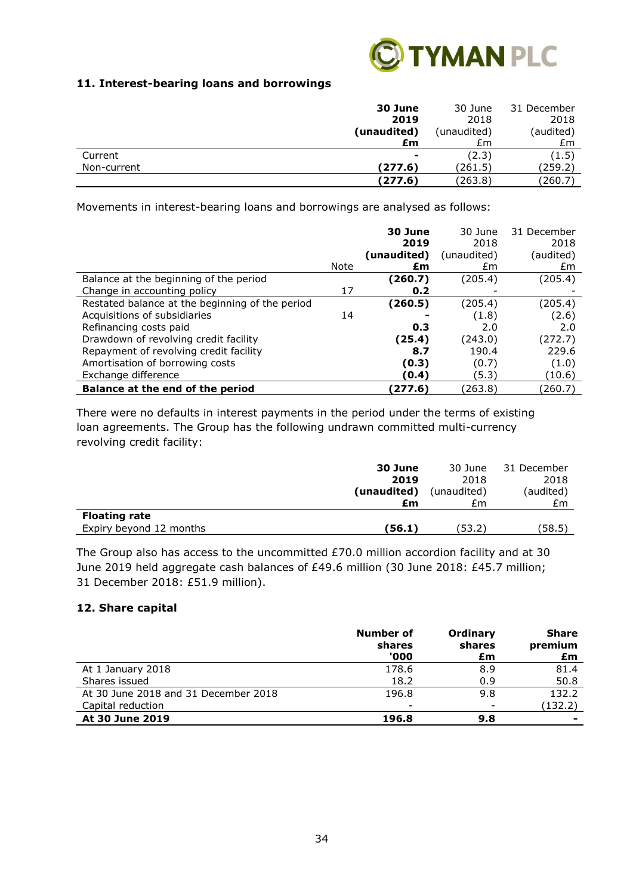## 11. Interest-bearing loans and borrowings

| | **30 June 2019 (unaudited) £m** | 30 June 2018 (unaudited) £m | 31 December 2018 (audited) £m |
|---|---|---|---|
| Current | **-** | (2.3) | (1.5) |
| Non-current | **(277.6)** | (261.5) | (259.2) |
| | **(277.6)** | (263.8) | (260.7) |

Movements in interest-bearing loans and borrowings are analysed as follows:

| | Note | **30 June 2019 (unaudited) £m** | 30 June 2018 (unaudited) £m | 31 December 2018 (audited) £m |
|---|---|---|---|---|
| Balance at the beginning of the period | | **(260.7)** | (205.4) | (205.4) |
| Change in accounting policy | 17 | **0.2** | - | - |
| Restated balance at the beginning of the period | | **(260.5)** | (205.4) | (205.4) |
| Acquisitions of subsidiaries | 14 | **-** | (1.8) | (2.6) |
| Refinancing costs paid | | **0.3** | 2.0 | 2.0 |
| Drawdown of revolving credit facility | | **(25.4)** | (243.0) | (272.7) |
| Repayment of revolving credit facility | | **8.7** | 190.4 | 229.6 |
| Amortisation of borrowing costs | | **(0.3)** | (0.7) | (1.0) |
| Exchange difference | | **(0.4)** | (5.3) | (10.6) |
| **Balance at the end of the period** | | **(277.6)** | (263.8) | (260.7) |

There were no defaults in interest payments in the period under the terms of existing loan agreements. The Group has the following undrawn committed multi-currency revolving credit facility:

| | **30 June 2019 (unaudited) £m** | 30 June 2018 (unaudited) £m | 31 December 2018 (audited) £m |
|---|---|---|---|
| **Floating rate** | | | |
| Expiry beyond 12 months | **(56.1)** | (53.2) | (58.5) |

The Group also has access to the uncommitted £70.0 million accordion facility and at 30 June 2019 held aggregate cash balances of £49.6 million (30 June 2018: £45.7 million; 31 December 2018: £51.9 million).

## 12. Share capital

| | **Number of shares '000** | **Ordinary shares £m** | **Share premium £m** |
|---|---|---|---|
| At 1 January 2018 | 178.6 | 8.9 | 81.4 |
| Shares issued | 18.2 | 0.9 | 50.8 |
| At 30 June 2018 and 31 December 2018 | 196.8 | 9.8 | 132.2 |
| Capital reduction | - | - | (132.2) |
| **At 30 June 2019** | **196.8** | **9.8** | **-** |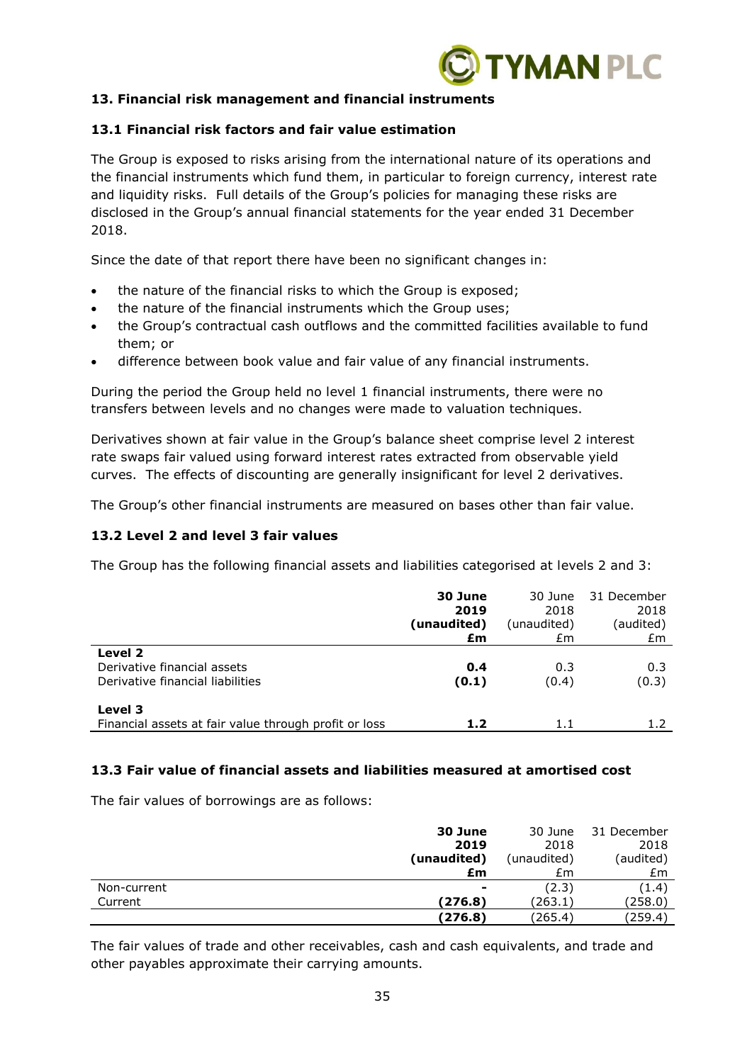### 13. Financial risk management and financial instruments

#### 13.1 Financial risk factors and fair value estimation

The Group is exposed to risks arising from the international nature of its operations and the financial instruments which fund them, in particular to foreign currency, interest rate and liquidity risks. Full details of the Group's policies for managing these risks are disclosed in the Group's annual financial statements for the year ended 31 December 2018.

Since the date of that report there have been no significant changes in:

- the nature of the financial risks to which the Group is exposed;
- the nature of the financial instruments which the Group uses;
- the Group's contractual cash outflows and the committed facilities available to fund them; or
- difference between book value and fair value of any financial instruments.

During the period the Group held no level 1 financial instruments, there were no transfers between levels and no changes were made to valuation techniques.

Derivatives shown at fair value in the Group's balance sheet comprise level 2 interest rate swaps fair valued using forward interest rates extracted from observable yield curves. The effects of discounting are generally insignificant for level 2 derivatives.

The Group's other financial instruments are measured on bases other than fair value.

#### 13.2 Level 2 and level 3 fair values

The Group has the following financial assets and liabilities categorised at levels 2 and 3:

| | **30 June 2019 (unaudited) £m** | 30 June 2018 (unaudited) £m | 31 December 2018 (audited) £m |
|---|---|---|---|
| **Level 2** | | | |
| Derivative financial assets | **0.4** | 0.3 | 0.3 |
| Derivative financial liabilities | **(0.1)** | (0.4) | (0.3) |
| **Level 3** | | | |
| Financial assets at fair value through profit or loss | **1.2** | 1.1 | 1.2 |

#### 13.3 Fair value of financial assets and liabilities measured at amortised cost

The fair values of borrowings are as follows:

| | **30 June 2019 (unaudited) £m** | 30 June 2018 (unaudited) £m | 31 December 2018 (audited) £m |
|---|---|---|---|
| Non-current | **-** | (2.3) | (1.4) |
| Current | **(276.8)** | (263.1) | (258.0) |
| | **(276.8)** | (265.4) | (259.4) |

The fair values of trade and other receivables, cash and cash equivalents, and trade and other payables approximate their carrying amounts.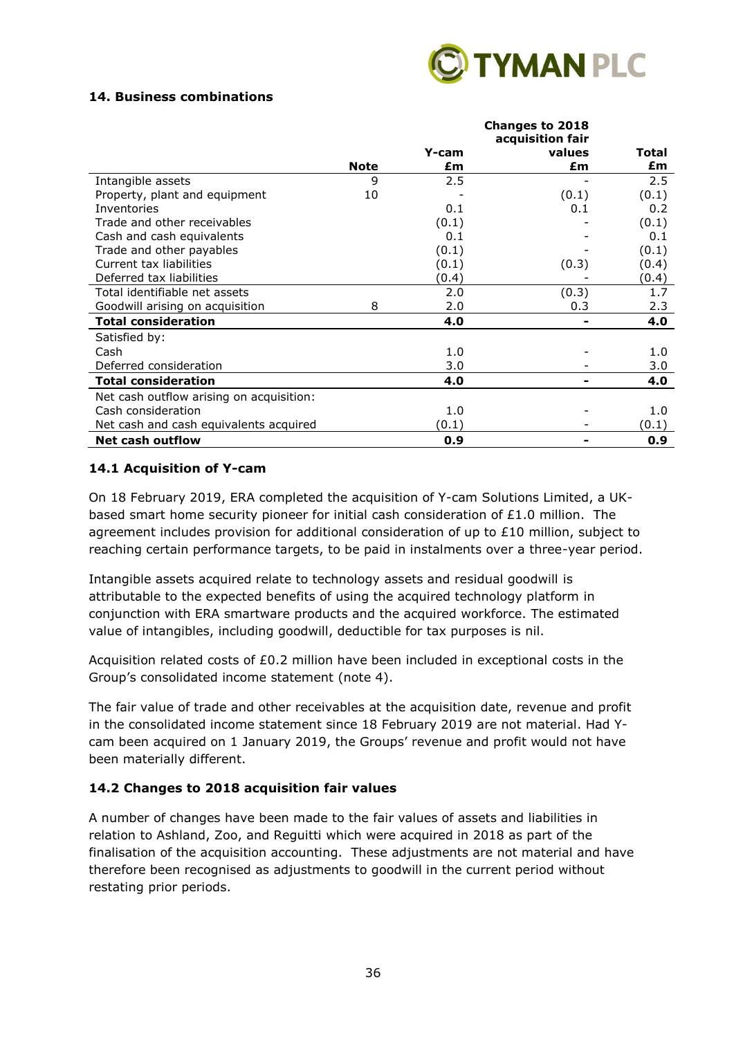## 14. Business combinations

| | Note | Y-cam £m | Changes to 2018 acquisition fair values £m | Total £m |
|---|---|---|---|---|
| Intangible assets | 9 | 2.5 | - | 2.5 |
| Property, plant and equipment | 10 | - | (0.1) | (0.1) |
| Inventories | | 0.1 | 0.1 | 0.2 |
| Trade and other receivables | | (0.1) | - | (0.1) |
| Cash and cash equivalents | | 0.1 | - | 0.1 |
| Trade and other payables | | (0.1) | - | (0.1) |
| Current tax liabilities | | (0.1) | (0.3) | (0.4) |
| Deferred tax liabilities | | (0.4) | - | (0.4) |
| Total identifiable net assets | | 2.0 | (0.3) | 1.7 |
| Goodwill arising on acquisition | 8 | 2.0 | 0.3 | 2.3 |
| **Total consideration** | | **4.0** | **-** | **4.0** |
| Satisfied by: | | | | |
| Cash | | 1.0 | - | 1.0 |
| Deferred consideration | | 3.0 | - | 3.0 |
| **Total consideration** | | **4.0** | **-** | **4.0** |
| Net cash outflow arising on acquisition: | | | | |
| Cash consideration | | 1.0 | - | 1.0 |
| Net cash and cash equivalents acquired | | (0.1) | - | (0.1) |
| **Net cash outflow** | | **0.9** | **-** | **0.9** |

### 14.1 Acquisition of Y-cam

On 18 February 2019, ERA completed the acquisition of Y-cam Solutions Limited, a UK-based smart home security pioneer for initial cash consideration of £1.0 million. The agreement includes provision for additional consideration of up to £10 million, subject to reaching certain performance targets, to be paid in instalments over a three-year period.

Intangible assets acquired relate to technology assets and residual goodwill is attributable to the expected benefits of using the acquired technology platform in conjunction with ERA smartware products and the acquired workforce. The estimated value of intangibles, including goodwill, deductible for tax purposes is nil.

Acquisition related costs of £0.2 million have been included in exceptional costs in the Group's consolidated income statement (note 4).

The fair value of trade and other receivables at the acquisition date, revenue and profit in the consolidated income statement since 18 February 2019 are not material. Had Y-cam been acquired on 1 January 2019, the Groups' revenue and profit would not have been materially different.

### 14.2 Changes to 2018 acquisition fair values

A number of changes have been made to the fair values of assets and liabilities in relation to Ashland, Zoo, and Reguitti which were acquired in 2018 as part of the finalisation of the acquisition accounting. These adjustments are not material and have therefore been recognised as adjustments to goodwill in the current period without restating prior periods.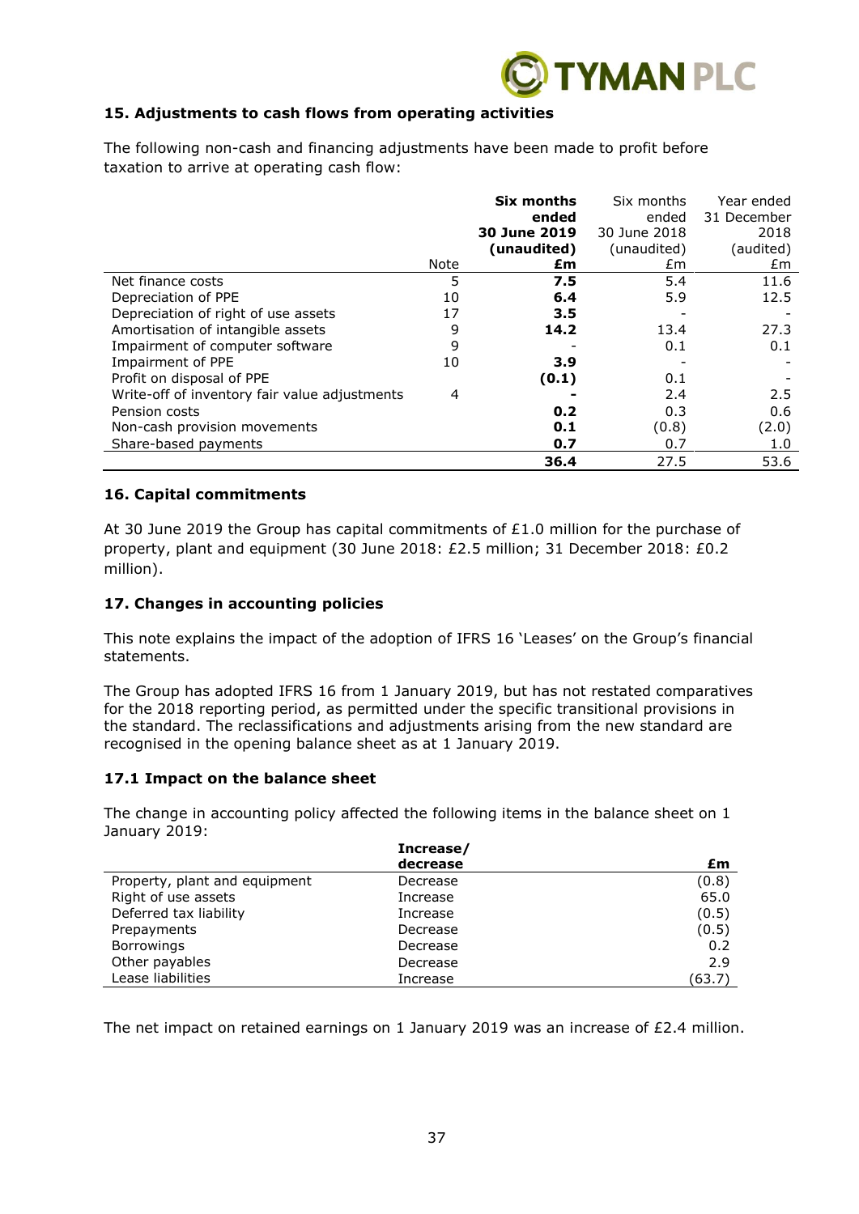### 15. Adjustments to cash flows from operating activities

The following non-cash and financing adjustments have been made to profit before taxation to arrive at operating cash flow:

| | Note | **Six months ended 30 June 2019 (unaudited) £m** | Six months ended 30 June 2018 (unaudited) £m | Year ended 31 December 2018 (audited) £m |
|---|---|---|---|---|
| Net finance costs | 5 | **7.5** | 5.4 | 11.6 |
| Depreciation of PPE | 10 | **6.4** | 5.9 | 12.5 |
| Depreciation of right of use assets | 17 | **3.5** | - | - |
| Amortisation of intangible assets | 9 | **14.2** | 13.4 | 27.3 |
| Impairment of computer software | 9 | **-** | 0.1 | 0.1 |
| Impairment of PPE | 10 | **3.9** | - | - |
| Profit on disposal of PPE | | **(0.1)** | 0.1 | - |
| Write-off of inventory fair value adjustments | 4 | **-** | 2.4 | 2.5 |
| Pension costs | | **0.2** | 0.3 | 0.6 |
| Non-cash provision movements | | **0.1** | (0.8) | (2.0) |
| Share-based payments | | **0.7** | 0.7 | 1.0 |
| | | **36.4** | 27.5 | 53.6 |

### 16. Capital commitments

At 30 June 2019 the Group has capital commitments of £1.0 million for the purchase of property, plant and equipment (30 June 2018: £2.5 million; 31 December 2018: £0.2 million).

### 17. Changes in accounting policies

This note explains the impact of the adoption of IFRS 16 'Leases' on the Group's financial statements.

The Group has adopted IFRS 16 from 1 January 2019, but has not restated comparatives for the 2018 reporting period, as permitted under the specific transitional provisions in the standard. The reclassifications and adjustments arising from the new standard are recognised in the opening balance sheet as at 1 January 2019.

### 17.1 Impact on the balance sheet

The change in accounting policy affected the following items in the balance sheet on 1 January 2019:

| | **Increase/ decrease** | **£m** |
|---|---|---|
| Property, plant and equipment | Decrease | (0.8) |
| Right of use assets | Increase | 65.0 |
| Deferred tax liability | Increase | (0.5) |
| Prepayments | Decrease | (0.5) |
| Borrowings | Decrease | 0.2 |
| Other payables | Decrease | 2.9 |
| Lease liabilities | Increase | (63.7) |

The net impact on retained earnings on 1 January 2019 was an increase of £2.4 million.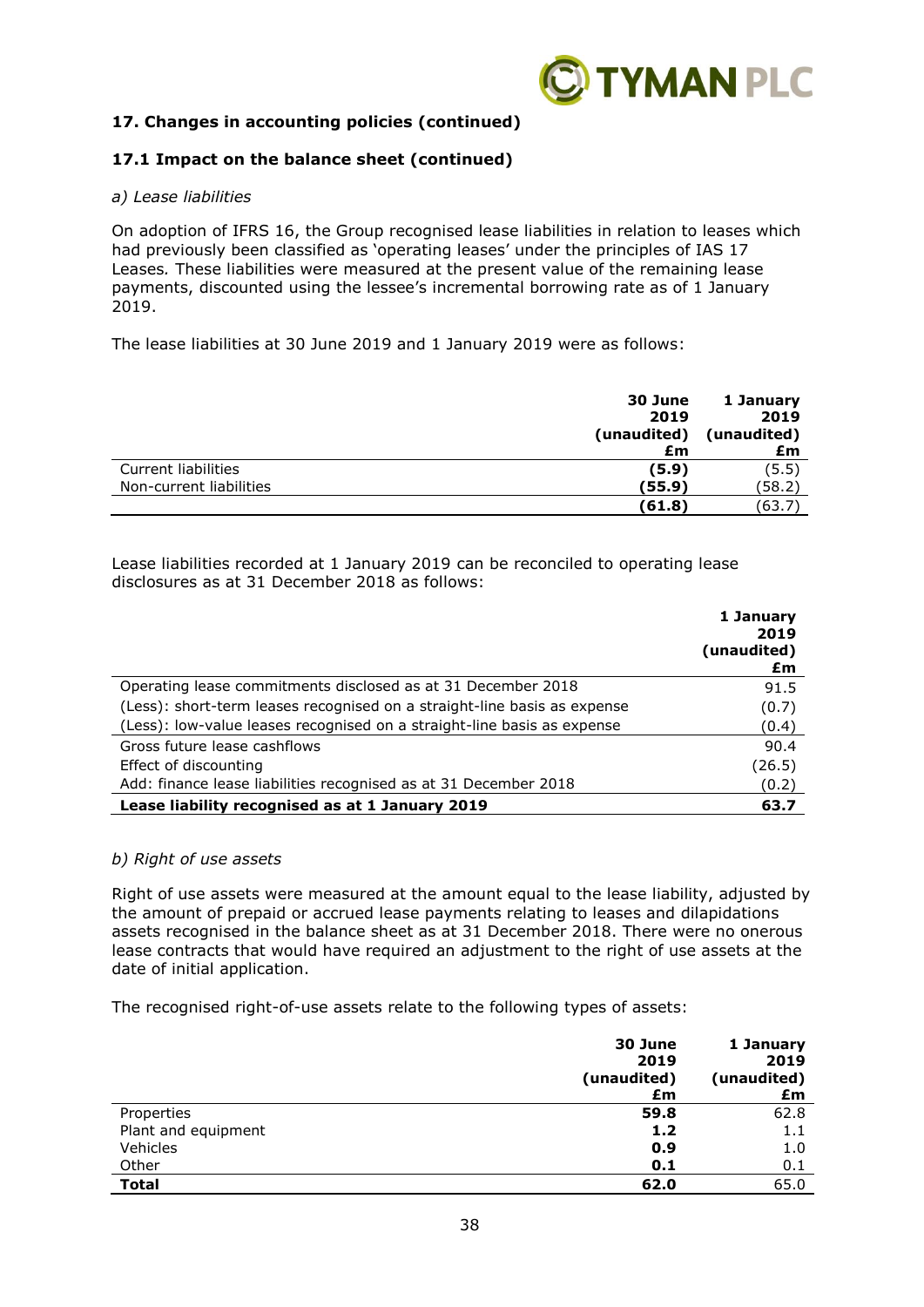## 17. Changes in accounting policies (continued)

### 17.1 Impact on the balance sheet (continued)

*a) Lease liabilities*

On adoption of IFRS 16, the Group recognised lease liabilities in relation to leases which had previously been classified as 'operating leases' under the principles of IAS 17 Leases*.* These liabilities were measured at the present value of the remaining lease payments, discounted using the lessee's incremental borrowing rate as of 1 January 2019.

The lease liabilities at 30 June 2019 and 1 January 2019 were as follows:

| | **30 June 2019 (unaudited) £m** | **1 January 2019 (unaudited) £m** |
|---|---|---|
| Current liabilities | **(5.9)** | (5.5) |
| Non-current liabilities | **(55.9)** | (58.2) |
| | **(61.8)** | (63.7) |

Lease liabilities recorded at 1 January 2019 can be reconciled to operating lease disclosures as at 31 December 2018 as follows:

| | **1 January 2019 (unaudited) £m** |
|---|---|
| Operating lease commitments disclosed as at 31 December 2018 | 91.5 |
| (Less): short-term leases recognised on a straight-line basis as expense | (0.7) |
| (Less): low-value leases recognised on a straight-line basis as expense | (0.4) |
| Gross future lease cashflows | 90.4 |
| Effect of discounting | (26.5) |
| Add: finance lease liabilities recognised as at 31 December 2018 | (0.2) |
| **Lease liability recognised as at 1 January 2019** | **63.7** |

*b) Right of use assets*

Right of use assets were measured at the amount equal to the lease liability, adjusted by the amount of prepaid or accrued lease payments relating to leases and dilapidations assets recognised in the balance sheet as at 31 December 2018. There were no onerous lease contracts that would have required an adjustment to the right of use assets at the date of initial application.

The recognised right-of-use assets relate to the following types of assets:

| | **30 June 2019 (unaudited) £m** | **1 January 2019 (unaudited) £m** |
|---|---|---|
| Properties | **59.8** | 62.8 |
| Plant and equipment | **1.2** | 1.1 |
| Vehicles | **0.9** | 1.0 |
| Other | **0.1** | 0.1 |
| **Total** | **62.0** | 65.0 |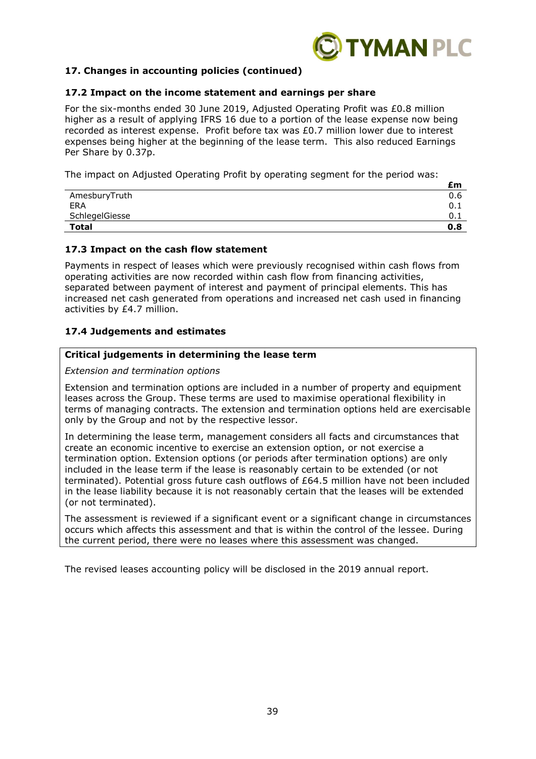### 17. Changes in accounting policies (continued)

### 17.2 Impact on the income statement and earnings per share

For the six-months ended 30 June 2019, Adjusted Operating Profit was £0.8 million higher as a result of applying IFRS 16 due to a portion of the lease expense now being recorded as interest expense. Profit before tax was £0.7 million lower due to interest expenses being higher at the beginning of the lease term. This also reduced Earnings Per Share by 0.37p.

The impact on Adjusted Operating Profit by operating segment for the period was:

| | £m |
|---|---|
| AmesburyTruth | 0.6 |
| ERA | 0.1 |
| SchlegelGiesse | 0.1 |
| **Total** | **0.8** |

### 17.3 Impact on the cash flow statement

Payments in respect of leases which were previously recognised within cash flows from operating activities are now recorded within cash flow from financing activities, separated between payment of interest and payment of principal elements. This has increased net cash generated from operations and increased net cash used in financing activities by £4.7 million.

### 17.4 Judgements and estimates

**Critical judgements in determining the lease term**

*Extension and termination options*

Extension and termination options are included in a number of property and equipment leases across the Group. These terms are used to maximise operational flexibility in terms of managing contracts. The extension and termination options held are exercisable only by the Group and not by the respective lessor.

In determining the lease term, management considers all facts and circumstances that create an economic incentive to exercise an extension option, or not exercise a termination option. Extension options (or periods after termination options) are only included in the lease term if the lease is reasonably certain to be extended (or not terminated). Potential gross future cash outflows of £64.5 million have not been included in the lease liability because it is not reasonably certain that the leases will be extended (or not terminated).

The assessment is reviewed if a significant event or a significant change in circumstances occurs which affects this assessment and that is within the control of the lessee. During the current period, there were no leases where this assessment was changed.

The revised leases accounting policy will be disclosed in the 2019 annual report.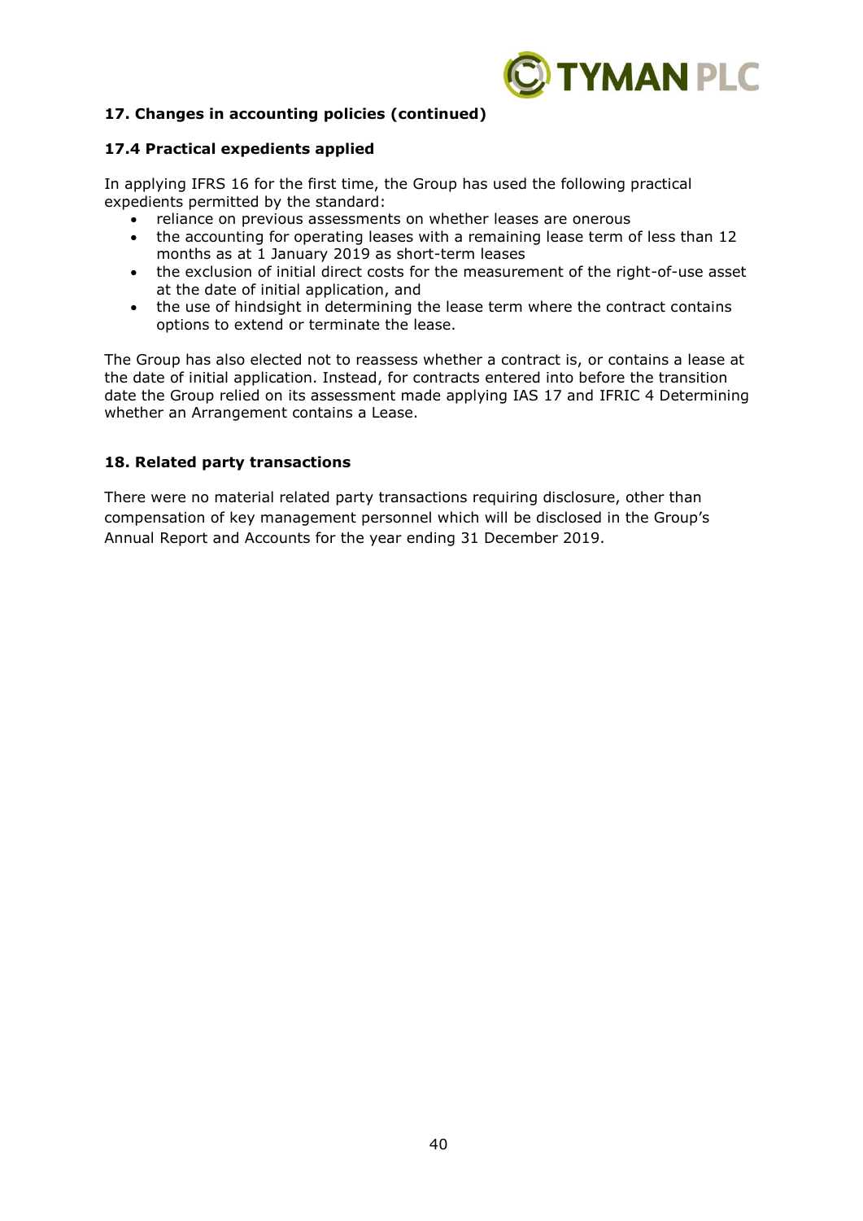### 17. Changes in accounting policies (continued)

#### 17.4 Practical expedients applied

In applying IFRS 16 for the first time, the Group has used the following practical expedients permitted by the standard:

- reliance on previous assessments on whether leases are onerous
- the accounting for operating leases with a remaining lease term of less than 12 months as at 1 January 2019 as short-term leases
- the exclusion of initial direct costs for the measurement of the right-of-use asset at the date of initial application, and
- the use of hindsight in determining the lease term where the contract contains options to extend or terminate the lease.

The Group has also elected not to reassess whether a contract is, or contains a lease at the date of initial application. Instead, for contracts entered into before the transition date the Group relied on its assessment made applying IAS 17 and IFRIC 4 Determining whether an Arrangement contains a Lease.

### 18. Related party transactions

There were no material related party transactions requiring disclosure, other than compensation of key management personnel which will be disclosed in the Group's Annual Report and Accounts for the year ending 31 December 2019.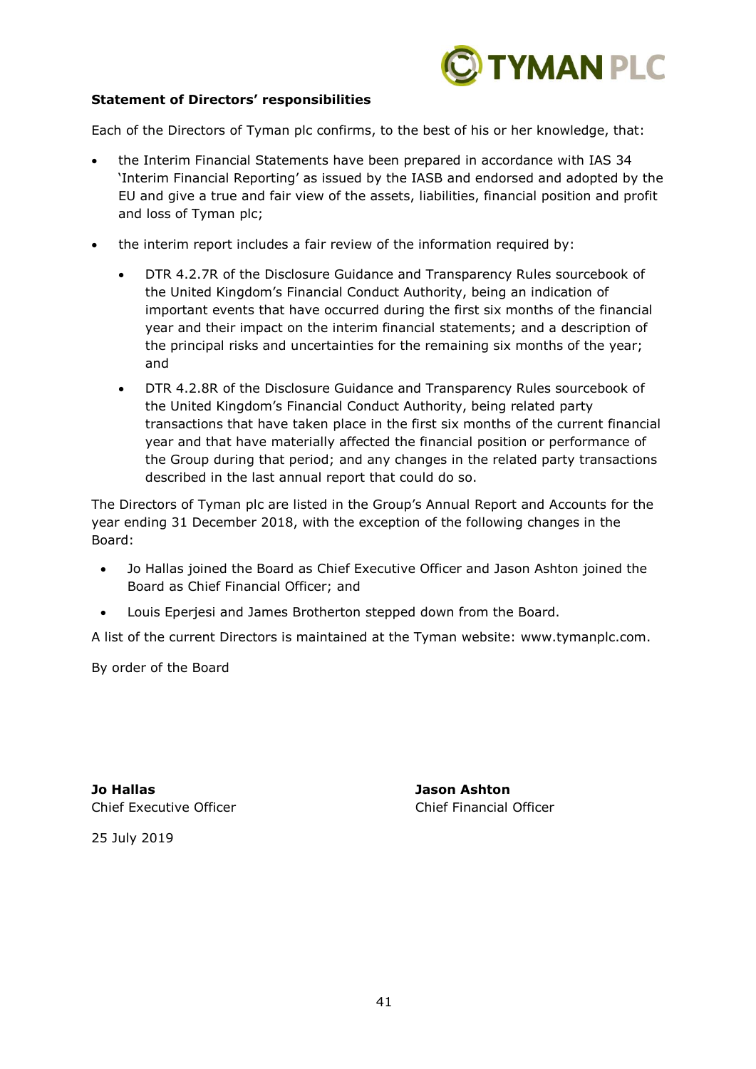**Statement of Directors' responsibilities**

Each of the Directors of Tyman plc confirms, to the best of his or her knowledge, that:

- the Interim Financial Statements have been prepared in accordance with IAS 34 'Interim Financial Reporting' as issued by the IASB and endorsed and adopted by the EU and give a true and fair view of the assets, liabilities, financial position and profit and loss of Tyman plc;
- the interim report includes a fair review of the information required by:
  - DTR 4.2.7R of the Disclosure Guidance and Transparency Rules sourcebook of the United Kingdom's Financial Conduct Authority, being an indication of important events that have occurred during the first six months of the financial year and their impact on the interim financial statements; and a description of the principal risks and uncertainties for the remaining six months of the year; and
  - DTR 4.2.8R of the Disclosure Guidance and Transparency Rules sourcebook of the United Kingdom's Financial Conduct Authority, being related party transactions that have taken place in the first six months of the current financial year and that have materially affected the financial position or performance of the Group during that period; and any changes in the related party transactions described in the last annual report that could do so.

The Directors of Tyman plc are listed in the Group's Annual Report and Accounts for the year ending 31 December 2018, with the exception of the following changes in the Board:

- Jo Hallas joined the Board as Chief Executive Officer and Jason Ashton joined the Board as Chief Financial Officer; and
- Louis Eperjesi and James Brotherton stepped down from the Board.

A list of the current Directors is maintained at the Tyman website: www.tymanplc.com.

By order of the Board

**Jo Hallas**
Chief Executive Officer

**Jason Ashton**
Chief Financial Officer

25 July 2019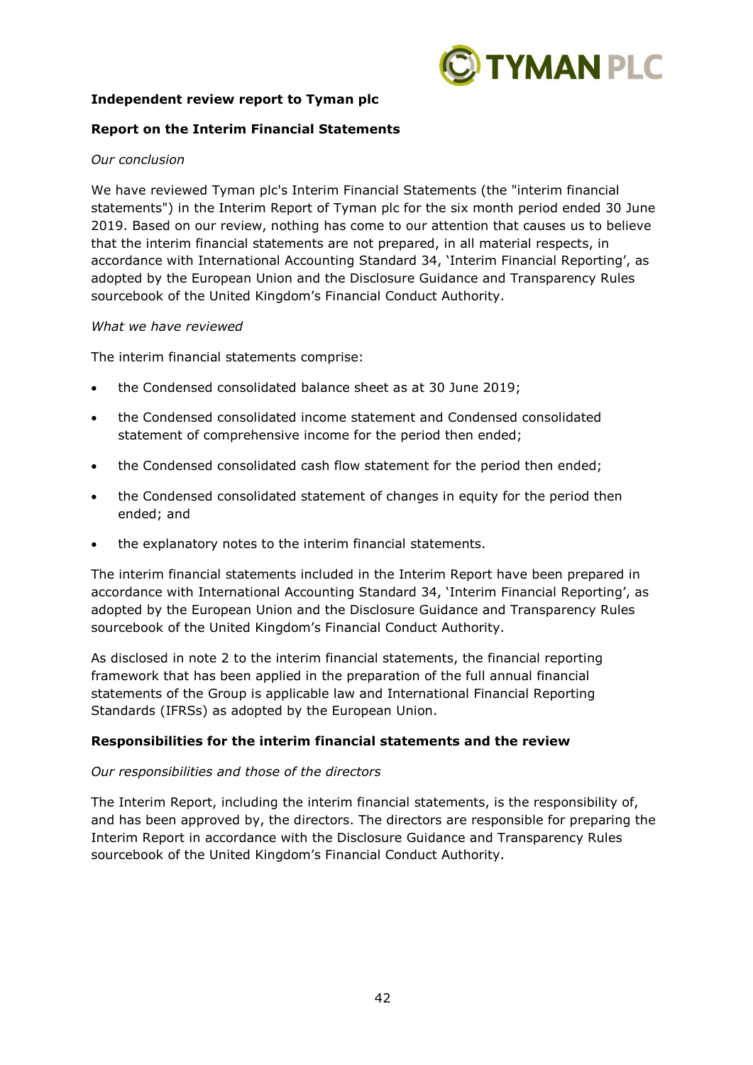**Independent review report to Tyman plc**

**Report on the Interim Financial Statements**

*Our conclusion*

We have reviewed Tyman plc's Interim Financial Statements (the "interim financial statements") in the Interim Report of Tyman plc for the six month period ended 30 June 2019. Based on our review, nothing has come to our attention that causes us to believe that the interim financial statements are not prepared, in all material respects, in accordance with International Accounting Standard 34, 'Interim Financial Reporting', as adopted by the European Union and the Disclosure Guidance and Transparency Rules sourcebook of the United Kingdom's Financial Conduct Authority.

*What we have reviewed*

The interim financial statements comprise:

- the Condensed consolidated balance sheet as at 30 June 2019;
- the Condensed consolidated income statement and Condensed consolidated statement of comprehensive income for the period then ended;
- the Condensed consolidated cash flow statement for the period then ended;
- the Condensed consolidated statement of changes in equity for the period then ended; and
- the explanatory notes to the interim financial statements.

The interim financial statements included in the Interim Report have been prepared in accordance with International Accounting Standard 34, 'Interim Financial Reporting', as adopted by the European Union and the Disclosure Guidance and Transparency Rules sourcebook of the United Kingdom's Financial Conduct Authority.

As disclosed in note 2 to the interim financial statements, the financial reporting framework that has been applied in the preparation of the full annual financial statements of the Group is applicable law and International Financial Reporting Standards (IFRSs) as adopted by the European Union.

**Responsibilities for the interim financial statements and the review**

*Our responsibilities and those of the directors*

The Interim Report, including the interim financial statements, is the responsibility of, and has been approved by, the directors. The directors are responsible for preparing the Interim Report in accordance with the Disclosure Guidance and Transparency Rules sourcebook of the United Kingdom's Financial Conduct Authority.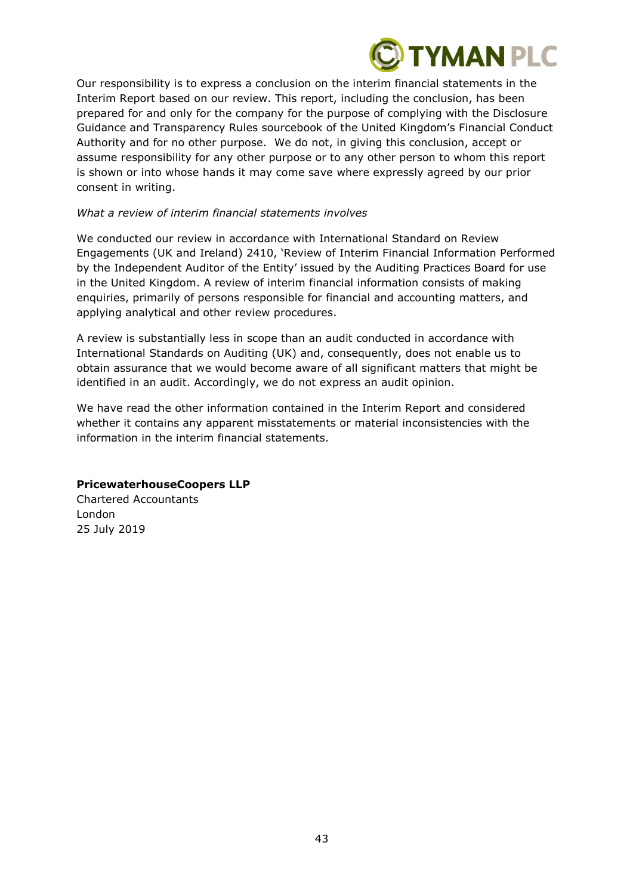Our responsibility is to express a conclusion on the interim financial statements in the Interim Report based on our review. This report, including the conclusion, has been prepared for and only for the company for the purpose of complying with the Disclosure Guidance and Transparency Rules sourcebook of the United Kingdom's Financial Conduct Authority and for no other purpose. We do not, in giving this conclusion, accept or assume responsibility for any other purpose or to any other person to whom this report is shown or into whose hands it may come save where expressly agreed by our prior consent in writing.

*What a review of interim financial statements involves*

We conducted our review in accordance with International Standard on Review Engagements (UK and Ireland) 2410, 'Review of Interim Financial Information Performed by the Independent Auditor of the Entity' issued by the Auditing Practices Board for use in the United Kingdom. A review of interim financial information consists of making enquiries, primarily of persons responsible for financial and accounting matters, and applying analytical and other review procedures.

A review is substantially less in scope than an audit conducted in accordance with International Standards on Auditing (UK) and, consequently, does not enable us to obtain assurance that we would become aware of all significant matters that might be identified in an audit. Accordingly, we do not express an audit opinion.

We have read the other information contained in the Interim Report and considered whether it contains any apparent misstatements or material inconsistencies with the information in the interim financial statements.

**PricewaterhouseCoopers LLP**
Chartered Accountants
London
25 July 2019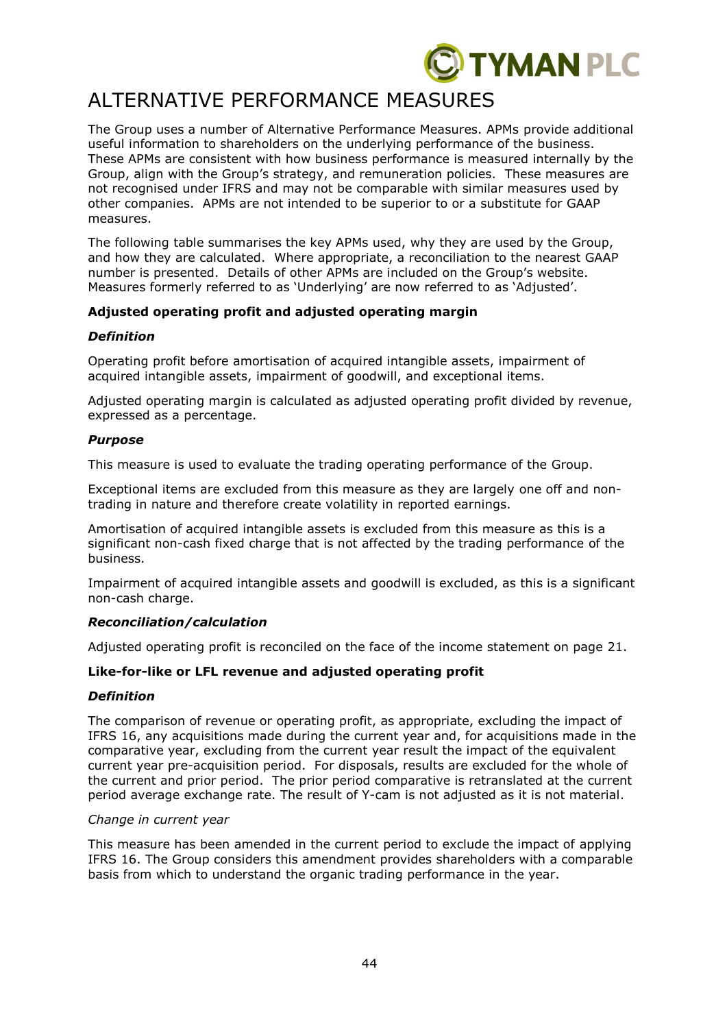# ALTERNATIVE PERFORMANCE MEASURES

The Group uses a number of Alternative Performance Measures. APMs provide additional useful information to shareholders on the underlying performance of the business. These APMs are consistent with how business performance is measured internally by the Group, align with the Group's strategy, and remuneration policies. These measures are not recognised under IFRS and may not be comparable with similar measures used by other companies. APMs are not intended to be superior to or a substitute for GAAP measures.

The following table summarises the key APMs used, why they are used by the Group, and how they are calculated. Where appropriate, a reconciliation to the nearest GAAP number is presented. Details of other APMs are included on the Group's website. Measures formerly referred to as 'Underlying' are now referred to as 'Adjusted'.

**Adjusted operating profit and adjusted operating margin**

***Definition***

Operating profit before amortisation of acquired intangible assets, impairment of acquired intangible assets, impairment of goodwill, and exceptional items.

Adjusted operating margin is calculated as adjusted operating profit divided by revenue, expressed as a percentage.

***Purpose***

This measure is used to evaluate the trading operating performance of the Group.

Exceptional items are excluded from this measure as they are largely one off and non-trading in nature and therefore create volatility in reported earnings.

Amortisation of acquired intangible assets is excluded from this measure as this is a significant non-cash fixed charge that is not affected by the trading performance of the business.

Impairment of acquired intangible assets and goodwill is excluded, as this is a significant non-cash charge.

***Reconciliation/calculation***

Adjusted operating profit is reconciled on the face of the income statement on page 21.

**Like-for-like or LFL revenue and adjusted operating profit**

***Definition***

The comparison of revenue or operating profit, as appropriate, excluding the impact of IFRS 16, any acquisitions made during the current year and, for acquisitions made in the comparative year, excluding from the current year result the impact of the equivalent current year pre-acquisition period. For disposals, results are excluded for the whole of the current and prior period. The prior period comparative is retranslated at the current period average exchange rate. The result of Y-cam is not adjusted as it is not material.

*Change in current year*

This measure has been amended in the current period to exclude the impact of applying IFRS 16. The Group considers this amendment provides shareholders with a comparable basis from which to understand the organic trading performance in the year.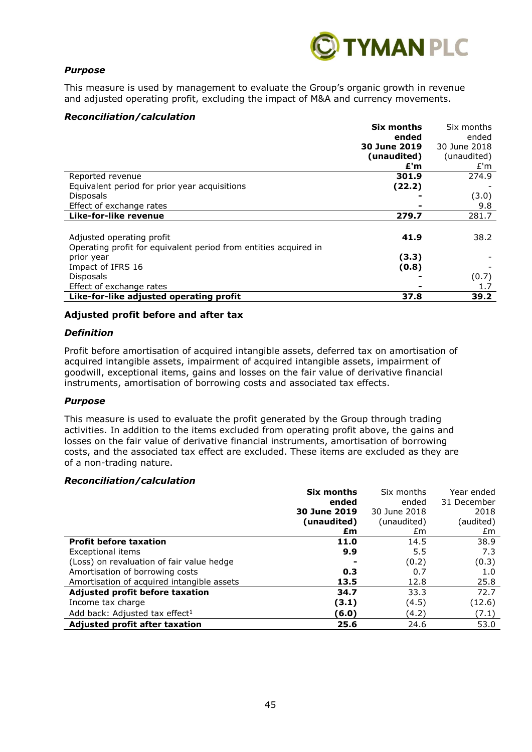***Purpose***

This measure is used by management to evaluate the Group's organic growth in revenue and adjusted operating profit, excluding the impact of M&A and currency movements.

***Reconciliation/calculation***

| | **Six months ended 30 June 2019 (unaudited) £'m** | Six months ended 30 June 2018 (unaudited) £'m |
|---|---|---|
| Reported revenue | **301.9** | 274.9 |
| Equivalent period for prior year acquisitions | **(22.2)** | - |
| Disposals | **-** | (3.0) |
| Effect of exchange rates | **-** | 9.8 |
| **Like-for-like revenue** | **279.7** | 281.7 |
| | | |
| Adjusted operating profit | **41.9** | 38.2 |
| Operating profit for equivalent period from entities acquired in prior year | **(3.3)** | - |
| Impact of IFRS 16 | **(0.8)** | - |
| Disposals | **-** | (0.7) |
| Effect of exchange rates | **-** | 1.7 |
| **Like-for-like adjusted operating profit** | **37.8** | **39.2** |

**Adjusted profit before and after tax**

***Definition***

Profit before amortisation of acquired intangible assets, deferred tax on amortisation of acquired intangible assets, impairment of acquired intangible assets, impairment of goodwill, exceptional items, gains and losses on the fair value of derivative financial instruments, amortisation of borrowing costs and associated tax effects.

***Purpose***

This measure is used to evaluate the profit generated by the Group through trading activities. In addition to the items excluded from operating profit above, the gains and losses on the fair value of derivative financial instruments, amortisation of borrowing costs, and the associated tax effect are excluded. These items are excluded as they are of a non-trading nature.

***Reconciliation/calculation***

| | **Six months ended 30 June 2019 (unaudited) £m** | Six months ended 30 June 2018 (unaudited) £m | Year ended 31 December 2018 (audited) £m |
|---|---|---|---|
| **Profit before taxation** | **11.0** | 14.5 | 38.9 |
| Exceptional items | **9.9** | 5.5 | 7.3 |
| (Loss) on revaluation of fair value hedge | **-** | (0.2) | (0.3) |
| Amortisation of borrowing costs | **0.3** | 0.7 | 1.0 |
| Amortisation of acquired intangible assets | **13.5** | 12.8 | 25.8 |
| **Adjusted profit before taxation** | **34.7** | 33.3 | 72.7 |
| Income tax charge | **(3.1)** | (4.5) | (12.6) |
| Add back: Adjusted tax effect[1] | **(6.0)** | (4.2) | (7.1) |
| **Adjusted profit after taxation** | **25.6** | 24.6 | 53.0 |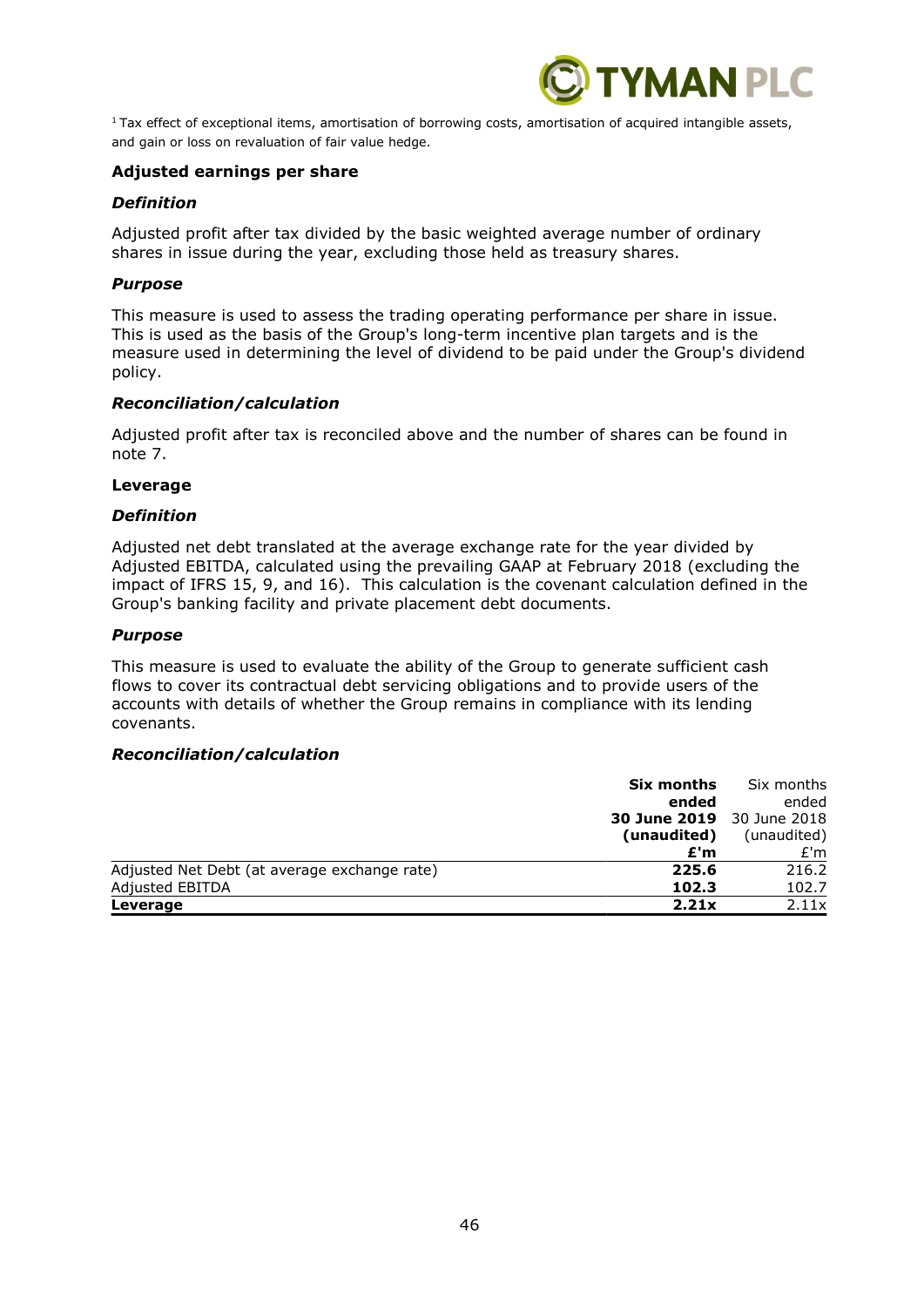[1] Tax effect of exceptional items, amortisation of borrowing costs, amortisation of acquired intangible assets, and gain or loss on revaluation of fair value hedge.

**Adjusted earnings per share**

***Definition***

Adjusted profit after tax divided by the basic weighted average number of ordinary shares in issue during the year, excluding those held as treasury shares.

***Purpose***

This measure is used to assess the trading operating performance per share in issue. This is used as the basis of the Group's long-term incentive plan targets and is the measure used in determining the level of dividend to be paid under the Group's dividend policy.

***Reconciliation/calculation***

Adjusted profit after tax is reconciled above and the number of shares can be found in note 7.

**Leverage**

***Definition***

Adjusted net debt translated at the average exchange rate for the year divided by Adjusted EBITDA, calculated using the prevailing GAAP at February 2018 (excluding the impact of IFRS 15, 9, and 16). This calculation is the covenant calculation defined in the Group's banking facility and private placement debt documents.

***Purpose***

This measure is used to evaluate the ability of the Group to generate sufficient cash flows to cover its contractual debt servicing obligations and to provide users of the accounts with details of whether the Group remains in compliance with its lending covenants.

***Reconciliation/calculation***

| | **Six months ended 30 June 2019 (unaudited) £'m** | Six months ended 30 June 2018 (unaudited) £'m |
|---|---|---|
| Adjusted Net Debt (at average exchange rate) | **225.6** | 216.2 |
| Adjusted EBITDA | **102.3** | 102.7 |
| **Leverage** | **2.21x** | 2.11x |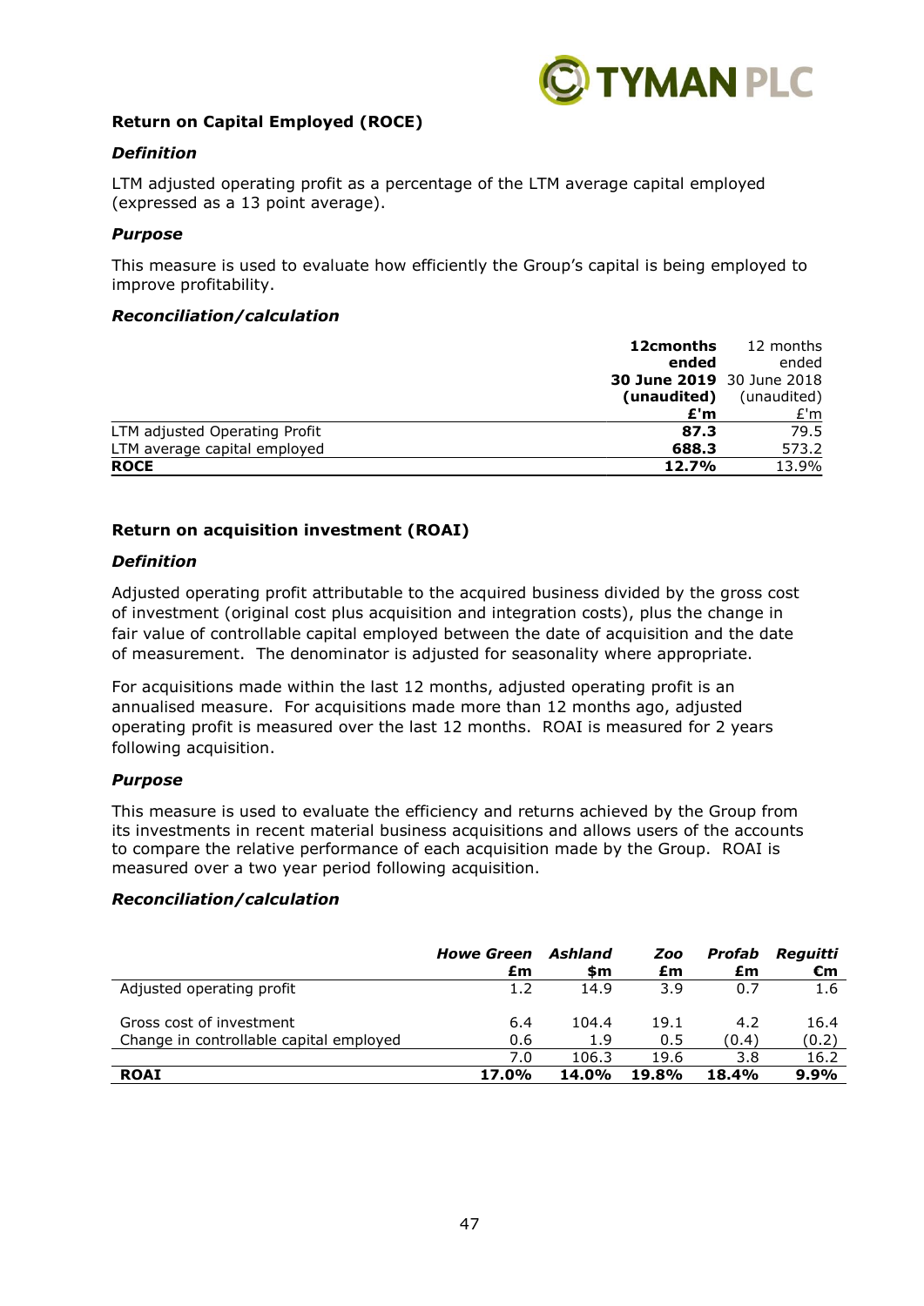## Return on Capital Employed (ROCE)

### *Definition*

LTM adjusted operating profit as a percentage of the LTM average capital employed (expressed as a 13 point average).

### *Purpose*

This measure is used to evaluate how efficiently the Group's capital is being employed to improve profitability.

### *Reconciliation/calculation*

| | **12cmonths ended 30 June 2019 (unaudited) £'m** | 12 months ended 30 June 2018 (unaudited) £'m |
|---|---|---|
| LTM adjusted Operating Profit | **87.3** | 79.5 |
| LTM average capital employed | **688.3** | 573.2 |
| **ROCE** | **12.7%** | 13.9% |

## Return on acquisition investment (ROAI)

### *Definition*

Adjusted operating profit attributable to the acquired business divided by the gross cost of investment (original cost plus acquisition and integration costs), plus the change in fair value of controllable capital employed between the date of acquisition and the date of measurement. The denominator is adjusted for seasonality where appropriate.

For acquisitions made within the last 12 months, adjusted operating profit is an annualised measure. For acquisitions made more than 12 months ago, adjusted operating profit is measured over the last 12 months. ROAI is measured for 2 years following acquisition.

### *Purpose*

This measure is used to evaluate the efficiency and returns achieved by the Group from its investments in recent material business acquisitions and allows users of the accounts to compare the relative performance of each acquisition made by the Group. ROAI is measured over a two year period following acquisition.

### *Reconciliation/calculation*

| | ***Howe Green* £m** | ***Ashland* $m** | ***Zoo* £m** | ***Profab* £m** | ***Reguitti* €m** |
|---|---|---|---|---|---|
| Adjusted operating profit | 1.2 | 14.9 | 3.9 | 0.7 | 1.6 |
| Gross cost of investment | 6.4 | 104.4 | 19.1 | 4.2 | 16.4 |
| Change in controllable capital employed | 0.6 | 1.9 | 0.5 | (0.4) | (0.2) |
| | 7.0 | 106.3 | 19.6 | 3.8 | 16.2 |
| **ROAI** | **17.0%** | **14.0%** | **19.8%** | **18.4%** | **9.9%** |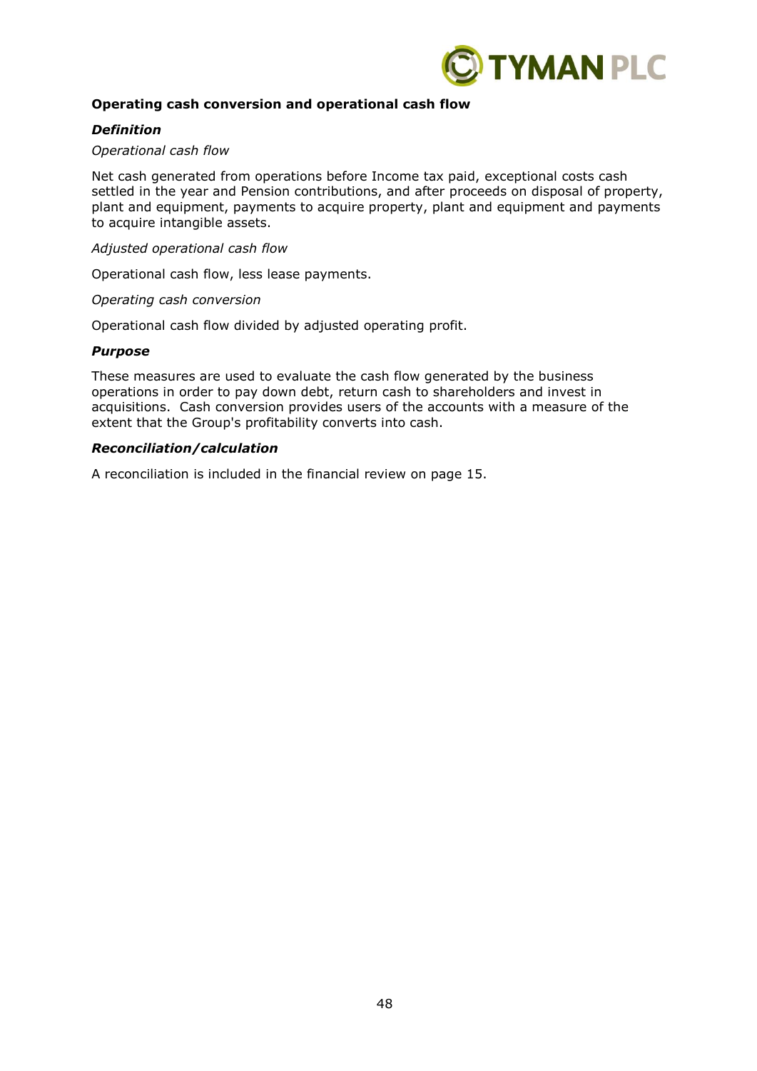**Operating cash conversion and operational cash flow**

***Definition***

*Operational cash flow*

Net cash generated from operations before Income tax paid, exceptional costs cash settled in the year and Pension contributions, and after proceeds on disposal of property, plant and equipment, payments to acquire property, plant and equipment and payments to acquire intangible assets.

*Adjusted operational cash flow*

Operational cash flow, less lease payments.

*Operating cash conversion*

Operational cash flow divided by adjusted operating profit.

***Purpose***

These measures are used to evaluate the cash flow generated by the business operations in order to pay down debt, return cash to shareholders and invest in acquisitions. Cash conversion provides users of the accounts with a measure of the extent that the Group's profitability converts into cash.

***Reconciliation/calculation***

A reconciliation is included in the financial review on page 15.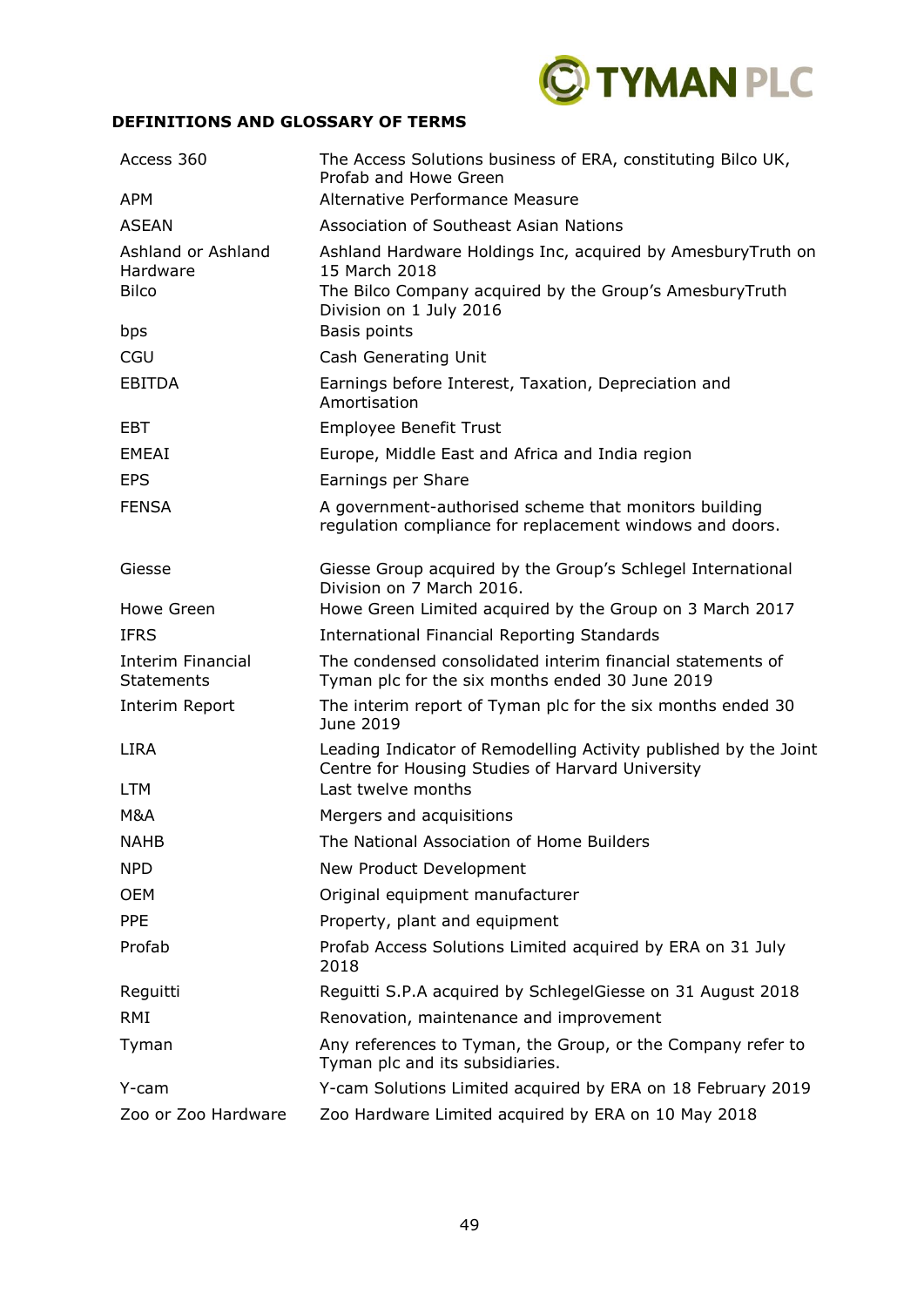**DEFINITIONS AND GLOSSARY OF TERMS**

| | |
|---|---|
| Access 360 | The Access Solutions business of ERA, constituting Bilco UK, Profab and Howe Green |
| APM | Alternative Performance Measure |
| ASEAN | Association of Southeast Asian Nations |
| Ashland or Ashland Hardware | Ashland Hardware Holdings Inc, acquired by AmesburyTruth on 15 March 2018 |
| Bilco | The Bilco Company acquired by the Group's AmesburyTruth Division on 1 July 2016 |
| bps | Basis points |
| CGU | Cash Generating Unit |
| EBITDA | Earnings before Interest, Taxation, Depreciation and Amortisation |
| EBT | Employee Benefit Trust |
| EMEAI | Europe, Middle East and Africa and India region |
| EPS | Earnings per Share |
| FENSA | A government-authorised scheme that monitors building regulation compliance for replacement windows and doors. |
| Giesse | Giesse Group acquired by the Group's Schlegel International Division on 7 March 2016. |
| Howe Green | Howe Green Limited acquired by the Group on 3 March 2017 |
| IFRS | International Financial Reporting Standards |
| Interim Financial Statements | The condensed consolidated interim financial statements of Tyman plc for the six months ended 30 June 2019 |
| Interim Report | The interim report of Tyman plc for the six months ended 30 June 2019 |
| LIRA | Leading Indicator of Remodelling Activity published by the Joint Centre for Housing Studies of Harvard University |
| LTM | Last twelve months |
| M&A | Mergers and acquisitions |
| NAHB | The National Association of Home Builders |
| NPD | New Product Development |
| OEM | Original equipment manufacturer |
| PPE | Property, plant and equipment |
| Profab | Profab Access Solutions Limited acquired by ERA on 31 July 2018 |
| Reguitti | Reguitti S.P.A acquired by SchlegelGiesse on 31 August 2018 |
| RMI | Renovation, maintenance and improvement |
| Tyman | Any references to Tyman, the Group, or the Company refer to Tyman plc and its subsidiaries. |
| Y-cam | Y-cam Solutions Limited acquired by ERA on 18 February 2019 |
| Zoo or Zoo Hardware | Zoo Hardware Limited acquired by ERA on 10 May 2018 |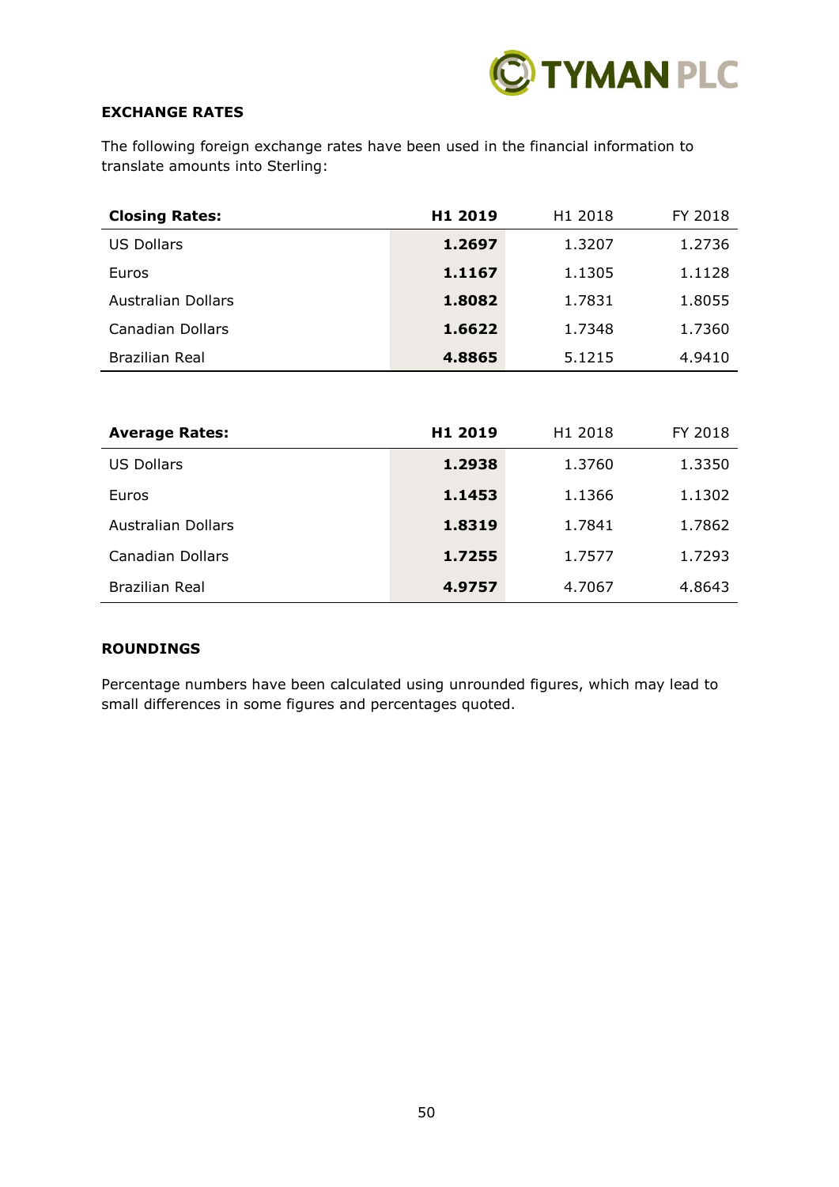## EXCHANGE RATES

The following foreign exchange rates have been used in the financial information to translate amounts into Sterling:

| Closing Rates: | H1 2019 | H1 2018 | FY 2018 |
|---|---|---|---|
| US Dollars | **1.2697** | 1.3207 | 1.2736 |
| Euros | **1.1167** | 1.1305 | 1.1128 |
| Australian Dollars | **1.8082** | 1.7831 | 1.8055 |
| Canadian Dollars | **1.6622** | 1.7348 | 1.7360 |
| Brazilian Real | **4.8865** | 5.1215 | 4.9410 |

| Average Rates: | H1 2019 | H1 2018 | FY 2018 |
|---|---|---|---|
| US Dollars | **1.2938** | 1.3760 | 1.3350 |
| Euros | **1.1453** | 1.1366 | 1.1302 |
| Australian Dollars | **1.8319** | 1.7841 | 1.7862 |
| Canadian Dollars | **1.7255** | 1.7577 | 1.7293 |
| Brazilian Real | **4.9757** | 4.7067 | 4.8643 |

## ROUNDINGS

Percentage numbers have been calculated using unrounded figures, which may lead to small differences in some figures and percentages quoted.